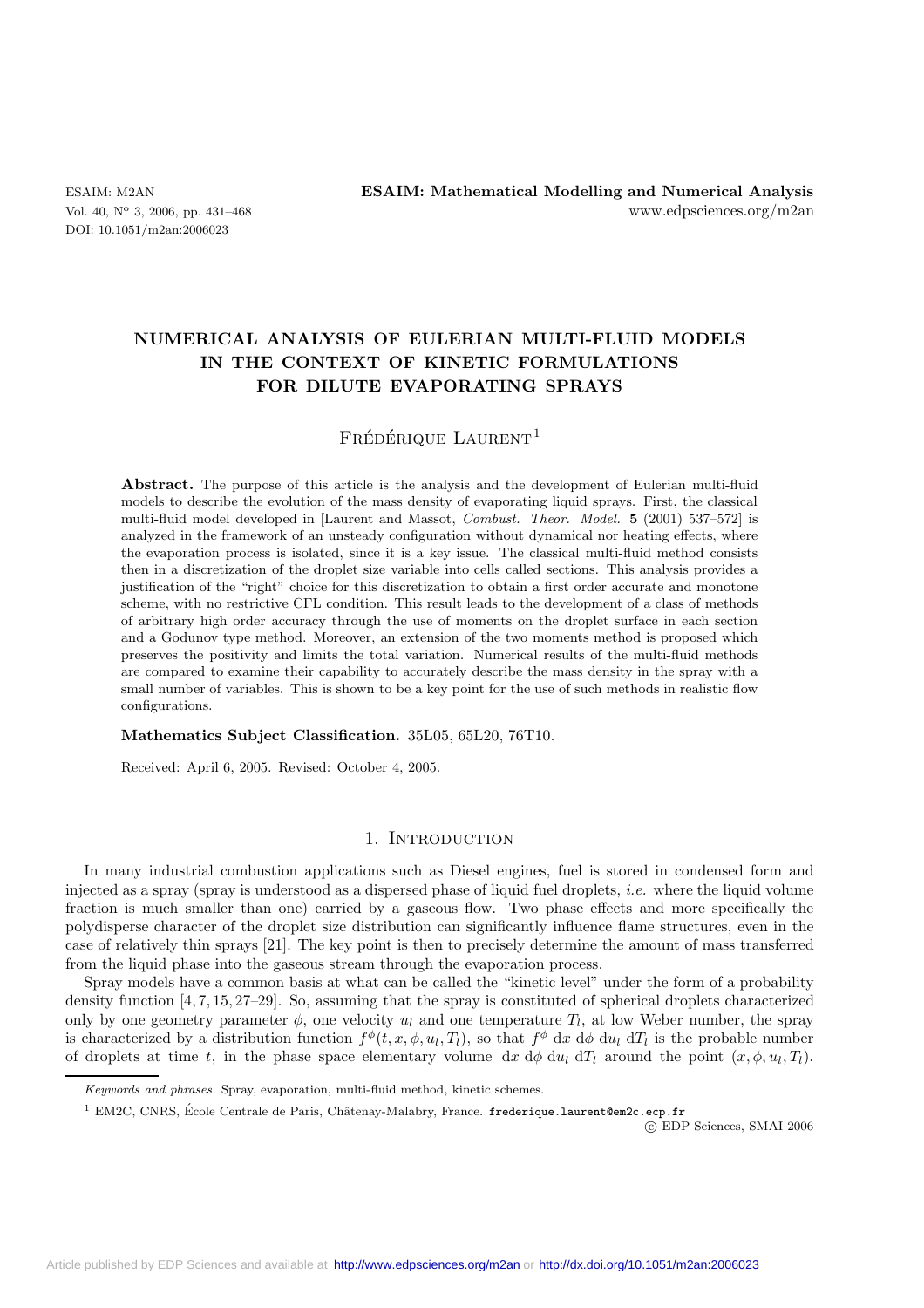# NUMERICAL ANALYSIS OF EULERIAN MULTI-FLUID MODELS IN THE CONTEXT OF KINETIC FORMULATIONS FOR DILUTE EVAPORATING SPRAYS

Frédérique Laurent[1]

**Abstract.** The purpose of this article is the analysis and the development of Eulerian multi-fluid models to describe the evolution of the mass density of evaporating liquid sprays. First, the classical multi-fluid model developed in [Laurent and Massot, *Combust. Theor. Model.* **5** (2001) 537–572] is analyzed in the framework of an unsteady configuration without dynamical nor heating effects, where the evaporation process is isolated, since it is a key issue. The classical multi-fluid method consists then in a discretization of the droplet size variable into cells called sections. This analysis provides a justification of the "right" choice for this discretization to obtain a first order accurate and monotone scheme, with no restrictive CFL condition. This result leads to the development of a class of methods of arbitrary high order accuracy through the use of moments on the droplet surface in each section and a Godunov type method. Moreover, an extension of the two moments method is proposed which preserves the positivity and limits the total variation. Numerical results of the multi-fluid methods are compared to examine their capability to accurately describe the mass density in the spray with a small number of variables. This is shown to be a key point for the use of such methods in realistic flow configurations.

**Mathematics Subject Classification.** 35L05, 65L20, 76T10.

Received: April 6, 2005. Revised: October 4, 2005.

## 1. Introduction

In many industrial combustion applications such as Diesel engines, fuel is stored in condensed form and injected as a spray (spray is understood as a dispersed phase of liquid fuel droplets, *i.e.* where the liquid volume fraction is much smaller than one) carried by a gaseous flow. Two phase effects and more specifically the polydisperse character of the droplet size distribution can significantly influence flame structures, even in the case of relatively thin sprays [21]. The key point is then to precisely determine the amount of mass transferred from the liquid phase into the gaseous stream through the evaporation process.

Spray models have a common basis at what can be called the "kinetic level" under the form of a probability density function [4, 7, 15, 27–29]. So, assuming that the spray is constituted of spherical droplets characterized only by one geometry parameter $\phi$, one velocity $u_l$ and one temperature $T_l$, at low Weber number, the spray is characterized by a distribution function $f^{\phi}(t, x, \phi, u_l, T_l)$, so that $f^{\phi}\ \mathrm{d}x\ \mathrm{d}\phi\ \mathrm{d}u_l\ \mathrm{d}T_l$ is the probable number of droplets at time $t$, in the phase space elementary volume $\mathrm{d}x\ \mathrm{d}\phi\ \mathrm{d}u_l\ \mathrm{d}T_l$ around the point $(x, \phi, u_l, T_l)$.

*Keywords and phrases.* Spray, evaporation, multi-fluid method, kinetic schemes.

[1] EM2C, CNRS, École Centrale de Paris, Châtenay-Malabry, France. frederique.laurent@em2c.ecp.fr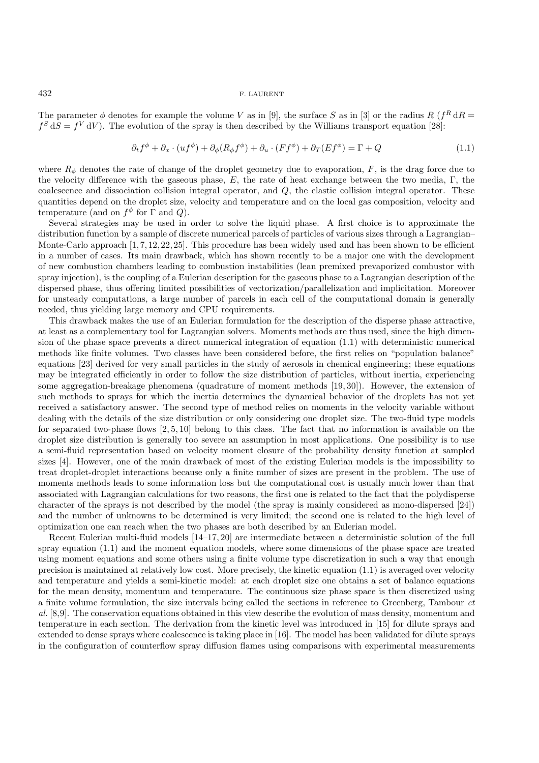The parameter $\phi$ denotes for example the volume $V$ as in [9], the surface $S$ as in [3] or the radius $R$ ($f^R\,\mathrm{d}R = f^S\,\mathrm{d}S = f^V\,\mathrm{d}V$). The evolution of the spray is then described by the Williams transport equation [28]:

$$\partial_t f^\phi + \partial_x \cdot (u f^\phi) + \partial_\phi (R_\phi f^\phi) + \partial_u \cdot (F f^\phi) + \partial_T (E f^\phi) = \Gamma + Q \tag{1.1}$$

where $R_\phi$ denotes the rate of change of the droplet geometry due to evaporation, $F$, is the drag force due to the velocity difference with the gaseous phase, $E$, the rate of heat exchange between the two media, $\Gamma$, the coalescence and dissociation collision integral operator, and $Q$, the elastic collision integral operator. These quantities depend on the droplet size, velocity and temperature and on the local gas composition, velocity and temperature (and on $f^\phi$ for $\Gamma$ and $Q$).

Several strategies may be used in order to solve the liquid phase. A first choice is to approximate the distribution function by a sample of discrete numerical parcels of particles of various sizes through a Lagrangian–Monte-Carlo approach [1,7,12,22,25]. This procedure has been widely used and has been shown to be efficient in a number of cases. Its main drawback, which has shown recently to be a major one with the development of new combustion chambers leading to combustion instabilities (lean premixed prevaporized combustor with spray injection), is the coupling of a Eulerian description for the gaseous phase to a Lagrangian description of the dispersed phase, thus offering limited possibilities of vectorization/parallelization and implicitation. Moreover for unsteady computations, a large number of parcels in each cell of the computational domain is generally needed, thus yielding large memory and CPU requirements.

This drawback makes the use of an Eulerian formulation for the description of the disperse phase attractive, at least as a complementary tool for Lagrangian solvers. Moments methods are thus used, since the high dimension of the phase space prevents a direct numerical integration of equation (1.1) with deterministic numerical methods like finite volumes. Two classes have been considered before, the first relies on "population balance" equations [23] derived for very small particles in the study of aerosols in chemical engineering; these equations may be integrated efficiently in order to follow the size distribution of particles, without inertia, experiencing some aggregation-breakage phenomena (quadrature of moment methods [19,30]). However, the extension of such methods to sprays for which the inertia determines the dynamical behavior of the droplets has not yet received a satisfactory answer. The second type of method relies on moments in the velocity variable without dealing with the details of the size distribution or only considering one droplet size. The two-fluid type models for separated two-phase flows [2,5,10] belong to this class. The fact that no information is available on the droplet size distribution is generally too severe an assumption in most applications. One possibility is to use a semi-fluid representation based on velocity moment closure of the probability density function at sampled sizes [4]. However, one of the main drawback of most of the existing Eulerian models is the impossibility to treat droplet-droplet interactions because only a finite number of sizes are present in the problem. The use of moments methods leads to some information loss but the computational cost is usually much lower than that associated with Lagrangian calculations for two reasons, the first one is related to the fact that the polydisperse character of the sprays is not described by the model (the spray is mainly considered as mono-dispersed [24]) and the number of unknowns to be determined is very limited; the second one is related to the high level of optimization one can reach when the two phases are both described by an Eulerian model.

Recent Eulerian multi-fluid models [14–17,20] are intermediate between a deterministic solution of the full spray equation (1.1) and the moment equation models, where some dimensions of the phase space are treated using moment equations and some others using a finite volume type discretization in such a way that enough precision is maintained at relatively low cost. More precisely, the kinetic equation (1.1) is averaged over velocity and temperature and yields a semi-kinetic model: at each droplet size one obtains a set of balance equations for the mean density, momentum and temperature. The continuous size phase space is then discretized using a finite volume formulation, the size intervals being called the sections in reference to Greenberg, Tambour *et al.* [8,9]. The conservation equations obtained in this view describe the evolution of mass density, momentum and temperature in each section. The derivation from the kinetic level was introduced in [15] for dilute sprays and extended to dense sprays where coalescence is taking place in [16]. The model has been validated for dilute sprays in the configuration of counterflow spray diffusion flames using comparisons with experimental measurements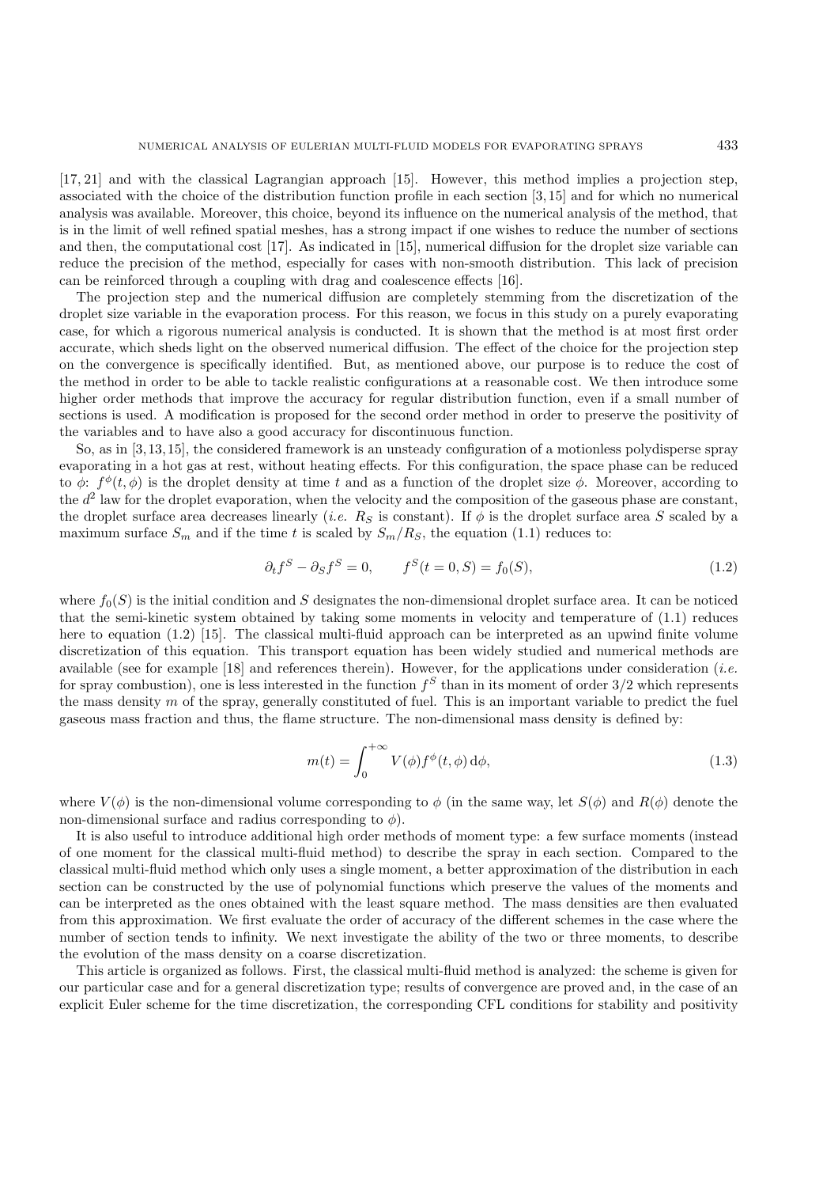[17, 21] and with the classical Lagrangian approach [15]. However, this method implies a projection step, associated with the choice of the distribution function profile in each section [3, 15] and for which no numerical analysis was available. Moreover, this choice, beyond its influence on the numerical analysis of the method, that is in the limit of well refined spatial meshes, has a strong impact if one wishes to reduce the number of sections and then, the computational cost [17]. As indicated in [15], numerical diffusion for the droplet size variable can reduce the precision of the method, especially for cases with non-smooth distribution. This lack of precision can be reinforced through a coupling with drag and coalescence effects [16].

The projection step and the numerical diffusion are completely stemming from the discretization of the droplet size variable in the evaporation process. For this reason, we focus in this study on a purely evaporating case, for which a rigorous numerical analysis is conducted. It is shown that the method is at most first order accurate, which sheds light on the observed numerical diffusion. The effect of the choice for the projection step on the convergence is specifically identified. But, as mentioned above, our purpose is to reduce the cost of the method in order to be able to tackle realistic configurations at a reasonable cost. We then introduce some higher order methods that improve the accuracy for regular distribution function, even if a small number of sections is used. A modification is proposed for the second order method in order to preserve the positivity of the variables and to have also a good accuracy for discontinuous function.

So, as in [3, 13, 15], the considered framework is an unsteady configuration of a motionless polydisperse spray evaporating in a hot gas at rest, without heating effects. For this configuration, the space phase can be reduced to $\phi$: $f^{\phi}(t, \phi)$ is the droplet density at time $t$ and as a function of the droplet size $\phi$. Moreover, according to the $d^2$ law for the droplet evaporation, when the velocity and the composition of the gaseous phase are constant, the droplet surface area decreases linearly (*i.e.* $R_S$ is constant). If $\phi$ is the droplet surface area $S$ scaled by a maximum surface $S_m$ and if the time $t$ is scaled by $S_m/R_S$, the equation (1.1) reduces to:

$$\partial_t f^S - \partial_S f^S = 0, \qquad f^S(t = 0, S) = f_0(S), \tag{1.2}$$

where $f_0(S)$ is the initial condition and $S$ designates the non-dimensional droplet surface area. It can be noticed that the semi-kinetic system obtained by taking some moments in velocity and temperature of (1.1) reduces here to equation (1.2) [15]. The classical multi-fluid approach can be interpreted as an upwind finite volume discretization of this equation. This transport equation has been widely studied and numerical methods are available (see for example [18] and references therein). However, for the applications under consideration (*i.e.* for spray combustion), one is less interested in the function $f^S$ than in its moment of order 3/2 which represents the mass density $m$ of the spray, generally constituted of fuel. This is an important variable to predict the fuel gaseous mass fraction and thus, the flame structure. The non-dimensional mass density is defined by:

$$m(t) = \int_0^{+\infty} V(\phi) f^{\phi}(t, \phi)\, \mathrm{d}\phi, \tag{1.3}$$

where $V(\phi)$ is the non-dimensional volume corresponding to $\phi$ (in the same way, let $S(\phi)$ and $R(\phi)$ denote the non-dimensional surface and radius corresponding to $\phi$).

It is also useful to introduce additional high order methods of moment type: a few surface moments (instead of one moment for the classical multi-fluid method) to describe the spray in each section. Compared to the classical multi-fluid method which only uses a single moment, a better approximation of the distribution in each section can be constructed by the use of polynomial functions which preserve the values of the moments and can be interpreted as the ones obtained with the least square method. The mass densities are then evaluated from this approximation. We first evaluate the order of accuracy of the different schemes in the case where the number of section tends to infinity. We next investigate the ability of the two or three moments, to describe the evolution of the mass density on a coarse discretization.

This article is organized as follows. First, the classical multi-fluid method is analyzed: the scheme is given for our particular case and for a general discretization type; results of convergence are proved and, in the case of an explicit Euler scheme for the time discretization, the corresponding CFL conditions for stability and positivity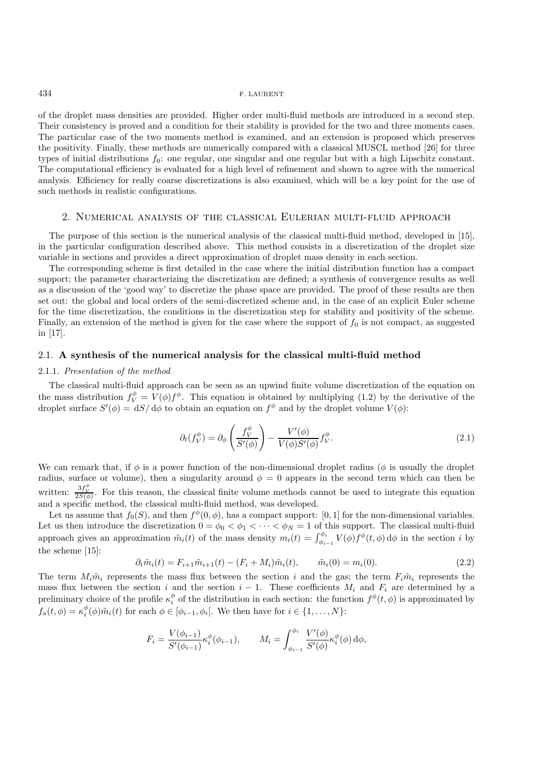of the droplet mass densities are provided. Higher order multi-fluid methods are introduced in a second step. Their consistency is proved and a condition for their stability is provided for the two and three moments cases. The particular case of the two moments method is examined, and an extension is proposed which preserves the positivity. Finally, these methods are numerically compared with a classical MUSCL method [26] for three types of initial distributions $f_0$: one regular, one singular and one regular but with a high Lipschitz constant. The computational efficiency is evaluated for a high level of refinement and shown to agree with the numerical analysis. Efficiency for really coarse discretizations is also examined, which will be a key point for the use of such methods in realistic configurations.

## 2. Numerical analysis of the classical Eulerian multi-fluid approach

The purpose of this section is the numerical analysis of the classical multi-fluid method, developed in [15], in the particular configuration described above. This method consists in a discretization of the droplet size variable in sections and provides a direct approximation of droplet mass density in each section.

The corresponding scheme is first detailed in the case where the initial distribution function has a compact support; the parameter characterizing the discretization are defined; a synthesis of convergence results as well as a discussion of the 'good way' to discretize the phase space are provided. The proof of these results are then set out: the global and local orders of the semi-discretized scheme and, in the case of an explicit Euler scheme for the time discretization, the conditions in the discretization step for stability and positivity of the scheme. Finally, an extension of the method is given for the case where the support of $f_0$ is not compact, as suggested in [17].

### 2.1. A synthesis of the numerical analysis for the classical multi-fluid method

#### 2.1.1. *Presentation of the method*

The classical multi-fluid approach can be seen as an upwind finite volume discretization of the equation on the mass distribution $f_V^\phi = V(\phi)f^\phi$. This equation is obtained by multiplying (1.2) by the derivative of the droplet surface $S'(\phi) = \mathrm{d}S/\mathrm{d}\phi$ to obtain an equation on $f^\phi$ and by the droplet volume $V(\phi)$:

$$\partial_t(f_V^\phi) = \partial_\phi \left( \frac{f_V^\phi}{S'(\phi)} \right) - \frac{V'(\phi)}{V(\phi)S'(\phi)} f_V^\phi. \tag{2.1}$$

We can remark that, if $\phi$ is a power function of the non-dimensional droplet radius ($\phi$ is usually the droplet radius, surface or volume), then a singularity around $\phi = 0$ appears in the second term which can then be written: $\frac{3f_V^\phi}{2S(\phi)}$. For this reason, the classical finite volume methods cannot be used to integrate this equation and a specific method, the classical multi-fluid method, was developed.

Let us assume that $f_0(S)$, and then $f^\phi(0, \phi)$, has a compact support: $[0, 1]$ for the non-dimensional variables. Let us then introduce the discretization $0 = \phi_0 < \phi_1 < \cdots < \phi_N = 1$ of this support. The classical multi-fluid approach gives an approximation $\tilde{m}_i(t)$ of the mass density $m_i(t) = \int_{\phi_{i-1}}^{\phi_i} V(\phi) f^\phi(t, \phi)\,\mathrm{d}\phi$ in the section $i$ by the scheme [15]:

$$\partial_t \tilde{m}_i(t) = F_{i+1}\tilde{m}_{i+1}(t) - (F_i + M_i)\tilde{m}_i(t), \qquad \tilde{m}_i(0) = m_i(0). \tag{2.2}$$

The term $M_i\tilde{m}_i$ represents the mass flux between the section $i$ and the gas; the term $F_i\tilde{m}_i$ represents the mass flux between the section $i$ and the section $i-1$. These coefficients $M_i$ and $F_i$ are determined by a preliminary choice of the profile $\kappa_i^\phi$ of the distribution in each section: the function $f^\phi(t, \phi)$ is approximated by $f_a(t, \phi) = \kappa_i^\phi(\phi)\tilde{m}_i(t)$ for each $\phi \in [\phi_{i-1}, \phi_i[$. We then have for $i \in \{1, \ldots, N\}$:

$$F_i = \frac{V(\phi_{i-1})}{S'(\phi_{i-1})}\kappa_i^\phi(\phi_{i-1}), \qquad M_i = \int_{\phi_{i-1}}^{\phi_i} \frac{V'(\phi)}{S'(\phi)}\kappa_i^\phi(\phi)\,\mathrm{d}\phi,$$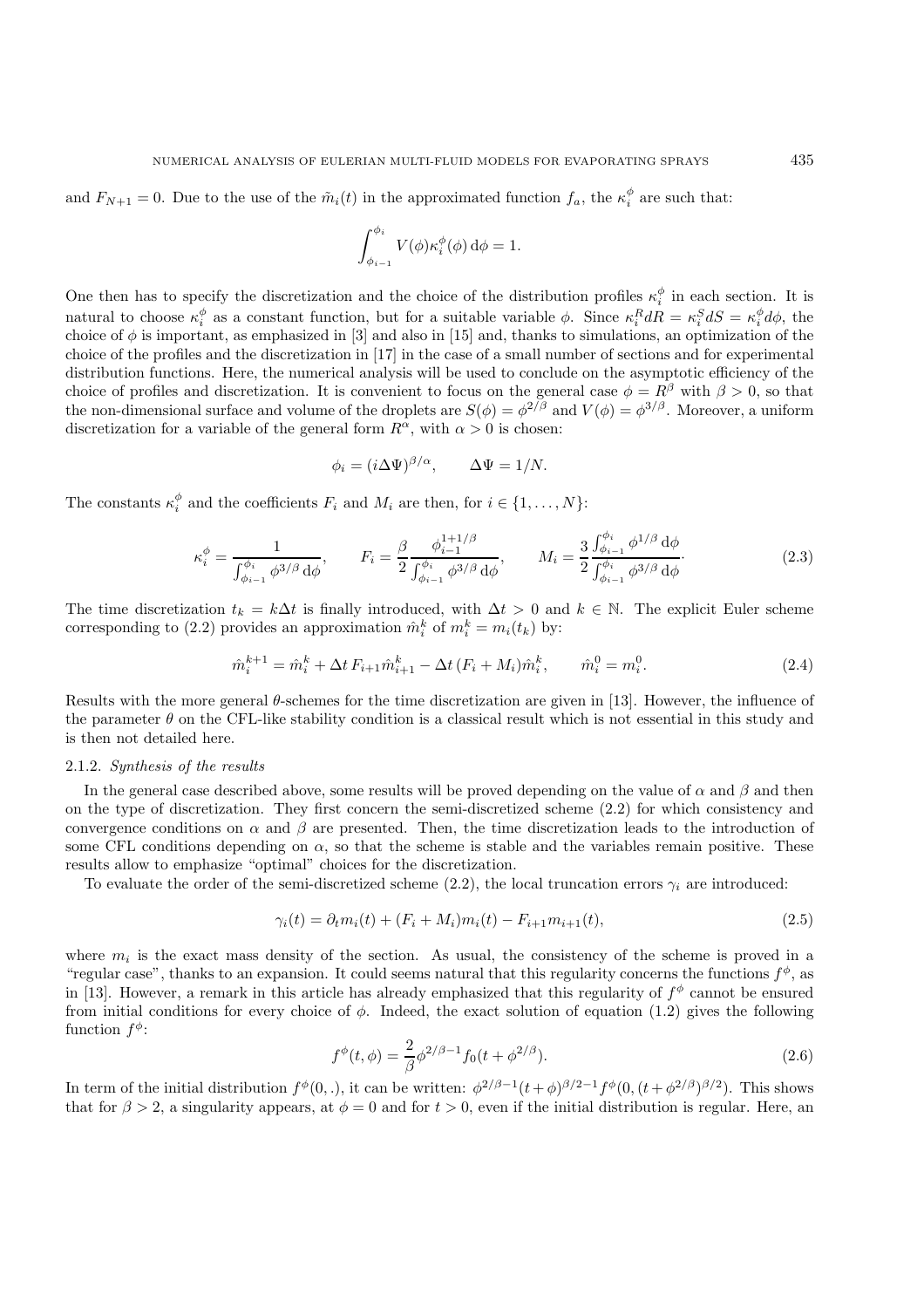and $F_{N+1} = 0$. Due to the use of the $\tilde{m}_i(t)$ in the approximated function $f_a$, the $\kappa_i^\phi$ are such that:

$$\int_{\phi_{i-1}}^{\phi_i} V(\phi)\kappa_i^\phi(\phi)\,\mathrm{d}\phi = 1.$$

One then has to specify the discretization and the choice of the distribution profiles $\kappa_i^\phi$ in each section. It is natural to choose $\kappa_i^\phi$ as a constant function, but for a suitable variable $\phi$. Since $\kappa_i^R dR = \kappa_i^S dS = \kappa_i^\phi d\phi$, the choice of $\phi$ is important, as emphasized in [3] and also in [15] and, thanks to simulations, an optimization of the choice of the profiles and the discretization in [17] in the case of a small number of sections and for experimental distribution functions. Here, the numerical analysis will be used to conclude on the asymptotic efficiency of the choice of profiles and discretization. It is convenient to focus on the general case $\phi = R^\beta$ with $\beta > 0$, so that the non-dimensional surface and volume of the droplets are $S(\phi) = \phi^{2/\beta}$ and $V(\phi) = \phi^{3/\beta}$. Moreover, a uniform discretization for a variable of the general form $R^\alpha$, with $\alpha > 0$ is chosen:

$$\phi_i = (i\Delta\Psi)^{\beta/\alpha}, \qquad \Delta\Psi = 1/N.$$

The constants $\kappa_i^\phi$ and the coefficients $F_i$ and $M_i$ are then, for $i \in \{1, \ldots, N\}$:

$$\kappa_i^\phi = \frac{1}{\int_{\phi_{i-1}}^{\phi_i} \phi^{3/\beta}\,\mathrm{d}\phi}, \qquad F_i = \frac{\beta}{2}\frac{\phi_{i-1}^{1+1/\beta}}{\int_{\phi_{i-1}}^{\phi_i} \phi^{3/\beta}\,\mathrm{d}\phi}, \qquad M_i = \frac{3}{2}\frac{\int_{\phi_{i-1}}^{\phi_i} \phi^{1/\beta}\,\mathrm{d}\phi}{\int_{\phi_{i-1}}^{\phi_i} \phi^{3/\beta}\,\mathrm{d}\phi}. \tag{2.3}$$

The time discretization $t_k = k\Delta t$ is finally introduced, with $\Delta t > 0$ and $k \in \mathbb{N}$. The explicit Euler scheme corresponding to (2.2) provides an approximation $\hat{m}_i^k$ of $m_i^k = m_i(t_k)$ by:

$$\hat{m}_i^{k+1} = \hat{m}_i^k + \Delta t\, F_{i+1}\hat{m}_{i+1}^k - \Delta t\,(F_i + M_i)\hat{m}_i^k, \qquad \hat{m}_i^0 = m_i^0. \tag{2.4}$$

Results with the more general $\theta$-schemes for the time discretization are given in [13]. However, the influence of the parameter $\theta$ on the CFL-like stability condition is a classical result which is not essential in this study and is then not detailed here.

### 2.1.2. *Synthesis of the results*

In the general case described above, some results will be proved depending on the value of $\alpha$ and $\beta$ and then on the type of discretization. They first concern the semi-discretized scheme (2.2) for which consistency and convergence conditions on $\alpha$ and $\beta$ are presented. Then, the time discretization leads to the introduction of some CFL conditions depending on $\alpha$, so that the scheme is stable and the variables remain positive. These results allow to emphasize "optimal" choices for the discretization.

To evaluate the order of the semi-discretized scheme (2.2), the local truncation errors $\gamma_i$ are introduced:

$$\gamma_i(t) = \partial_t m_i(t) + (F_i + M_i)m_i(t) - F_{i+1}m_{i+1}(t), \tag{2.5}$$

where $m_i$ is the exact mass density of the section. As usual, the consistency of the scheme is proved in a "regular case", thanks to an expansion. It could seems natural that this regularity concerns the functions $f^\phi$, as in [13]. However, a remark in this article has already emphasized that this regularity of $f^\phi$ cannot be ensured from initial conditions for every choice of $\phi$. Indeed, the exact solution of equation (1.2) gives the following function $f^\phi$:

$$f^\phi(t,\phi) = \frac{2}{\beta}\phi^{2/\beta-1} f_0(t + \phi^{2/\beta}). \tag{2.6}$$

In term of the initial distribution $f^\phi(0,.)$, it can be written: $\phi^{2/\beta-1}(t+\phi)^{\beta/2-1} f^\phi(0,(t+\phi^{2/\beta})^{\beta/2})$. This shows that for $\beta > 2$, a singularity appears, at $\phi = 0$ and for $t > 0$, even if the initial distribution is regular. Here, an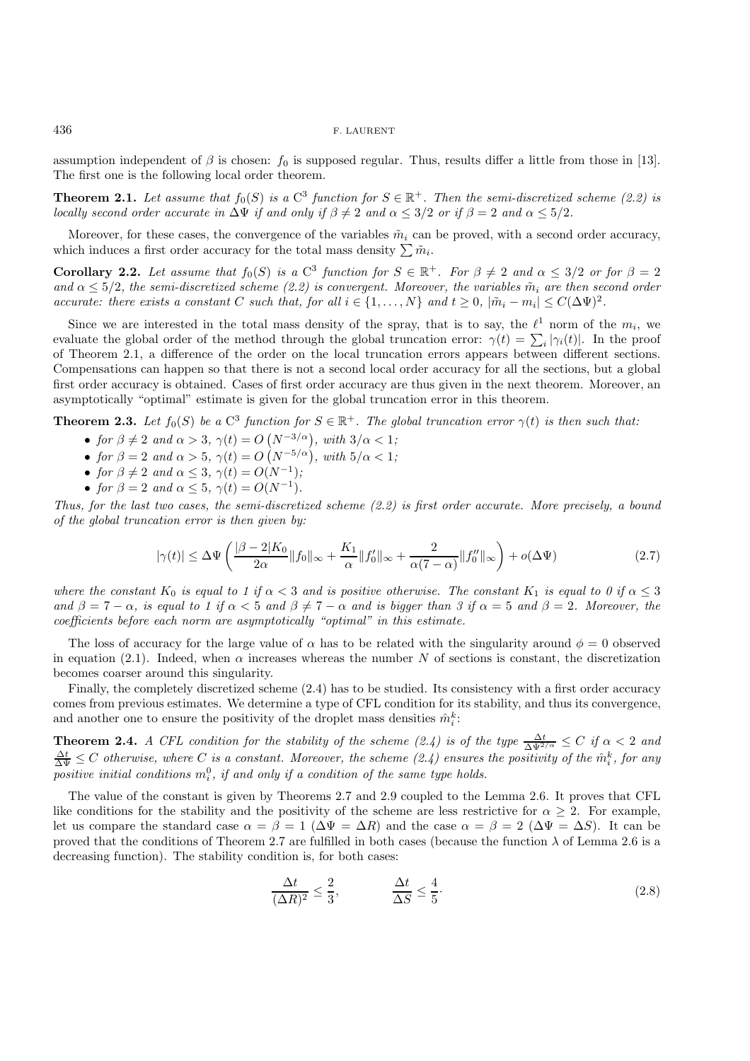assumption independent of $\beta$ is chosen: $f_0$ is supposed regular. Thus, results differ a little from those in [13]. The first one is the following local order theorem.

**Theorem 2.1.** *Let assume that $f_0(S)$ is a $\mathrm{C}^3$ function for $S \in \mathbb{R}^+$. Then the semi-discretized scheme (2.2) is locally second order accurate in $\Delta\Psi$ if and only if $\beta \neq 2$ and $\alpha \leq 3/2$ or if $\beta = 2$ and $\alpha \leq 5/2$.*

Moreover, for these cases, the convergence of the variables $\tilde{m}_i$ can be proved, with a second order accuracy, which induces a first order accuracy for the total mass density $\sum \tilde{m}_i$.

**Corollary 2.2.** *Let assume that $f_0(S)$ is a $\mathrm{C}^3$ function for $S \in \mathbb{R}^+$. For $\beta \neq 2$ and $\alpha \leq 3/2$ or for $\beta = 2$ and $\alpha \leq 5/2$, the semi-discretized scheme (2.2) is convergent. Moreover, the variables $\tilde{m}_i$ are then second order accurate: there exists a constant $C$ such that, for all $i \in \{1, \ldots, N\}$ and $t \geq 0$, $|\tilde{m}_i - m_i| \leq C(\Delta\Psi)^2$.*

Since we are interested in the total mass density of the spray, that is to say, the $\ell^1$ norm of the $m_i$, we evaluate the global order of the method through the global truncation error: $\gamma(t) = \sum_i |\gamma_i(t)|$. In the proof of Theorem 2.1, a difference of the order on the local truncation errors appears between different sections. Compensations can happen so that there is not a second local order accuracy for all the sections, but a global first order accuracy is obtained. Cases of first order accuracy are thus given in the next theorem. Moreover, an asymptotically "optimal" estimate is given for the global truncation error in this theorem.

**Theorem 2.3.** *Let $f_0(S)$ be a $\mathrm{C}^3$ function for $S \in \mathbb{R}^+$. The global truncation error $\gamma(t)$ is then such that:*

- *for $\beta \neq 2$ and $\alpha > 3$, $\gamma(t) = O\left(N^{-3/\alpha}\right)$, with $3/\alpha < 1$;*
- *for $\beta = 2$ and $\alpha > 5$, $\gamma(t) = O\left(N^{-5/\alpha}\right)$, with $5/\alpha < 1$;*
- *for $\beta \neq 2$ and $\alpha \leq 3$, $\gamma(t) = O(N^{-1})$;*
- *for $\beta = 2$ and $\alpha \leq 5$, $\gamma(t) = O(N^{-1})$.*

*Thus, for the last two cases, the semi-discretized scheme (2.2) is first order accurate. More precisely, a bound of the global truncation error is then given by:*

$$
|\gamma(t)| \leq \Delta\Psi \left( \frac{|\beta - 2| K_0}{2\alpha} \|f_0\|_\infty + \frac{K_1}{\alpha} \|f_0'\|_\infty + \frac{2}{\alpha(7-\alpha)} \|f_0''\|_\infty \right) + o(\Delta\Psi) \tag{2.7}
$$

*where the constant $K_0$ is equal to 1 if $\alpha < 3$ and is positive otherwise. The constant $K_1$ is equal to 0 if $\alpha \leq 3$ and $\beta = 7 - \alpha$, is equal to 1 if $\alpha < 5$ and $\beta \neq 7 - \alpha$ and is bigger than 3 if $\alpha = 5$ and $\beta = 2$. Moreover, the coefficients before each norm are asymptotically "optimal" in this estimate.*

The loss of accuracy for the large value of $\alpha$ has to be related with the singularity around $\phi = 0$ observed in equation (2.1). Indeed, when $\alpha$ increases whereas the number $N$ of sections is constant, the discretization becomes coarser around this singularity.

Finally, the completely discretized scheme (2.4) has to be studied. Its consistency with a first order accuracy comes from previous estimates. We determine a type of CFL condition for its stability, and thus its convergence, and another one to ensure the positivity of the droplet mass densities $\hat{m}_i^k$:

**Theorem 2.4.** *A CFL condition for the stability of the scheme (2.4) is of the type $\frac{\Delta t}{\Delta\Psi^{2/\alpha}} \leq C$ if $\alpha < 2$ and $\frac{\Delta t}{\Delta\Psi} \leq C$ otherwise, where $C$ is a constant. Moreover, the scheme (2.4) ensures the positivity of the $\hat{m}_i^k$, for any positive initial conditions $m_i^0$, if and only if a condition of the same type holds.*

The value of the constant is given by Theorems 2.7 and 2.9 coupled to the Lemma 2.6. It proves that CFL like conditions for the stability and the positivity of the scheme are less restrictive for $\alpha \geq 2$. For example, let us compare the standard case $\alpha = \beta = 1$ ($\Delta\Psi = \Delta R$) and the case $\alpha = \beta = 2$ ($\Delta\Psi = \Delta S$). It can be proved that the conditions of Theorem 2.7 are fulfilled in both cases (because the function $\lambda$ of Lemma 2.6 is a decreasing function). The stability condition is, for both cases:

$$
\frac{\Delta t}{(\Delta R)^2} \leq \frac{2}{3}, \qquad\qquad \frac{\Delta t}{\Delta S} \leq \frac{4}{5}. \tag{2.8}
$$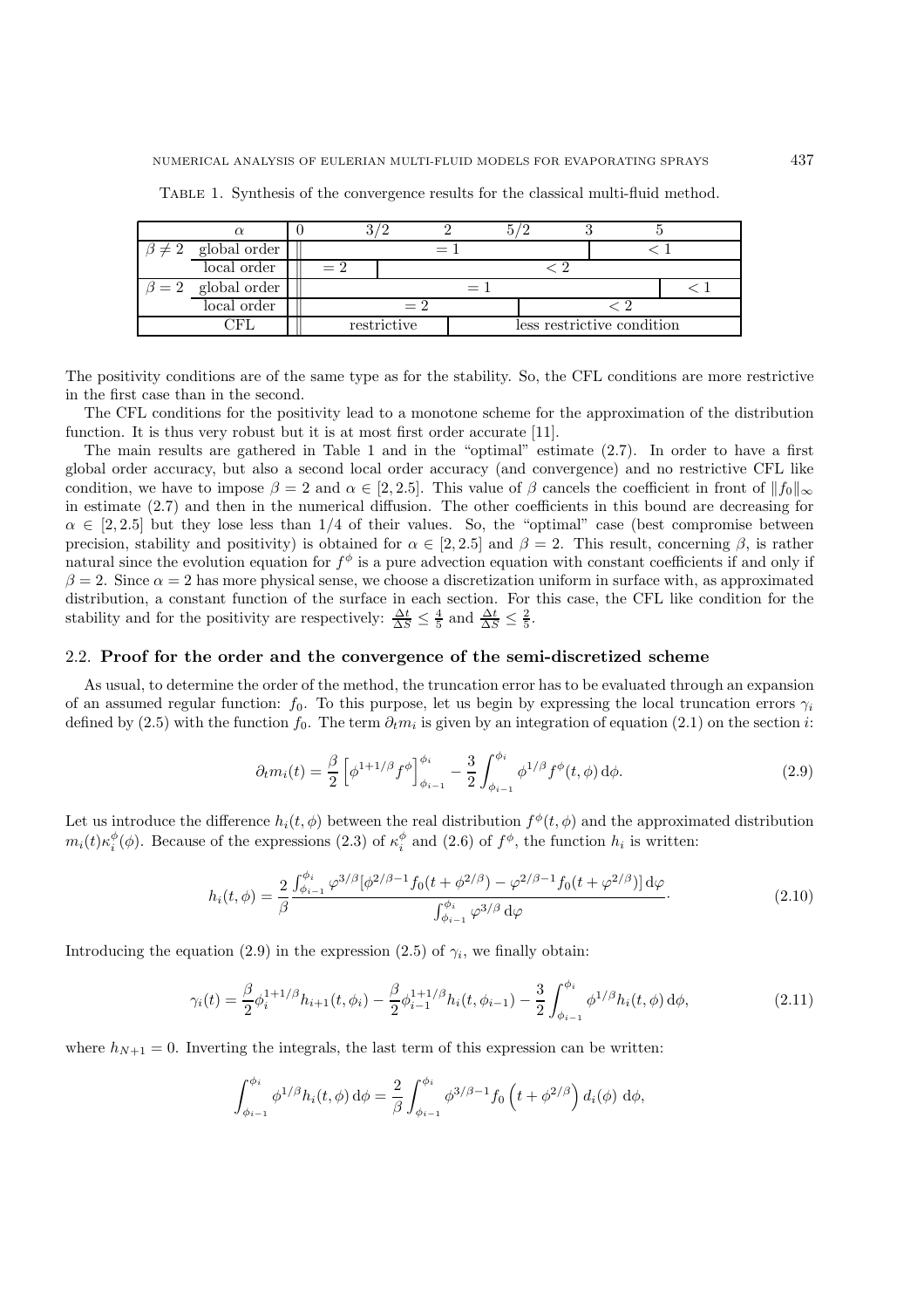Table 1. Synthesis of the convergence results for the classical multi-fluid method.

| | $\alpha$ | $0$ – $3/2$ | $3/2$ – $2$ | $2$ – $5/2$ | $5/2$ – $3$ | $3$ – $5$ | $> 5$ |
|---|---|---|---|---|---|---|---|
| $\beta \neq 2$ | global order | $= 1$ | $= 1$ | $= 1$ | $= 1$ | $< 1$ | $< 1$ |
| | local order | $= 2$ | $< 2$ | $< 2$ | $< 2$ | $< 2$ | $< 2$ |
| $\beta = 2$ | global order | $= 1$ | $= 1$ | $= 1$ | $= 1$ | $= 1$ | $< 1$ |
| | local order | $= 2$ | $= 2$ | $= 2$ | $< 2$ | $< 2$ | $< 2$ |
| CFL | | restrictive | restrictive | less restrictive condition | less restrictive condition | less restrictive condition | less restrictive condition |

The positivity conditions are of the same type as for the stability. So, the CFL conditions are more restrictive in the first case than in the second.

The CFL conditions for the positivity lead to a monotone scheme for the approximation of the distribution function. It is thus very robust but it is at most first order accurate [11].

The main results are gathered in Table 1 and in the "optimal" estimate (2.7). In order to have a first global order accuracy, but also a second local order accuracy (and convergence) and no restrictive CFL like condition, we have to impose $\beta = 2$ and $\alpha \in [2, 2.5]$. This value of $\beta$ cancels the coefficient in front of $\|f_0\|_\infty$ in estimate (2.7) and then in the numerical diffusion. The other coefficients in this bound are decreasing for $\alpha \in [2, 2.5]$ but they lose less than $1/4$ of their values. So, the "optimal" case (best compromise between precision, stability and positivity) is obtained for $\alpha \in [2, 2.5]$ and $\beta = 2$. This result, concerning $\beta$, is rather natural since the evolution equation for $f^\phi$ is a pure advection equation with constant coefficients if and only if $\beta = 2$. Since $\alpha = 2$ has more physical sense, we choose a discretization uniform in surface with, as approximated distribution, a constant function of the surface in each section. For this case, the CFL like condition for the stability and for the positivity are respectively: $\frac{\Delta t}{\Delta S} \leq \frac{4}{5}$ and $\frac{\Delta t}{\Delta S} \leq \frac{2}{5}$.

### 2.2. Proof for the order and the convergence of the semi-discretized scheme

As usual, to determine the order of the method, the truncation error has to be evaluated through an expansion of an assumed regular function: $f_0$. To this purpose, let us begin by expressing the local truncation errors $\gamma_i$ defined by (2.5) with the function $f_0$. The term $\partial_t m_i$ is given by an integration of equation (2.1) on the section $i$:

$$\partial_t m_i(t) = \frac{\beta}{2}\left[\phi^{1+1/\beta} f^\phi\right]_{\phi_{i-1}}^{\phi_i} - \frac{3}{2}\int_{\phi_{i-1}}^{\phi_i} \phi^{1/\beta} f^\phi(t,\phi)\,\mathrm{d}\phi. \tag{2.9}$$

Let us introduce the difference $h_i(t,\phi)$ between the real distribution $f^\phi(t,\phi)$ and the approximated distribution $m_i(t)\kappa_i^\phi(\phi)$. Because of the expressions (2.3) of $\kappa_i^\phi$ and (2.6) of $f^\phi$, the function $h_i$ is written:

$$h_i(t,\phi) = \frac{2}{\beta}\frac{\int_{\phi_{i-1}}^{\phi_i} \varphi^{3/\beta}[\phi^{2/\beta-1} f_0(t+\phi^{2/\beta}) - \varphi^{2/\beta-1} f_0(t+\varphi^{2/\beta})]\,\mathrm{d}\varphi}{\int_{\phi_{i-1}}^{\phi_i} \varphi^{3/\beta}\,\mathrm{d}\varphi}. \tag{2.10}$$

Introducing the equation (2.9) in the expression (2.5) of $\gamma_i$, we finally obtain:

$$\gamma_i(t) = \frac{\beta}{2}\phi_i^{1+1/\beta} h_{i+1}(t,\phi_i) - \frac{\beta}{2}\phi_{i-1}^{1+1/\beta} h_i(t,\phi_{i-1}) - \frac{3}{2}\int_{\phi_{i-1}}^{\phi_i} \phi^{1/\beta} h_i(t,\phi)\,\mathrm{d}\phi, \tag{2.11}$$

where $h_{N+1} = 0$. Inverting the integrals, the last term of this expression can be written:

$$\int_{\phi_{i-1}}^{\phi_i} \phi^{1/\beta} h_i(t,\phi)\,\mathrm{d}\phi = \frac{2}{\beta}\int_{\phi_{i-1}}^{\phi_i} \phi^{3/\beta-1} f_0\left(t+\phi^{2/\beta}\right) d_i(\phi)\,\mathrm{d}\phi,$$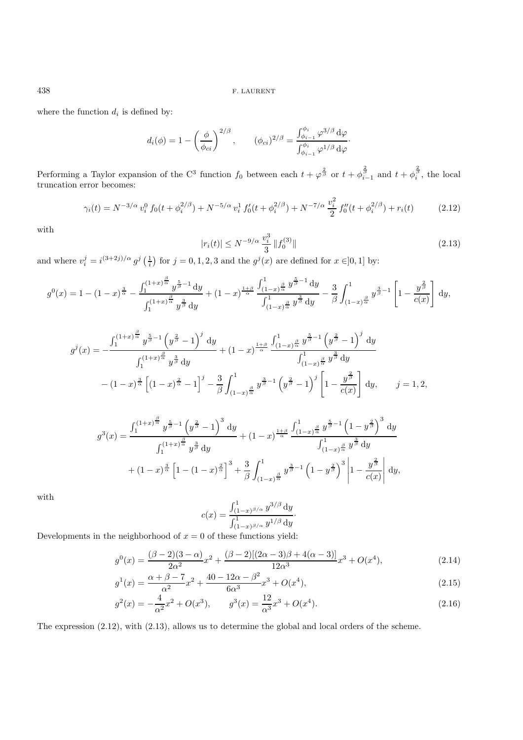where the function $d_i$ is defined by:

$$d_i(\phi) = 1 - \left(\frac{\phi}{\phi_{ci}}\right)^{2/\beta}, \qquad (\phi_{ci})^{2/\beta} = \frac{\int_{\phi_{i-1}}^{\phi_i} \varphi^{3/\beta}\,\mathrm{d}\varphi}{\int_{\phi_{i-1}}^{\phi_i} \varphi^{1/\beta}\,\mathrm{d}\varphi}\cdot$$

Performing a Taylor expansion of the $C^3$ function $f_0$ between each $t+\varphi^{\frac{2}{\beta}}$ or $t+\phi_{i-1}^{\frac{2}{\beta}}$ and $t+\phi_i^{\frac{2}{\beta}}$, the local truncation error becomes:

$$\gamma_i(t) = N^{-3/\alpha}\, v_i^0\, f_0(t+\phi_i^{2/\beta}) + N^{-5/\alpha}\, v_i^1\, f_0'(t+\phi_i^{2/\beta}) + N^{-7/\alpha}\, \frac{v_i^2}{2}\, f_0''(t+\phi_i^{2/\beta}) + r_i(t) \tag{2.12}$$

with

$$|r_i(t)| \le N^{-9/\alpha}\, \frac{v_i^3}{3}\, \|f_0^{(3)}\| \tag{2.13}$$

and where $v_i^j = i^{(3+2j)/\alpha}\, g^j\left(\frac{1}{i}\right)$ for $j=0,1,2,3$ and the $g^j(x)$ are defined for $x\in]0,1]$ by:

$$g^0(x) = 1-(1-x)^{\frac{3}{\alpha}} - \frac{\int_1^{(1+x)^{\frac{\beta}{\alpha}}} y^{\frac{5}{\beta}-1}\,\mathrm{d}y}{\int_1^{(1+x)^{\frac{\beta}{\alpha}}} y^{\frac{3}{\beta}}\,\mathrm{d}y} + (1-x)^{\frac{1+\beta}{\alpha}}\, \frac{\int_{(1-x)^{\frac{\beta}{\alpha}}}^1 y^{\frac{5}{\beta}-1}\,\mathrm{d}y}{\int_{(1-x)^{\frac{\beta}{\alpha}}}^1 y^{\frac{3}{\beta}}\,\mathrm{d}y} - \frac{3}{\beta}\int_{(1-x)^{\frac{\beta}{\alpha}}}^1 y^{\frac{3}{\beta}-1}\left[1-\frac{y^{\frac{2}{\beta}}}{c(x)}\right]\mathrm{d}y,$$

$$\begin{aligned} g^j(x) = &-\frac{\int_1^{(1+x)^{\frac{\beta}{\alpha}}} y^{\frac{5}{\beta}-1}\left(y^{\frac{2}{\beta}}-1\right)^j\mathrm{d}y}{\int_1^{(1+x)^{\frac{\beta}{\alpha}}} y^{\frac{3}{\beta}}\,\mathrm{d}y} + (1-x)^{\frac{1+\beta}{\alpha}}\, \frac{\int_{(1-x)^{\frac{\beta}{\alpha}}}^1 y^{\frac{5}{\beta}-1}\left(y^{\frac{2}{\beta}}-1\right)^j\mathrm{d}y}{\int_{(1-x)^{\frac{\beta}{\alpha}}}^1 y^{\frac{3}{\beta}}\,\mathrm{d}y} \\ &-(1-x)^{\frac{3}{\alpha}}\left[(1-x)^{\frac{2}{\alpha}}-1\right]^j - \frac{3}{\beta}\int_{(1-x)^{\frac{\beta}{\alpha}}}^1 y^{\frac{3}{\beta}-1}\left(y^{\frac{2}{\beta}}-1\right)^j\left[1-\frac{y^{\frac{2}{\beta}}}{c(x)}\right]\mathrm{d}y, \qquad j=1,2, \end{aligned}$$

$$\begin{aligned} g^3(x) = &\frac{\int_1^{(1+x)^{\frac{\beta}{\alpha}}} y^{\frac{5}{\beta}-1}\left(y^{\frac{2}{\beta}}-1\right)^3\mathrm{d}y}{\int_1^{(1+x)^{\frac{\beta}{\alpha}}} y^{\frac{3}{\beta}}\,\mathrm{d}y} + (1-x)^{\frac{1+\beta}{\alpha}}\, \frac{\int_{(1-x)^{\frac{\beta}{\alpha}}}^1 y^{\frac{5}{\beta}-1}\left(1-y^{\frac{2}{\beta}}\right)^3\mathrm{d}y}{\int_{(1-x)^{\frac{\beta}{\alpha}}}^1 y^{\frac{3}{\beta}}\,\mathrm{d}y} \\ &+(1-x)^{\frac{3}{\alpha}}\left[1-(1-x)^{\frac{2}{\alpha}}\right]^3 + \frac{3}{\beta}\int_{(1-x)^{\frac{\beta}{\alpha}}}^1 y^{\frac{3}{\beta}-1}\left(1-y^{\frac{2}{\beta}}\right)^3\left|1-\frac{y^{\frac{2}{\beta}}}{c(x)}\right|\mathrm{d}y, \end{aligned}$$

with

$$c(x) = \frac{\int_{(1-x)^{\beta/\alpha}}^1 y^{3/\beta}\,\mathrm{d}y}{\int_{(1-x)^{\beta/\alpha}}^1 y^{1/\beta}\,\mathrm{d}y}\cdot$$

Developments in the neighborhood of $x=0$ of these functions yield:

$$g^0(x) = \frac{(\beta-2)(3-\alpha)}{2\alpha^2}x^2 + \frac{(\beta-2)[(2\alpha-3)\beta+4(\alpha-3)]}{12\alpha^3}x^3 + O(x^4), \tag{2.14}$$

$$g^1(x) = \frac{\alpha+\beta-7}{\alpha^2}x^2 + \frac{40-12\alpha-\beta^2}{6\alpha^3}x^3 + O(x^4), \tag{2.15}$$

$$g^2(x) = -\frac{4}{\alpha^2}x^2 + O(x^3), \qquad g^3(x) = \frac{12}{\alpha^3}x^3 + O(x^4). \tag{2.16}$$

The expression (2.12), with (2.13), allows us to determine the global and local orders of the scheme.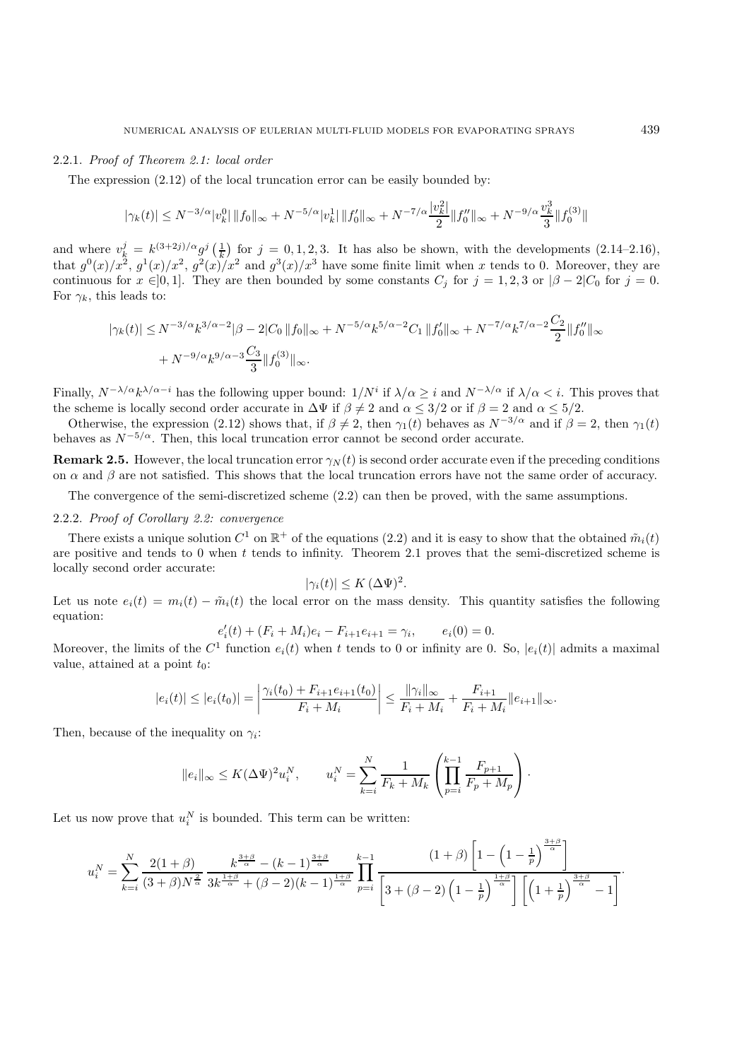#### 2.2.1. *Proof of Theorem 2.1: local order*

The expression (2.12) of the local truncation error can be easily bounded by:

$$|\gamma_k(t)| \leq N^{-3/\alpha}|v_k^0|\,\|f_0\|_\infty + N^{-5/\alpha}|v_k^1|\,\|f_0'\|_\infty + N^{-7/\alpha}\frac{|v_k^2|}{2}\|f_0''\|_\infty + N^{-9/\alpha}\frac{v_k^3}{3}\|f_0^{(3)}\|$$

and where $v_k^j = k^{(3+2j)/\alpha} g^j\left(\frac{1}{k}\right)$ for $j = 0, 1, 2, 3$. It has also be shown, with the developments (2.14–2.16), that $g^0(x)/x^2$, $g^1(x)/x^2$, $g^2(x)/x^2$ and $g^3(x)/x^3$ have some finite limit when $x$ tends to 0. Moreover, they are continuous for $x \in ]0, 1]$. They are then bounded by some constants $C_j$ for $j = 1, 2, 3$ or $|\beta - 2|C_0$ for $j = 0$. For $\gamma_k$, this leads to:

$$\begin{aligned}|\gamma_k(t)| \leq\, & N^{-3/\alpha}k^{3/\alpha-2}|\beta-2|C_0\,\|f_0\|_\infty + N^{-5/\alpha}k^{5/\alpha-2}C_1\,\|f_0'\|_\infty + N^{-7/\alpha}k^{7/\alpha-2}\frac{C_2}{2}\|f_0''\|_\infty \\ & + N^{-9/\alpha}k^{9/\alpha-3}\frac{C_3}{3}\|f_0^{(3)}\|_\infty.\end{aligned}$$

Finally, $N^{-\lambda/\alpha}k^{\lambda/\alpha-i}$ has the following upper bound: $1/N^i$ if $\lambda/\alpha \geq i$ and $N^{-\lambda/\alpha}$ if $\lambda/\alpha < i$. This proves that the scheme is locally second order accurate in $\Delta\Psi$ if $\beta \neq 2$ and $\alpha \leq 3/2$ or if $\beta = 2$ and $\alpha \leq 5/2$.

Otherwise, the expression (2.12) shows that, if $\beta \neq 2$, then $\gamma_1(t)$ behaves as $N^{-3/\alpha}$ and if $\beta = 2$, then $\gamma_1(t)$ behaves as $N^{-5/\alpha}$. Then, this local truncation error cannot be second order accurate.

**Remark 2.5.** However, the local truncation error $\gamma_N(t)$ is second order accurate even if the preceding conditions on $\alpha$ and $\beta$ are not satisfied. This shows that the local truncation errors have not the same order of accuracy.

The convergence of the semi-discretized scheme (2.2) can then be proved, with the same assumptions.

#### 2.2.2. *Proof of Corollary 2.2: convergence*

There exists a unique solution $C^1$ on $\mathbb{R}^+$ of the equations (2.2) and it is easy to show that the obtained $\tilde{m}_i(t)$ are positive and tends to 0 when $t$ tends to infinity. Theorem 2.1 proves that the semi-discretized scheme is locally second order accurate:

$$|\gamma_i(t)| \leq K\,(\Delta\Psi)^2.$$

Let us note $e_i(t) = m_i(t) - \tilde{m}_i(t)$ the local error on the mass density. This quantity satisfies the following equation:

$$e_i'(t) + (F_i + M_i)e_i - F_{i+1}e_{i+1} = \gamma_i, \qquad e_i(0) = 0.$$

Moreover, the limits of the $C^1$ function $e_i(t)$ when $t$ tends to 0 or infinity are 0. So, $|e_i(t)|$ admits a maximal value, attained at a point $t_0$:

$$|e_i(t)| \leq |e_i(t_0)| = \left|\frac{\gamma_i(t_0) + F_{i+1}e_{i+1}(t_0)}{F_i + M_i}\right| \leq \frac{\|\gamma_i\|_\infty}{F_i + M_i} + \frac{F_{i+1}}{F_i + M_i}\|e_{i+1}\|_\infty.$$

Then, because of the inequality on $\gamma_i$:

$$\|e_i\|_\infty \leq K(\Delta\Psi)^2 u_i^N, \qquad u_i^N = \sum_{k=i}^{N}\frac{1}{F_k + M_k}\left(\prod_{p=i}^{k-1}\frac{F_{p+1}}{F_p + M_p}\right).$$

Let us now prove that $u_i^N$ is bounded. This term can be written:

$$u_i^N = \sum_{k=i}^{N}\frac{2(1+\beta)}{(3+\beta)N^{\frac{2}{\alpha}}}\,\frac{k^{\frac{3+\beta}{\alpha}} - (k-1)^{\frac{3+\beta}{\alpha}}}{3k^{\frac{1+\beta}{\alpha}} + (\beta-2)(k-1)^{\frac{1+\beta}{\alpha}}}\prod_{p=i}^{k-1}\frac{(1+\beta)\left[1 - \left(1 - \frac{1}{p}\right)^{\frac{3+\beta}{\alpha}}\right]}{\left[3 + (\beta-2)\left(1 - \frac{1}{p}\right)^{\frac{1+\beta}{\alpha}}\right]\left[\left(1 + \frac{1}{p}\right)^{\frac{3+\beta}{\alpha}} - 1\right]}.$$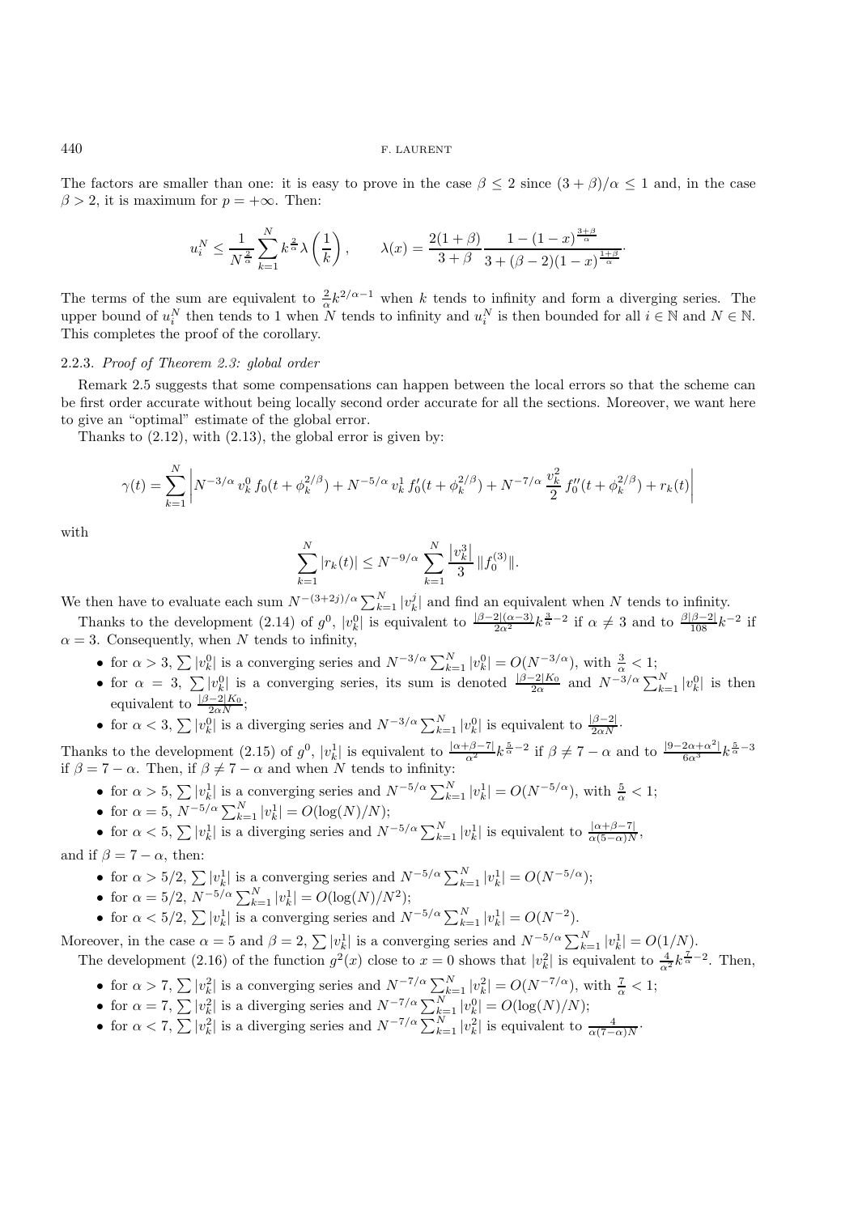The factors are smaller than one: it is easy to prove in the case $\beta \leq 2$ since $(3+\beta)/\alpha \leq 1$ and, in the case $\beta > 2$, it is maximum for $p = +\infty$. Then:

$$u_i^N \leq \frac{1}{N^{\frac{2}{\alpha}}} \sum_{k=1}^{N} k^{\frac{2}{\alpha}} \lambda\left(\frac{1}{k}\right), \qquad \lambda(x) = \frac{2(1+\beta)}{3+\beta} \frac{1-(1-x)^{\frac{3+\beta}{\alpha}}}{3+(\beta-2)(1-x)^{\frac{1+\beta}{\alpha}}}.$$

The terms of the sum are equivalent to $\frac{2}{\alpha}k^{2/\alpha-1}$ when $k$ tends to infinity and form a diverging series. The upper bound of $u_i^N$ then tends to 1 when $N$ tends to infinity and $u_i^N$ is then bounded for all $i \in \mathbb{N}$ and $N \in \mathbb{N}$. This completes the proof of the corollary.

#### 2.2.3. *Proof of Theorem 2.3: global order*

Remark 2.5 suggests that some compensations can happen between the local errors so that the scheme can be first order accurate without being locally second order accurate for all the sections. Moreover, we want here to give an "optimal" estimate of the global error.

Thanks to (2.12), with (2.13), the global error is given by:

$$\gamma(t) = \sum_{k=1}^{N} \left| N^{-3/\alpha}\, v_k^0\, f_0(t+\phi_k^{2/\beta}) + N^{-5/\alpha}\, v_k^1\, f_0'(t+\phi_k^{2/\beta}) + N^{-7/\alpha}\, \frac{v_k^2}{2}\, f_0''(t+\phi_k^{2/\beta}) + r_k(t) \right|$$

with

$$\sum_{k=1}^{N} |r_k(t)| \leq N^{-9/\alpha} \sum_{k=1}^{N} \frac{\left|v_k^3\right|}{3} \|f_0^{(3)}\|.$$

We then have to evaluate each sum $N^{-(3+2j)/\alpha} \sum_{k=1}^{N} |v_k^j|$ and find an equivalent when $N$ tends to infinity.

Thanks to the development (2.14) of $g^0$, $|v_k^0|$ is equivalent to $\frac{|\beta-2|(\alpha-3)}{2\alpha^2} k^{\frac{3}{\alpha}-2}$ if $\alpha \neq 3$ and to $\frac{\beta|\beta-2|}{108} k^{-2}$ if $\alpha = 3$. Consequently, when $N$ tends to infinity,

- for $\alpha > 3$, $\sum |v_k^0|$ is a converging series and $N^{-3/\alpha} \sum_{k=1}^{N} |v_k^0| = O(N^{-3/\alpha})$, with $\frac{3}{\alpha} < 1$;
- for $\alpha = 3$, $\sum |v_k^0|$ is a converging series, its sum is denoted $\frac{|\beta-2|K_0}{2\alpha}$ and $N^{-3/\alpha} \sum_{k=1}^{N} |v_k^0|$ is then equivalent to $\frac{|\beta-2|K_0}{2\alpha N}$;
- for $\alpha < 3$, $\sum |v_k^0|$ is a diverging series and $N^{-3/\alpha} \sum_{k=1}^{N} |v_k^0|$ is equivalent to $\frac{|\beta-2|}{2\alpha N}$.

Thanks to the development (2.15) of $g^0$, $|v_k^1|$ is equivalent to $\frac{|\alpha+\beta-7|}{\alpha^2} k^{\frac{5}{\alpha}-2}$ if $\beta \neq 7-\alpha$ and to $\frac{|9-2\alpha+\alpha^2|}{6\alpha^3} k^{\frac{5}{\alpha}-3}$ if $\beta = 7-\alpha$. Then, if $\beta \neq 7-\alpha$ and when $N$ tends to infinity:

- for $\alpha > 5$, $\sum |v_k^1|$ is a converging series and $N^{-5/\alpha} \sum_{k=1}^{N} |v_k^1| = O(N^{-5/\alpha})$, with $\frac{5}{\alpha} < 1$;
- for $\alpha = 5$, $N^{-5/\alpha} \sum_{k=1}^{N} |v_k^1| = O(\log(N)/N)$;
- for $\alpha < 5$, $\sum |v_k^1|$ is a diverging series and $N^{-5/\alpha} \sum_{k=1}^{N} |v_k^1|$ is equivalent to $\frac{|\alpha+\beta-7|}{\alpha(5-\alpha)N}$,

and if $\beta = 7-\alpha$, then:

- for $\alpha > 5/2$, $\sum |v_k^1|$ is a converging series and $N^{-5/\alpha} \sum_{k=1}^{N} |v_k^1| = O(N^{-5/\alpha})$;
- for $\alpha = 5/2$, $N^{-5/\alpha} \sum_{k=1}^{N} |v_k^1| = O(\log(N)/N^2)$;
- for $\alpha < 5/2$, $\sum |v_k^1|$ is a converging series and $N^{-5/\alpha} \sum_{k=1}^{N} |v_k^1| = O(N^{-2})$.

Moreover, in the case $\alpha = 5$ and $\beta = 2$, $\sum |v_k^1|$ is a converging series and $N^{-5/\alpha} \sum_{k=1}^{N} |v_k^1| = O(1/N)$.

The development (2.16) of the function $g^2(x)$ close to $x = 0$ shows that $|v_k^2|$ is equivalent to $\frac{4}{\alpha^2} k^{\frac{7}{\alpha}-2}$. Then,

- for $\alpha > 7$, $\sum |v_k^2|$ is a converging series and $N^{-7/\alpha} \sum_{k=1}^{N} |v_k^2| = O(N^{-7/\alpha})$, with $\frac{7}{\alpha} < 1$;
- for $\alpha = 7$, $\sum |v_k^2|$ is a diverging series and $N^{-7/\alpha} \sum_{k=1}^{N} |v_k^0| = O(\log(N)/N)$;
- for $\alpha < 7$, $\sum |v_k^2|$ is a diverging series and $N^{-7/\alpha} \sum_{k=1}^{N} |v_k^2|$ is equivalent to $\frac{4}{\alpha(7-\alpha)N}$.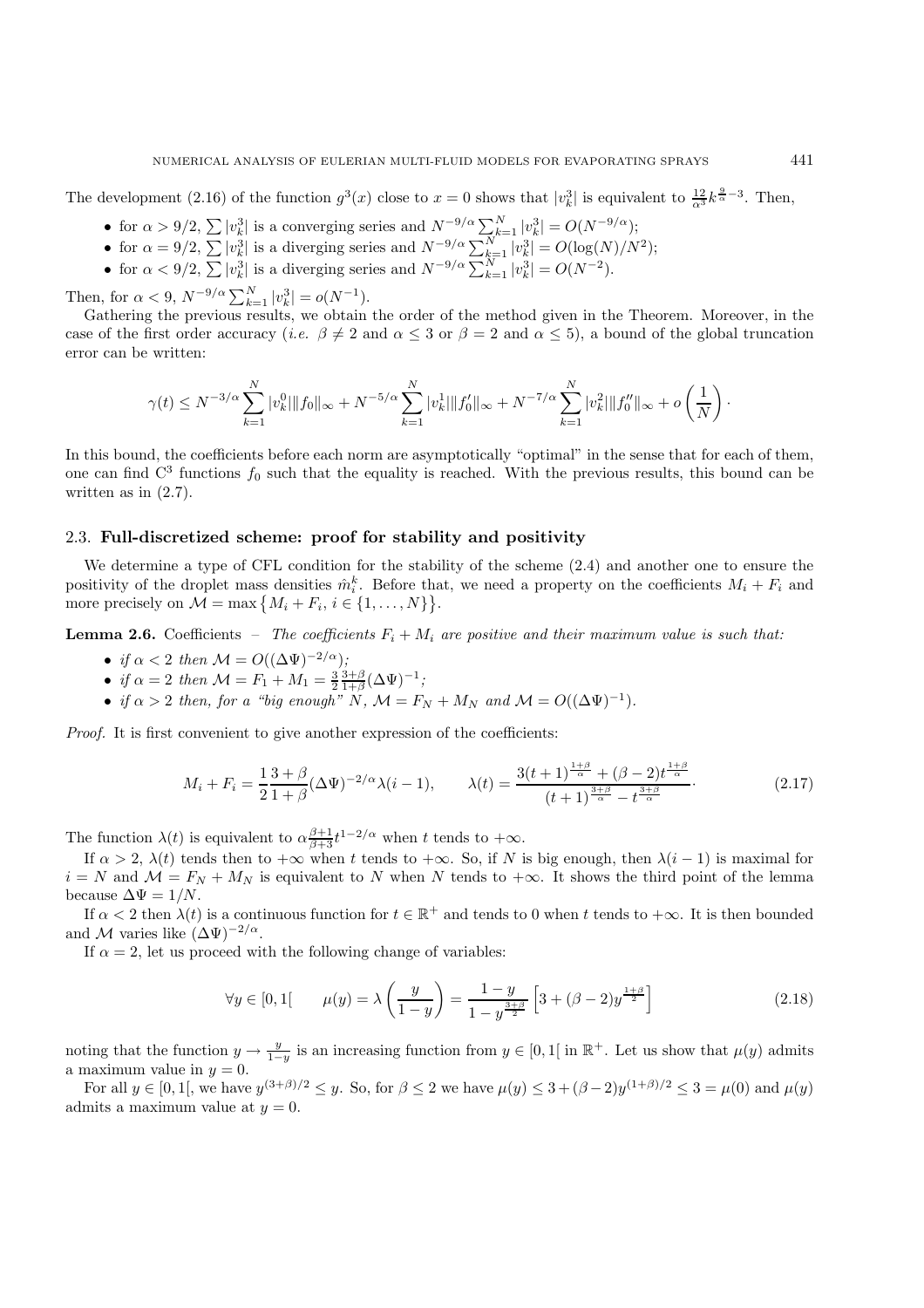The development (2.16) of the function $g^3(x)$ close to $x = 0$ shows that $|v_k^3|$ is equivalent to $\frac{12}{\alpha^3} k^{\frac{9}{\alpha}-3}$. Then,

- for $\alpha > 9/2$, $\sum |v_k^3|$ is a converging series and $N^{-9/\alpha} \sum_{k=1}^N |v_k^3| = O(N^{-9/\alpha})$;
- for $\alpha = 9/2$, $\sum |v_k^3|$ is a diverging series and $N^{-9/\alpha} \sum_{k=1}^N |v_k^3| = O(\log(N)/N^2)$;
- for $\alpha < 9/2$, $\sum |v_k^3|$ is a diverging series and $N^{-9/\alpha} \sum_{k=1}^N |v_k^3| = O(N^{-2})$.

Then, for $\alpha < 9$, $N^{-9/\alpha} \sum_{k=1}^N |v_k^3| = o(N^{-1})$.

Gathering the previous results, we obtain the order of the method given in the Theorem. Moreover, in the case of the first order accuracy (*i.e.* $\beta \neq 2$ and $\alpha \leq 3$ or $\beta = 2$ and $\alpha \leq 5$), a bound of the global truncation error can be written:

$$
\gamma(t) \leq N^{-3/\alpha} \sum_{k=1}^N |v_k^0| \|f_0\|_\infty + N^{-5/\alpha} \sum_{k=1}^N |v_k^1| \|f_0'\|_\infty + N^{-7/\alpha} \sum_{k=1}^N |v_k^2| \|f_0''\|_\infty + o\left(\frac{1}{N}\right).
$$

In this bound, the coefficients before each norm are asymptotically "optimal" in the sense that for each of them, one can find $C^3$ functions $f_0$ such that the equality is reached. With the previous results, this bound can be written as in (2.7).

### 2.3. Full-discretized scheme: proof for stability and positivity

We determine a type of CFL condition for the stability of the scheme (2.4) and another one to ensure the positivity of the droplet mass densities $\hat{m}_i^k$. Before that, we need a property on the coefficients $M_i + F_i$ and more precisely on $\mathcal{M} = \max \{M_i + F_i, \, i \in \{1, \ldots, N\}\}$.

**Lemma 2.6.** Coefficients – *The coefficients $F_i + M_i$ are positive and their maximum value is such that:*

- *if $\alpha < 2$ then $\mathcal{M} = O((\Delta\Psi)^{-2/\alpha})$;*
- *if $\alpha = 2$ then $\mathcal{M} = F_1 + M_1 = \frac{3}{2} \frac{3+\beta}{1+\beta} (\Delta\Psi)^{-1}$;*
- *if $\alpha > 2$ then, for a "big enough" $N$, $\mathcal{M} = F_N + M_N$ and $\mathcal{M} = O((\Delta\Psi)^{-1})$.*

*Proof.* It is first convenient to give another expression of the coefficients:

$$
M_i + F_i = \frac{1}{2} \frac{3+\beta}{1+\beta} (\Delta\Psi)^{-2/\alpha} \lambda(i-1), \qquad \lambda(t) = \frac{3(t+1)^{\frac{1+\beta}{\alpha}} + (\beta - 2) t^{\frac{1+\beta}{\alpha}}}{(t+1)^{\frac{3+\beta}{\alpha}} - t^{\frac{3+\beta}{\alpha}}} \cdot \tag{2.17}
$$

The function $\lambda(t)$ is equivalent to $\alpha \frac{\beta+1}{\beta+3} t^{1-2/\alpha}$ when $t$ tends to $+\infty$.

If $\alpha > 2$, $\lambda(t)$ tends then to $+\infty$ when $t$ tends to $+\infty$. So, if $N$ is big enough, then $\lambda(i-1)$ is maximal for $i = N$ and $\mathcal{M} = F_N + M_N$ is equivalent to $N$ when $N$ tends to $+\infty$. It shows the third point of the lemma because $\Delta\Psi = 1/N$.

If $\alpha < 2$ then $\lambda(t)$ is a continuous function for $t \in \mathbb{R}^+$ and tends to 0 when $t$ tends to $+\infty$. It is then bounded and $\mathcal{M}$ varies like $(\Delta\Psi)^{-2/\alpha}$.

If $\alpha = 2$, let us proceed with the following change of variables:

$$
\forall y \in [0, 1[ \qquad \mu(y) = \lambda\left(\frac{y}{1-y}\right) = \frac{1-y}{1-y^{\frac{3+\beta}{2}}} \left[3 + (\beta - 2) y^{\frac{1+\beta}{2}}\right] \tag{2.18}
$$

noting that the function $y \to \frac{y}{1-y}$ is an increasing function from $y \in [0, 1[$ in $\mathbb{R}^+$. Let us show that $\mu(y)$ admits a maximum value in $y = 0$.

For all $y \in [0, 1[$, we have $y^{(3+\beta)/2} \leq y$. So, for $\beta \leq 2$ we have $\mu(y) \leq 3 + (\beta - 2) y^{(1+\beta)/2} \leq 3 = \mu(0)$ and $\mu(y)$ admits a maximum value at $y = 0$.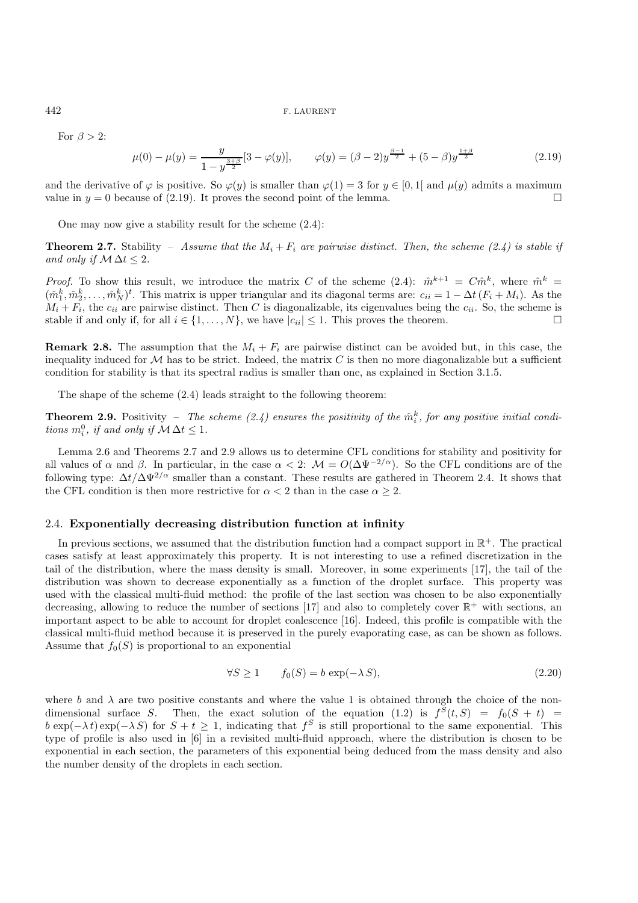For $\beta > 2$:

$$\mu(0) - \mu(y) = \frac{y}{1 - y^{\frac{3+\beta}{2}}}[3 - \varphi(y)], \qquad \varphi(y) = (\beta - 2)y^{\frac{\beta-1}{2}} + (5 - \beta)y^{\frac{1+\beta}{2}} \tag{2.19}$$

and the derivative of $\varphi$ is positive. So $\varphi(y)$ is smaller than $\varphi(1) = 3$ for $y \in [0, 1[$ and $\mu(y)$ admits a maximum value in $y = 0$ because of (2.19). It proves the second point of the lemma. □

One may now give a stability result for the scheme (2.4):

**Theorem 2.7.** Stability – *Assume that the $M_i + F_i$ are pairwise distinct. Then, the scheme (2.4) is stable if and only if $\mathcal{M}\,\Delta t \leq 2$.*

*Proof.* To show this result, we introduce the matrix $C$ of the scheme (2.4): $\hat{m}^{k+1} = C\hat{m}^k$, where $\hat{m}^k = (\hat{m}_1^k, \hat{m}_2^k, \ldots, \hat{m}_N^k)^t$. This matrix is upper triangular and its diagonal terms are: $c_{ii} = 1 - \Delta t\,(F_i + M_i)$. As the $M_i + F_i$, the $c_{ii}$ are pairwise distinct. Then $C$ is diagonalizable, its eigenvalues being the $c_{ii}$. So, the scheme is stable if and only if, for all $i \in \{1, \ldots, N\}$, we have $|c_{ii}| \leq 1$. This proves the theorem. □

**Remark 2.8.** The assumption that the $M_i + F_i$ are pairwise distinct can be avoided but, in this case, the inequality induced for $\mathcal{M}$ has to be strict. Indeed, the matrix $C$ is then no more diagonalizable but a sufficient condition for stability is that its spectral radius is smaller than one, as explained in Section 3.1.5.

The shape of the scheme (2.4) leads straight to the following theorem:

**Theorem 2.9.** Positivity – *The scheme (2.4) ensures the positivity of the $\hat{m}_i^k$, for any positive initial conditions $m_i^0$, if and only if $\mathcal{M}\,\Delta t \leq 1$.*

Lemma 2.6 and Theorems 2.7 and 2.9 allows us to determine CFL conditions for stability and positivity for all values of $\alpha$ and $\beta$. In particular, in the case $\alpha < 2$: $\mathcal{M} = O(\Delta\Psi^{-2/\alpha})$. So the CFL conditions are of the following type: $\Delta t/\Delta\Psi^{2/\alpha}$ smaller than a constant. These results are gathered in Theorem 2.4. It shows that the CFL condition is then more restrictive for $\alpha < 2$ than in the case $\alpha \geq 2$.

### 2.4. **Exponentially decreasing distribution function at infinity**

In previous sections, we assumed that the distribution function had a compact support in $\mathbb{R}^+$. The practical cases satisfy at least approximately this property. It is not interesting to use a refined discretization in the tail of the distribution, where the mass density is small. Moreover, in some experiments [17], the tail of the distribution was shown to decrease exponentially as a function of the droplet surface. This property was used with the classical multi-fluid method: the profile of the last section was chosen to be also exponentially decreasing, allowing to reduce the number of sections [17] and also to completely cover $\mathbb{R}^+$ with sections, an important aspect to be able to account for droplet coalescence [16]. Indeed, this profile is compatible with the classical multi-fluid method because it is preserved in the purely evaporating case, as can be shown as follows. Assume that $f_0(S)$ is proportional to an exponential

$$\forall S \geq 1 \qquad f_0(S) = b\,\exp(-\lambda\,S), \tag{2.20}$$

where $b$ and $\lambda$ are two positive constants and where the value 1 is obtained through the choice of the non-dimensional surface $S$. Then, the exact solution of the equation (1.2) is $f^S(t, S) = f_0(S + t) = b\,\exp(-\lambda\,t)\exp(-\lambda\,S)$ for $S + t \geq 1$, indicating that $f^S$ is still proportional to the same exponential. This type of profile is also used in [6] in a revisited multi-fluid approach, where the distribution is chosen to be exponential in each section, the parameters of this exponential being deduced from the mass density and also the number density of the droplets in each section.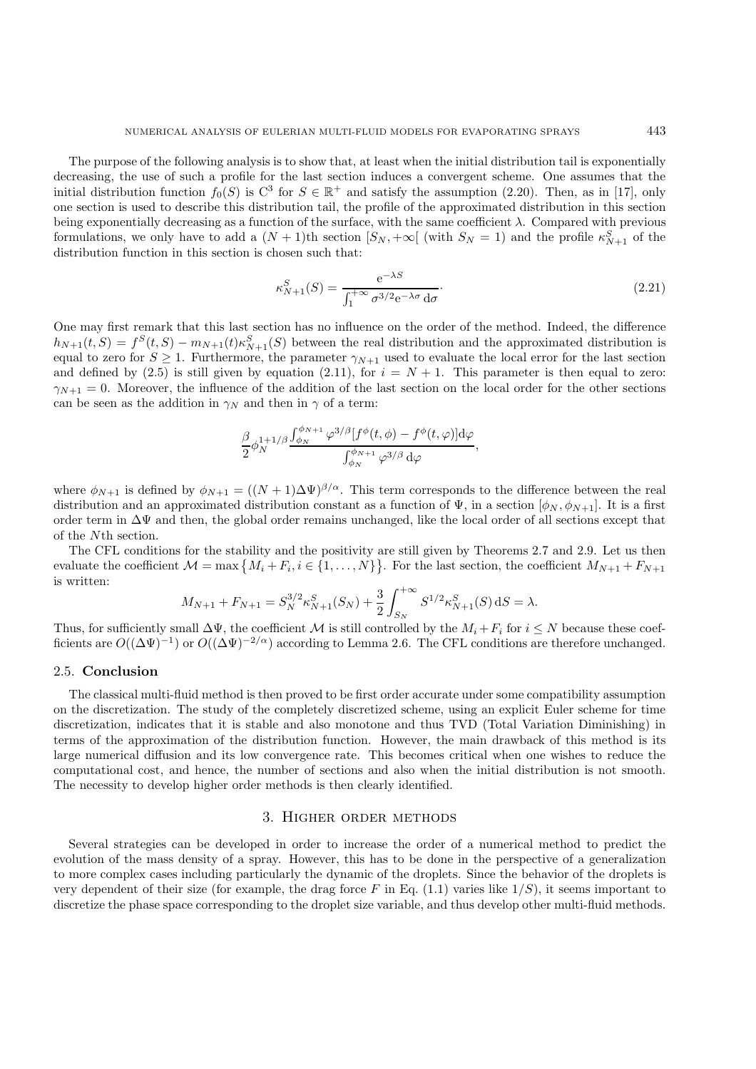The purpose of the following analysis is to show that, at least when the initial distribution tail is exponentially decreasing, the use of such a profile for the last section induces a convergent scheme. One assumes that the initial distribution function $f_0(S)$ is $C^3$ for $S \in \mathbb{R}^+$ and satisfy the assumption (2.20). Then, as in [17], only one section is used to describe this distribution tail, the profile of the approximated distribution in this section being exponentially decreasing as a function of the surface, with the same coefficient $\lambda$. Compared with previous formulations, we only have to add a $(N+1)$th section $[S_N, +\infty[$ (with $S_N = 1$) and the profile $\kappa^S_{N+1}$ of the distribution function in this section is chosen such that:

$$\kappa^S_{N+1}(S) = \frac{\mathrm{e}^{-\lambda S}}{\int_1^{+\infty} \sigma^{3/2} \mathrm{e}^{-\lambda \sigma}\,\mathrm{d}\sigma}\cdot \tag{2.21}$$

One may first remark that this last section has no influence on the order of the method. Indeed, the difference $h_{N+1}(t,S) = f^S(t,S) - m_{N+1}(t)\kappa^S_{N+1}(S)$ between the real distribution and the approximated distribution is equal to zero for $S \geq 1$. Furthermore, the parameter $\gamma_{N+1}$ used to evaluate the local error for the last section and defined by (2.5) is still given by equation (2.11), for $i = N+1$. This parameter is then equal to zero: $\gamma_{N+1} = 0$. Moreover, the influence of the addition of the last section on the local order for the other sections can be seen as the addition in $\gamma_N$ and then in $\gamma$ of a term:

$$\frac{\beta}{2}\phi_N^{1+1/\beta}\frac{\int_{\phi_N}^{\phi_{N+1}} \varphi^{3/\beta}[f^\phi(t,\phi) - f^\phi(t,\varphi)]\mathrm{d}\varphi}{\int_{\phi_N}^{\phi_{N+1}} \varphi^{3/\beta}\,\mathrm{d}\varphi},$$

where $\phi_{N+1}$ is defined by $\phi_{N+1} = ((N+1)\Delta\Psi)^{\beta/\alpha}$. This term corresponds to the difference between the real distribution and an approximated distribution constant as a function of $\Psi$, in a section $[\phi_N, \phi_{N+1}]$. It is a first order term in $\Delta\Psi$ and then, the global order remains unchanged, like the local order of all sections except that of the $N$th section.

The CFL conditions for the stability and the positivity are still given by Theorems 2.7 and 2.9. Let us then evaluate the coefficient $\mathcal{M} = \max\{M_i + F_i, i \in \{1,\ldots,N\}\}$. For the last section, the coefficient $M_{N+1} + F_{N+1}$ is written:

$$M_{N+1} + F_{N+1} = S_N^{3/2}\kappa^S_{N+1}(S_N) + \frac{3}{2}\int_{S_N}^{+\infty} S^{1/2}\kappa^S_{N+1}(S)\,\mathrm{d}S = \lambda.$$

Thus, for sufficiently small $\Delta\Psi$, the coefficient $\mathcal{M}$ is still controlled by the $M_i + F_i$ for $i \leq N$ because these coefficients are $O((\Delta\Psi)^{-1})$ or $O((\Delta\Psi)^{-2/\alpha})$ according to Lemma 2.6. The CFL conditions are therefore unchanged.

### 2.5. Conclusion

The classical multi-fluid method is then proved to be first order accurate under some compatibility assumption on the discretization. The study of the completely discretized scheme, using an explicit Euler scheme for time discretization, indicates that it is stable and also monotone and thus TVD (Total Variation Diminishing) in terms of the approximation of the distribution function. However, the main drawback of this method is its large numerical diffusion and its low convergence rate. This becomes critical when one wishes to reduce the computational cost, and hence, the number of sections and also when the initial distribution is not smooth. The necessity to develop higher order methods is then clearly identified.

## 3. Higher order methods

Several strategies can be developed in order to increase the order of a numerical method to predict the evolution of the mass density of a spray. However, this has to be done in the perspective of a generalization to more complex cases including particularly the dynamic of the droplets. Since the behavior of the droplets is very dependent of their size (for example, the drag force $F$ in Eq. (1.1) varies like $1/S$), it seems important to discretize the phase space corresponding to the droplet size variable, and thus develop other multi-fluid methods.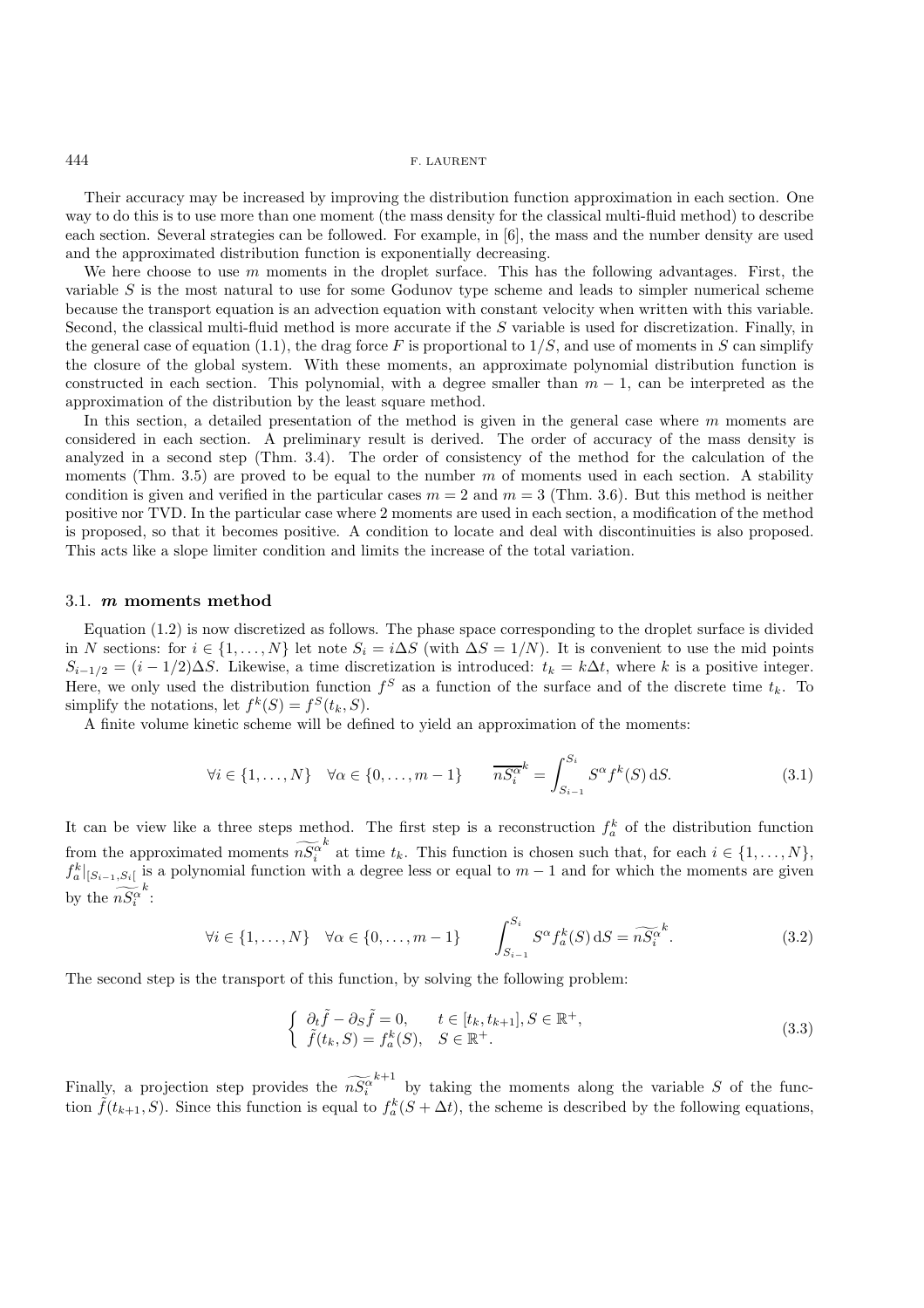Their accuracy may be increased by improving the distribution function approximation in each section. One way to do this is to use more than one moment (the mass density for the classical multi-fluid method) to describe each section. Several strategies can be followed. For example, in [6], the mass and the number density are used and the approximated distribution function is exponentially decreasing.

We here choose to use $m$ moments in the droplet surface. This has the following advantages. First, the variable $S$ is the most natural to use for some Godunov type scheme and leads to simpler numerical scheme because the transport equation is an advection equation with constant velocity when written with this variable. Second, the classical multi-fluid method is more accurate if the $S$ variable is used for discretization. Finally, in the general case of equation (1.1), the drag force $F$ is proportional to $1/S$, and use of moments in $S$ can simplify the closure of the global system. With these moments, an approximate polynomial distribution function is constructed in each section. This polynomial, with a degree smaller than $m-1$, can be interpreted as the approximation of the distribution by the least square method.

In this section, a detailed presentation of the method is given in the general case where $m$ moments are considered in each section. A preliminary result is derived. The order of accuracy of the mass density is analyzed in a second step (Thm. 3.4). The order of consistency of the method for the calculation of the moments (Thm. 3.5) are proved to be equal to the number $m$ of moments used in each section. A stability condition is given and verified in the particular cases $m = 2$ and $m = 3$ (Thm. 3.6). But this method is neither positive nor TVD. In the particular case where 2 moments are used in each section, a modification of the method is proposed, so that it becomes positive. A condition to locate and deal with discontinuities is also proposed. This acts like a slope limiter condition and limits the increase of the total variation.

### 3.1. $m$ moments method

Equation (1.2) is now discretized as follows. The phase space corresponding to the droplet surface is divided in $N$ sections: for $i \in \{1, \ldots, N\}$ let note $S_i = i\Delta S$ (with $\Delta S = 1/N$). It is convenient to use the mid points $S_{i-1/2} = (i - 1/2)\Delta S$. Likewise, a time discretization is introduced: $t_k = k\Delta t$, where $k$ is a positive integer. Here, we only used the distribution function $f^S$ as a function of the surface and of the discrete time $t_k$. To simplify the notations, let $f^k(S) = f^S(t_k, S)$.

A finite volume kinetic scheme will be defined to yield an approximation of the moments:

$$\forall i \in \{1, \ldots, N\} \quad \forall \alpha \in \{0, \ldots, m-1\} \qquad \overline{nS_i^\alpha}^k = \int_{S_{i-1}}^{S_i} S^\alpha f^k(S)\,\mathrm{d}S. \tag{3.1}$$

It can be view like a three steps method. The first step is a reconstruction $f_a^k$ of the distribution function from the approximated moments $\widetilde{nS_i^\alpha}^k$ at time $t_k$. This function is chosen such that, for each $i \in \{1, \ldots, N\}$, $f_a^k|_{[S_{i-1}, S_i[}$ is a polynomial function with a degree less or equal to $m-1$ and for which the moments are given by the $\widetilde{nS_i^\alpha}^k$:

$$\forall i \in \{1, \ldots, N\} \quad \forall \alpha \in \{0, \ldots, m-1\} \qquad \int_{S_{i-1}}^{S_i} S^\alpha f_a^k(S)\,\mathrm{d}S = \widetilde{nS_i^\alpha}^k. \tag{3.2}$$

The second step is the transport of this function, by solving the following problem:

$$\begin{cases} \partial_t \tilde{f} - \partial_S \tilde{f} = 0, & t \in [t_k, t_{k+1}], S \in \mathbb{R}^+, \\ \tilde{f}(t_k, S) = f_a^k(S), & S \in \mathbb{R}^+. \end{cases} \tag{3.3}$$

Finally, a projection step provides the $\widetilde{nS_i^\alpha}^{k+1}$ by taking the moments along the variable $S$ of the function $\tilde{f}(t_{k+1}, S)$. Since this function is equal to $f_a^k(S + \Delta t)$, the scheme is described by the following equations,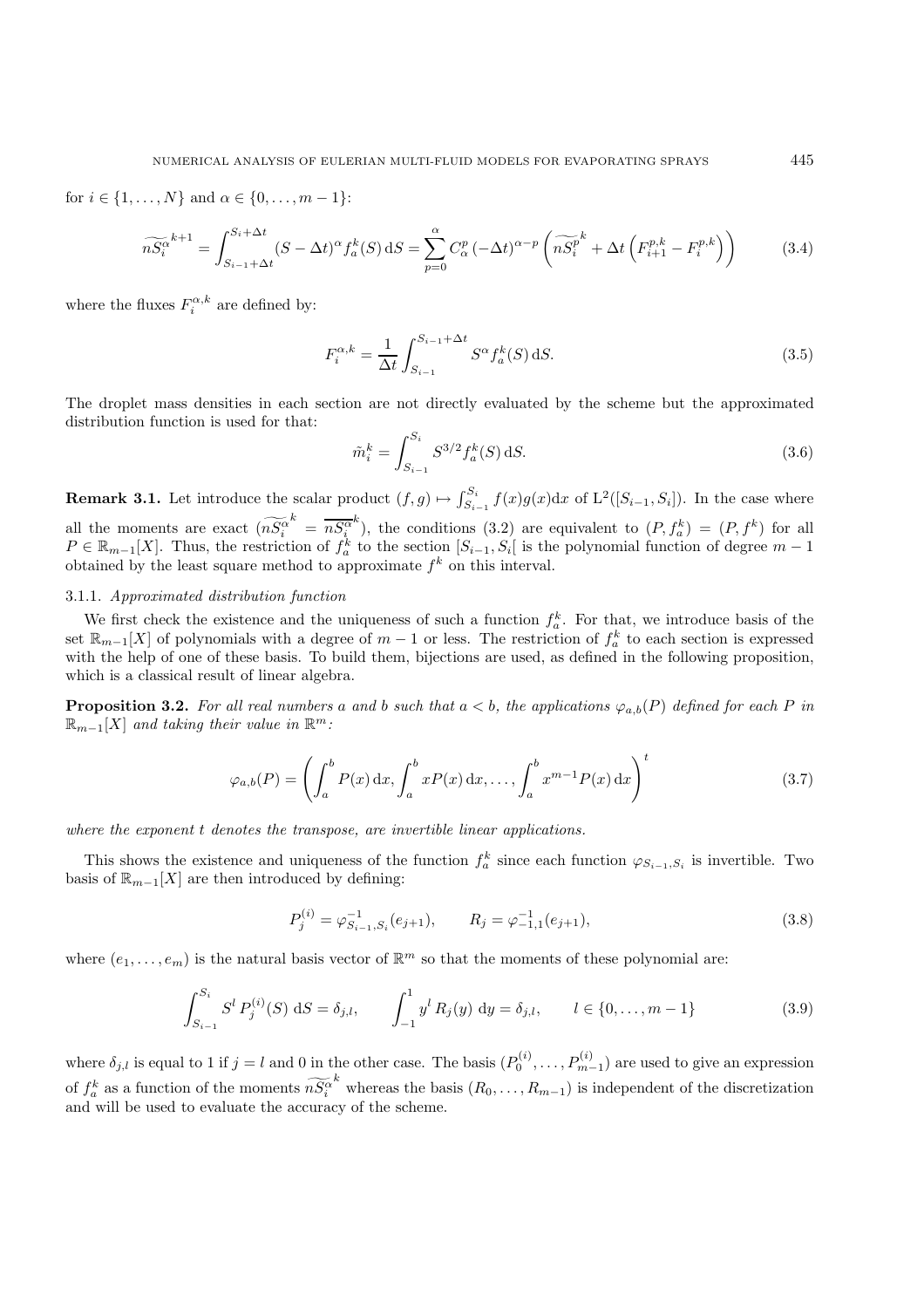for $i \in \{1, \ldots, N\}$ and $\alpha \in \{0, \ldots, m-1\}$:

$$\widetilde{nS_i^{\alpha}}^{k+1} = \int_{S_{i-1}+\Delta t}^{S_i+\Delta t} (S-\Delta t)^{\alpha} f_a^k(S)\,\mathrm{d}S = \sum_{p=0}^{\alpha} C_{\alpha}^{p}\,(-\Delta t)^{\alpha-p} \left( \widetilde{nS_i^{p}}^{k} + \Delta t \left( F_{i+1}^{p,k} - F_i^{p,k} \right) \right) \tag{3.4}$$

where the fluxes $F_i^{\alpha,k}$ are defined by:

$$F_i^{\alpha,k} = \frac{1}{\Delta t} \int_{S_{i-1}}^{S_{i-1}+\Delta t} S^{\alpha} f_a^k(S)\,\mathrm{d}S. \tag{3.5}$$

The droplet mass densities in each section are not directly evaluated by the scheme but the approximated distribution function is used for that:

$$\tilde{m}_i^k = \int_{S_{i-1}}^{S_i} S^{3/2} f_a^k(S)\,\mathrm{d}S. \tag{3.6}$$

**Remark 3.1.** Let introduce the scalar product $(f,g) \mapsto \int_{S_{i-1}}^{S_i} f(x)g(x)\mathrm{d}x$ of $\mathrm{L}^2([S_{i-1}, S_i])$. In the case where all the moments are exact ($\widetilde{nS_i^{\alpha}}^{k} = \overline{nS_i^{\alpha}}^{k}$), the conditions (3.2) are equivalent to $(P, f_a^k) = (P, f^k)$ for all $P \in \mathbb{R}_{m-1}[X]$. Thus, the restriction of $f_a^k$ to the section $[S_{i-1}, S_i[$ is the polynomial function of degree $m-1$ obtained by the least square method to approximate $f^k$ on this interval.

#### 3.1.1. *Approximated distribution function*

We first check the existence and the uniqueness of such a function $f_a^k$. For that, we introduce basis of the set $\mathbb{R}_{m-1}[X]$ of polynomials with a degree of $m-1$ or less. The restriction of $f_a^k$ to each section is expressed with the help of one of these basis. To build them, bijections are used, as defined in the following proposition, which is a classical result of linear algebra.

**Proposition 3.2.** *For all real numbers $a$ and $b$ such that $a < b$, the applications $\varphi_{a,b}(P)$ defined for each $P$ in $\mathbb{R}_{m-1}[X]$ and taking their value in $\mathbb{R}^m$:*

$$\varphi_{a,b}(P) = \left( \int_a^b P(x)\,\mathrm{d}x, \int_a^b xP(x)\,\mathrm{d}x, \ldots, \int_a^b x^{m-1}P(x)\,\mathrm{d}x \right)^t \tag{3.7}$$

*where the exponent $t$ denotes the transpose, are invertible linear applications.*

This shows the existence and uniqueness of the function $f_a^k$ since each function $\varphi_{S_{i-1},S_i}$ is invertible. Two basis of $\mathbb{R}_{m-1}[X]$ are then introduced by defining:

$$P_j^{(i)} = \varphi_{S_{i-1},S_i}^{-1}(e_{j+1}), \qquad R_j = \varphi_{-1,1}^{-1}(e_{j+1}), \tag{3.8}$$

where $(e_1, \ldots, e_m)$ is the natural basis vector of $\mathbb{R}^m$ so that the moments of these polynomial are:

$$\int_{S_{i-1}}^{S_i} S^l\, P_j^{(i)}(S)\;\mathrm{d}S = \delta_{j,l}, \qquad \int_{-1}^{1} y^l\, R_j(y)\;\mathrm{d}y = \delta_{j,l}, \qquad l \in \{0, \ldots, m-1\} \tag{3.9}$$

where $\delta_{j,l}$ is equal to 1 if $j = l$ and 0 in the other case. The basis $(P_0^{(i)}, \ldots, P_{m-1}^{(i)})$ are used to give an expression of $f_a^k$ as a function of the moments $\widetilde{nS_i^{\alpha}}^{k}$ whereas the basis $(R_0, \ldots, R_{m-1})$ is independent of the discretization and will be used to evaluate the accuracy of the scheme.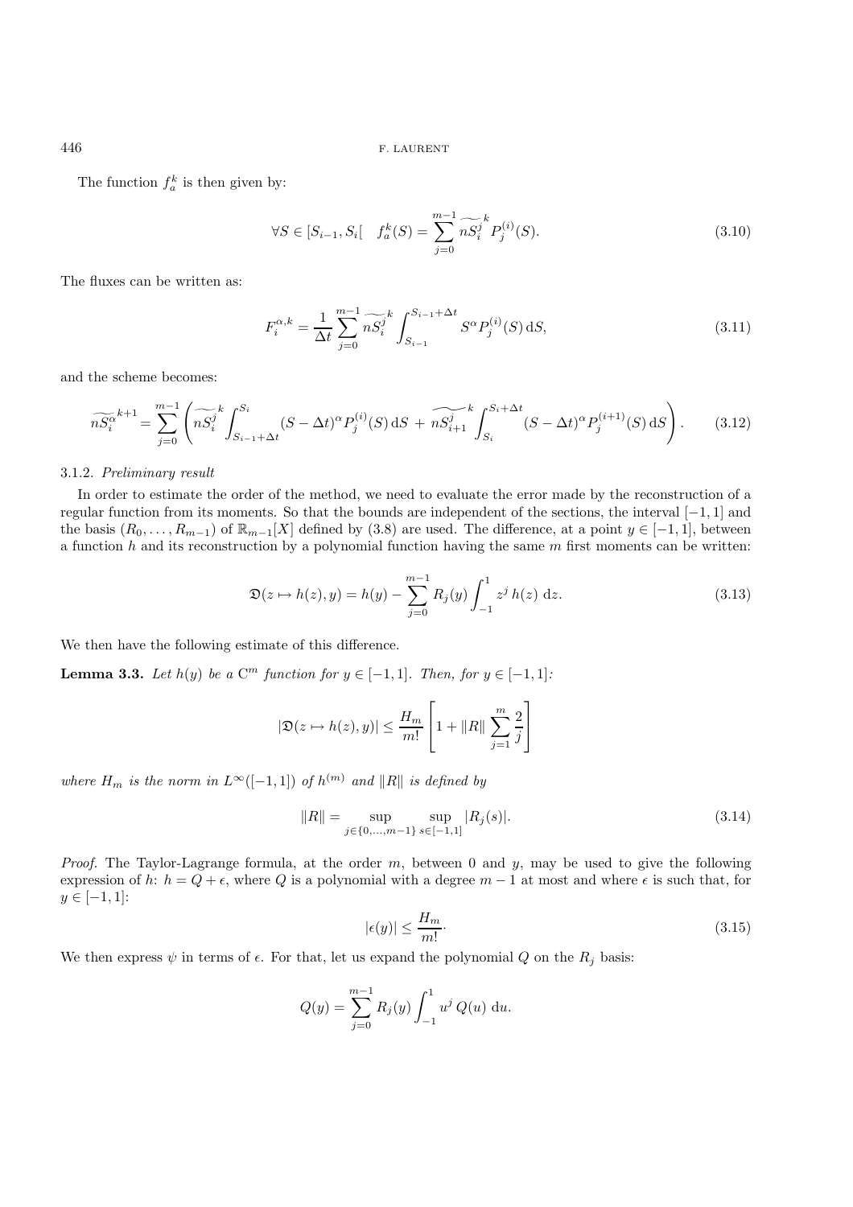The function $f_a^k$ is then given by:

$$\forall S \in [S_{i-1}, S_i[ \quad f_a^k(S) = \sum_{j=0}^{m-1} \widetilde{nS_i^j}^k P_j^{(i)}(S). \tag{3.10}$$

The fluxes can be written as:

$$F_i^{\alpha,k} = \frac{1}{\Delta t} \sum_{j=0}^{m-1} \widetilde{nS_i^j}^k \int_{S_{i-1}}^{S_{i-1}+\Delta t} S^\alpha P_j^{(i)}(S)\, \mathrm{d}S, \tag{3.11}$$

and the scheme becomes:

$$\widetilde{nS_i^\alpha}^{k+1} = \sum_{j=0}^{m-1} \left( \widetilde{nS_i^j}^k \int_{S_{i-1}+\Delta t}^{S_i} (S-\Delta t)^\alpha P_j^{(i)}(S)\, \mathrm{d}S \,+\, \widetilde{nS_{i+1}^j}^k \int_{S_i}^{S_i+\Delta t} (S-\Delta t)^\alpha P_j^{(i+1)}(S)\, \mathrm{d}S \right). \tag{3.12}$$

### 3.1.2. *Preliminary result*

In order to estimate the order of the method, we need to evaluate the error made by the reconstruction of a regular function from its moments. So that the bounds are independent of the sections, the interval $[-1, 1]$ and the basis $(R_0, \ldots, R_{m-1})$ of $\mathbb{R}_{m-1}[X]$ defined by (3.8) are used. The difference, at a point $y \in [-1, 1]$, between a function $h$ and its reconstruction by a polynomial function having the same $m$ first moments can be written:

$$\mathfrak{D}(z \mapsto h(z), y) = h(y) - \sum_{j=0}^{m-1} R_j(y) \int_{-1}^{1} z^j\, h(z)\; \mathrm{d}z. \tag{3.13}$$

We then have the following estimate of this difference.

**Lemma 3.3.** *Let $h(y)$ be a $\mathrm{C}^m$ function for $y \in [-1, 1]$. Then, for $y \in [-1, 1]$:*

$$|\mathfrak{D}(z \mapsto h(z), y)| \leq \frac{H_m}{m!} \left[ 1 + \|R\| \sum_{j=1}^{m} \frac{2}{j} \right]$$

*where $H_m$ is the norm in $L^\infty([-1, 1])$ of $h^{(m)}$ and $\|R\|$ is defined by*

$$\|R\| = \sup_{j \in \{0,\ldots,m-1\}} \sup_{s \in [-1,1]} |R_j(s)|. \tag{3.14}$$

*Proof.* The Taylor-Lagrange formula, at the order $m$, between 0 and $y$, may be used to give the following expression of $h$: $h = Q + \epsilon$, where $Q$ is a polynomial with a degree $m-1$ at most and where $\epsilon$ is such that, for $y \in [-1, 1]$:

$$|\epsilon(y)| \leq \frac{H_m}{m!}. \tag{3.15}$$

We then express $\psi$ in terms of $\epsilon$. For that, let us expand the polynomial $Q$ on the $R_j$ basis:

$$Q(y) = \sum_{j=0}^{m-1} R_j(y) \int_{-1}^{1} u^j\, Q(u)\; \mathrm{d}u.$$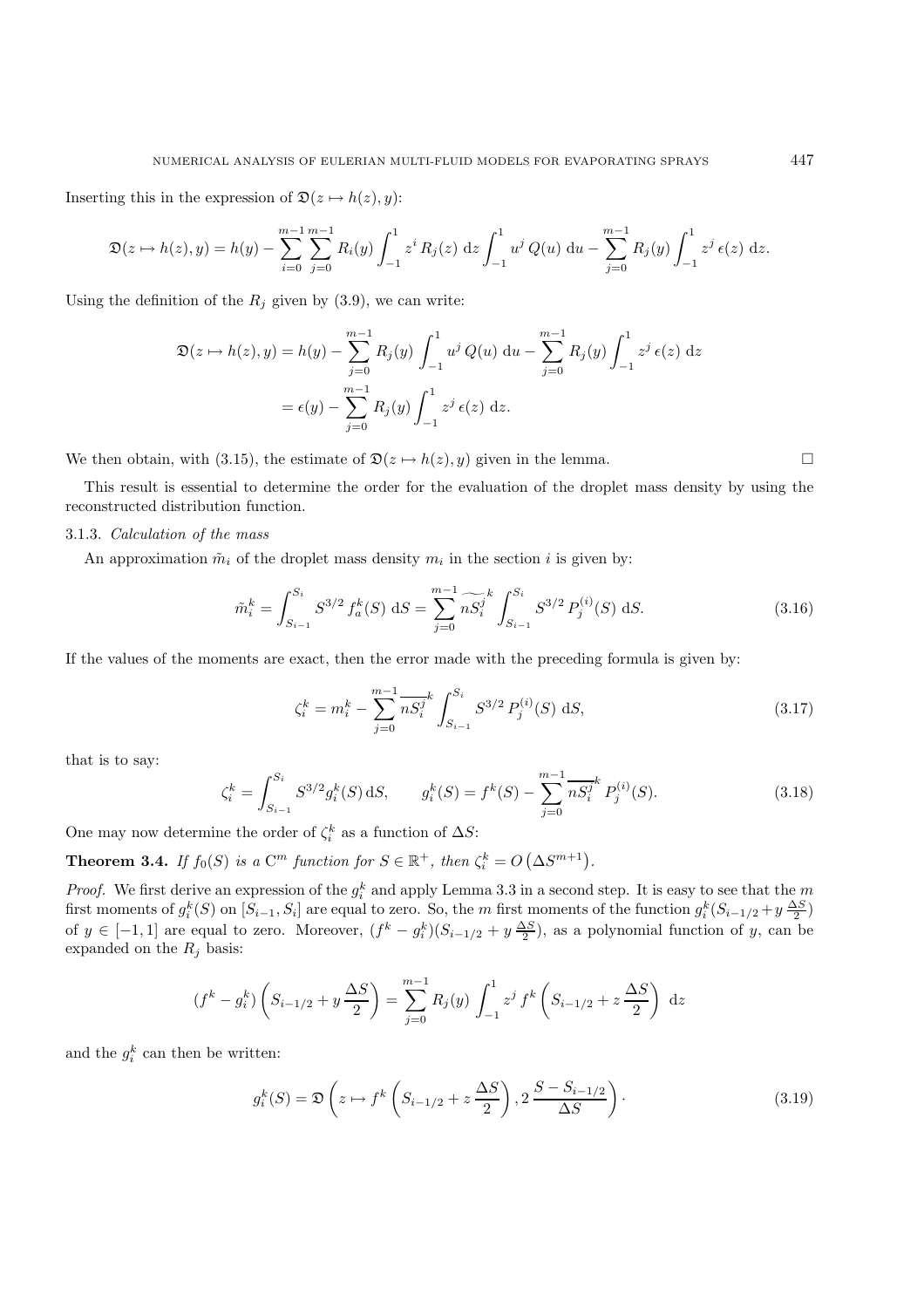Inserting this in the expression of $\mathfrak{D}(z \mapsto h(z), y)$:

$$\mathfrak{D}(z \mapsto h(z), y) = h(y) - \sum_{i=0}^{m-1}\sum_{j=0}^{m-1} R_i(y) \int_{-1}^{1} z^i\, R_j(z)\ \mathrm{d}z \int_{-1}^{1} u^j\, Q(u)\ \mathrm{d}u - \sum_{j=0}^{m-1} R_j(y) \int_{-1}^{1} z^j\, \epsilon(z)\ \mathrm{d}z.$$

Using the definition of the $R_j$ given by (3.9), we can write:

$$\begin{aligned}
\mathfrak{D}(z \mapsto h(z), y) &= h(y) - \sum_{j=0}^{m-1} R_j(y) \int_{-1}^{1} u^j\, Q(u)\ \mathrm{d}u - \sum_{j=0}^{m-1} R_j(y) \int_{-1}^{1} z^j\, \epsilon(z)\ \mathrm{d}z \\
&= \epsilon(y) - \sum_{j=0}^{m-1} R_j(y) \int_{-1}^{1} z^j\, \epsilon(z)\ \mathrm{d}z.
\end{aligned}$$

We then obtain, with (3.15), the estimate of $\mathfrak{D}(z \mapsto h(z), y)$ given in the lemma. □

This result is essential to determine the order for the evaluation of the droplet mass density by using the reconstructed distribution function.

### 3.1.3. *Calculation of the mass*

An approximation $\tilde{m}_i$ of the droplet mass density $m_i$ in the section $i$ is given by:

$$\tilde{m}_i^k = \int_{S_{i-1}}^{S_i} S^{3/2}\, f_a^k(S)\ \mathrm{d}S = \sum_{j=0}^{m-1} \widetilde{nS_i^j}^k \int_{S_{i-1}}^{S_i} S^{3/2}\, P_j^{(i)}(S)\ \mathrm{d}S. \tag{3.16}$$

If the values of the moments are exact, then the error made with the preceding formula is given by:

$$\zeta_i^k = m_i^k - \sum_{j=0}^{m-1} \overline{nS_i^j}^k \int_{S_{i-1}}^{S_i} S^{3/2}\, P_j^{(i)}(S)\ \mathrm{d}S, \tag{3.17}$$

that is to say:

$$\zeta_i^k = \int_{S_{i-1}}^{S_i} S^{3/2} g_i^k(S)\,\mathrm{d}S, \qquad g_i^k(S) = f^k(S) - \sum_{j=0}^{m-1} \overline{nS_i^j}^k\, P_j^{(i)}(S). \tag{3.18}$$

One may now determine the order of $\zeta_i^k$ as a function of $\Delta S$:

**Theorem 3.4.** *If $f_0(S)$ is a $\mathrm{C}^m$ function for $S \in \mathbb{R}^+$, then $\zeta_i^k = O\left(\Delta S^{m+1}\right)$.*

*Proof.* We first derive an expression of the $g_i^k$ and apply Lemma 3.3 in a second step. It is easy to see that the $m$ first moments of $g_i^k(S)$ on $[S_{i-1}, S_i]$ are equal to zero. So, the $m$ first moments of the function $g_i^k(S_{i-1/2} + y\,\frac{\Delta S}{2})$ of $y \in [-1, 1]$ are equal to zero. Moreover, $(f^k - g_i^k)(S_{i-1/2} + y\,\frac{\Delta S}{2})$, as a polynomial function of $y$, can be expanded on the $R_j$ basis:

$$(f^k - g_i^k)\left(S_{i-1/2} + y\,\frac{\Delta S}{2}\right) = \sum_{j=0}^{m-1} R_j(y) \int_{-1}^{1} z^j\, f^k\left(S_{i-1/2} + z\,\frac{\Delta S}{2}\right)\ \mathrm{d}z$$

and the $g_i^k$ can then be written:

$$g_i^k(S) = \mathfrak{D}\left(z \mapsto f^k\left(S_{i-1/2} + z\,\frac{\Delta S}{2}\right), 2\,\frac{S - S_{i-1/2}}{\Delta S}\right). \tag{3.19}$$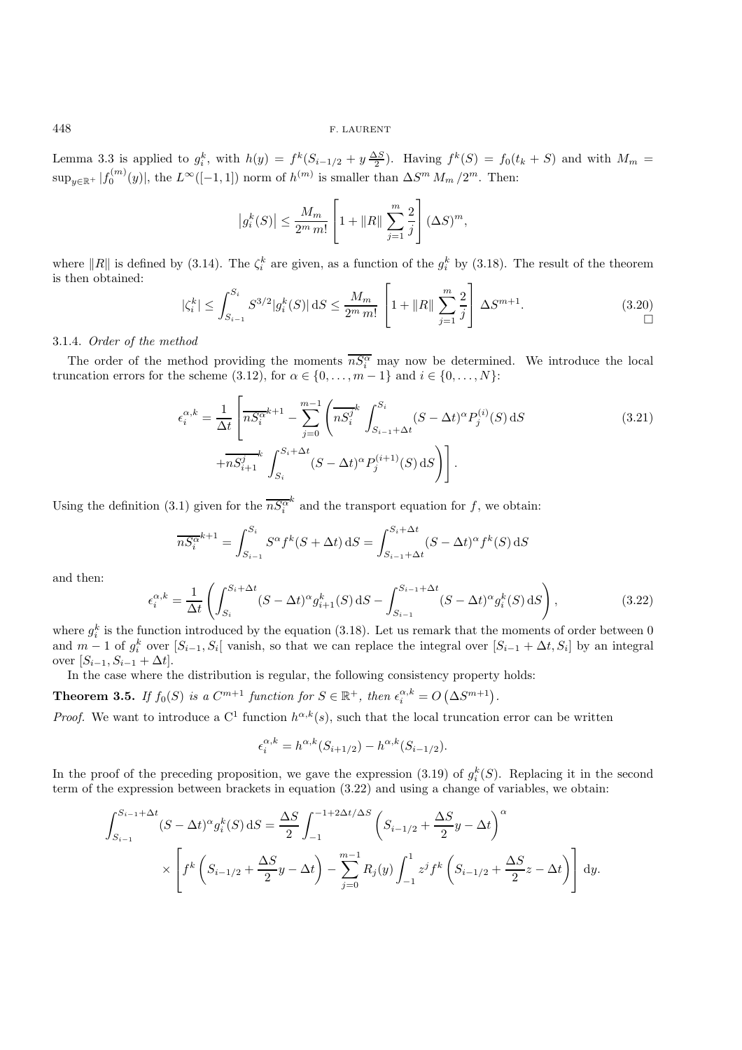Lemma 3.3 is applied to $g_i^k$, with $h(y) = f^k(S_{i-1/2} + y\,\frac{\Delta S}{2})$. Having $f^k(S) = f_0(t_k + S)$ and with $M_m = \sup_{y\in\mathbb{R}^+} |f_0^{(m)}(y)|$, the $L^\infty([-1,1])$ norm of $h^{(m)}$ is smaller than $\Delta S^m\, M_m\,/2^m$. Then:

$$\left|g_i^k(S)\right| \leq \frac{M_m}{2^m\, m!}\left[1 + \|R\|\sum_{j=1}^{m}\frac{2}{j}\right](\Delta S)^m,$$

where $\|R\|$ is defined by (3.14). The $\zeta_i^k$ are given, as a function of the $g_i^k$ by (3.18). The result of the theorem is then obtained:

$$|\zeta_i^k| \leq \int_{S_{i-1}}^{S_i} S^{3/2}|g_i^k(S)|\,\mathrm{d}S \leq \frac{M_m}{2^m\, m!}\left[1 + \|R\|\sum_{j=1}^{m}\frac{2}{j}\right]\Delta S^{m+1}. \tag{3.20}$$

□

### 3.1.4. *Order of the method*

The order of the method providing the moments $\overline{nS_i^\alpha}$ may now be determined. We introduce the local truncation errors for the scheme (3.12), for $\alpha \in \{0,\ldots,m-1\}$ and $i \in \{0,\ldots,N\}$:

$$\begin{aligned}\epsilon_i^{\alpha,k} = \frac{1}{\Delta t}\Bigg[\overline{nS_i^\alpha}^{k+1} - \sum_{j=0}^{m-1}\Bigg(\overline{nS_i^j}^{k}\int_{S_{i-1}+\Delta t}^{S_i}(S-\Delta t)^\alpha P_j^{(i)}(S)\,\mathrm{d}S \\ + \overline{nS_{i+1}^j}^{k}\int_{S_i}^{S_i+\Delta t}(S-\Delta t)^\alpha P_j^{(i+1)}(S)\,\mathrm{d}S\Bigg)\Bigg].\end{aligned} \tag{3.21}$$

Using the definition (3.1) given for the $\overline{nS_i^\alpha}^k$ and the transport equation for $f$, we obtain:

$$\overline{nS_i^\alpha}^{k+1} = \int_{S_{i-1}}^{S_i} S^\alpha f^k(S+\Delta t)\,\mathrm{d}S = \int_{S_{i-1}+\Delta t}^{S_i+\Delta t}(S-\Delta t)^\alpha f^k(S)\,\mathrm{d}S$$

and then:

$$\epsilon_i^{\alpha,k} = \frac{1}{\Delta t}\left(\int_{S_i}^{S_i+\Delta t}(S-\Delta t)^\alpha g_{i+1}^k(S)\,\mathrm{d}S - \int_{S_{i-1}}^{S_{i-1}+\Delta t}(S-\Delta t)^\alpha g_i^k(S)\,\mathrm{d}S\right), \tag{3.22}$$

where $g_i^k$ is the function introduced by the equation (3.18). Let us remark that the moments of order between 0 and $m-1$ of $g_i^k$ over $[S_{i-1}, S_i[$ vanish, so that we can replace the integral over $[S_{i-1}+\Delta t, S_i]$ by an integral over $[S_{i-1}, S_{i-1}+\Delta t]$.

In the case where the distribution is regular, the following consistency property holds:

**Theorem 3.5.** *If $f_0(S)$ is a $C^{m+1}$ function for $S \in \mathbb{R}^+$, then $\epsilon_i^{\alpha,k} = O\left(\Delta S^{m+1}\right)$.*

*Proof.* We want to introduce a $\mathrm{C}^1$ function $h^{\alpha,k}(s)$, such that the local truncation error can be written

$$\epsilon_i^{\alpha,k} = h^{\alpha,k}(S_{i+1/2}) - h^{\alpha,k}(S_{i-1/2}).$$

In the proof of the preceding proposition, we gave the expression (3.19) of $g_i^k(S)$. Replacing it in the second term of the expression between brackets in equation (3.22) and using a change of variables, we obtain:

$$\begin{aligned}\int_{S_{i-1}}^{S_{i-1}+\Delta t}(S-\Delta t)^\alpha g_i^k(S)\,\mathrm{d}S = \frac{\Delta S}{2}\int_{-1}^{-1+2\Delta t/\Delta S}\left(S_{i-1/2} + \frac{\Delta S}{2}y - \Delta t\right)^\alpha \\ \times\left[f^k\left(S_{i-1/2} + \frac{\Delta S}{2}y - \Delta t\right) - \sum_{j=0}^{m-1}R_j(y)\int_{-1}^{1} z^j f^k\left(S_{i-1/2} + \frac{\Delta S}{2}z - \Delta t\right)\right]\mathrm{d}y.\end{aligned}$$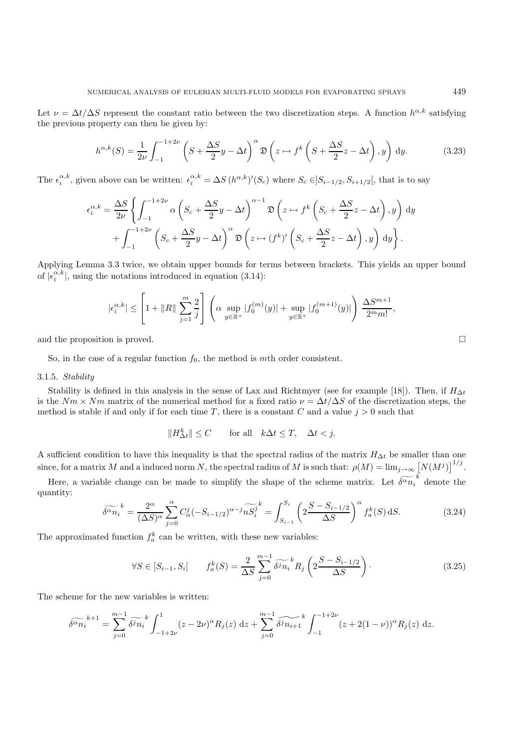Let $\nu = \Delta t/\Delta S$ represent the constant ratio between the two discretization steps. A function $h^{\alpha,k}$ satisfying the previous property can then be given by:

$$h^{\alpha,k}(S) = \frac{1}{2\nu} \int_{-1}^{-1+2\nu} \left( S + \frac{\Delta S}{2} y - \Delta t \right)^{\alpha} \mathfrak{D}\left( z \mapsto f^k\left( S + \frac{\Delta S}{2} z - \Delta t \right), y \right) \, \mathrm{d}y. \tag{3.23}$$

The $\epsilon_i^{\alpha,k}$, given above can be written: $\epsilon_i^{\alpha,k} = \Delta S \, (h^{\alpha,k})'(S_c)$ where $S_c \in ]S_{i-1/2}, S_{i+1/2}[$, that is to say

$$\epsilon_i^{\alpha,k} = \frac{\Delta S}{2\nu} \left\{ \int_{-1}^{-1+2\nu} \alpha \left( S_c + \frac{\Delta S}{2} y - \Delta t \right)^{\alpha - 1} \mathfrak{D}\left( z \mapsto f^k\left( S_c + \frac{\Delta S}{2} z - \Delta t \right), y \right) \, \mathrm{d}y \right.$$
$$\left. + \int_{-1}^{-1+2\nu} \left( S_c + \frac{\Delta S}{2} y - \Delta t \right)^{\alpha} \mathfrak{D}\left( z \mapsto (f^k)'\left( S_c + \frac{\Delta S}{2} z - \Delta t \right), y \right) \, \mathrm{d}y \right\}.$$

Applying Lemma 3.3 twice, we obtain upper bounds for terms between brackets. This yields an upper bound of $|\epsilon_i^{\alpha,k}|$, using the notations introduced in equation (3.14):

$$|\epsilon_i^{\alpha,k}| \leq \left[ 1 + \|R\| \sum_{j=1}^{m} \frac{2}{j} \right] \left( \alpha \sup_{y \in \mathbb{R}^+} |f_0^{(m)}(y)| + \sup_{y \in \mathbb{R}^+} |f_0^{(m+1)}(y)| \right) \frac{\Delta S^{m+1}}{2^m m!},$$

and the proposition is proved. □

So, in the case of a regular function $f_0$, the method is $m$th order consistent.

### 3.1.5. *Stability*

Stability is defined in this analysis in the sense of Lax and Richtmyer (see for example [18]). Then, if $H_{\Delta t}$ is the $Nm \times Nm$ matrix of the numerical method for a fixed ratio $\nu = \Delta t/\Delta S$ of the discretization steps, the method is stable if and only if for each time $T$, there is a constant $C$ and a value $j > 0$ such that

$$\|H_{\Delta t}^k\| \leq C \qquad \text{for all} \quad k\Delta t \leq T, \quad \Delta t < j.$$

A sufficient condition to have this inequality is that the spectral radius of the matrix $H_{\Delta t}$ be smaller than one since, for a matrix $M$ and a induced norm $N$, the spectral radius of $M$ is such that: $\rho(M) = \lim_{j \to \infty} \left[ N(M^j) \right]^{1/j}$.

Here, a variable change can be made to simplify the shape of the scheme matrix. Let $\widetilde{\delta^\alpha n_i}^k$ denote the quantity:

$$\widetilde{\delta^\alpha n_i}^k = \frac{2^\alpha}{(\Delta S)^\alpha} \sum_{j=0}^{\alpha} C_\alpha^j (-S_{i-1/2})^{\alpha - j} \widetilde{n S_i^j}^k = \int_{S_{i-1}}^{S_i} \left( 2 \frac{S - S_{i-1/2}}{\Delta S} \right)^\alpha f_a^k(S) \, \mathrm{d}S. \tag{3.24}$$

The approximated function $f_a^k$ can be written, with these new variables:

$$\forall S \in [S_{i-1}, S_i[ \qquad f_a^k(S) = \frac{2}{\Delta S} \sum_{j=0}^{m-1} \widetilde{\delta^j n_i}^k R_j \left( 2 \frac{S - S_{i-1/2}}{\Delta S} \right). \tag{3.25}$$

The scheme for the new variables is written:

$$\widetilde{\delta^\alpha n_i}^{k+1} = \sum_{j=0}^{m-1} \widetilde{\delta^j n_i}^k \int_{-1+2\nu}^{1} (z - 2\nu)^\alpha R_j(z) \, \mathrm{d}z + \sum_{j=0}^{m-1} \widetilde{\delta^j n_{i+1}}^k \int_{-1}^{-1+2\nu} (z + 2(1-\nu))^\alpha R_j(z) \, \mathrm{d}z.$$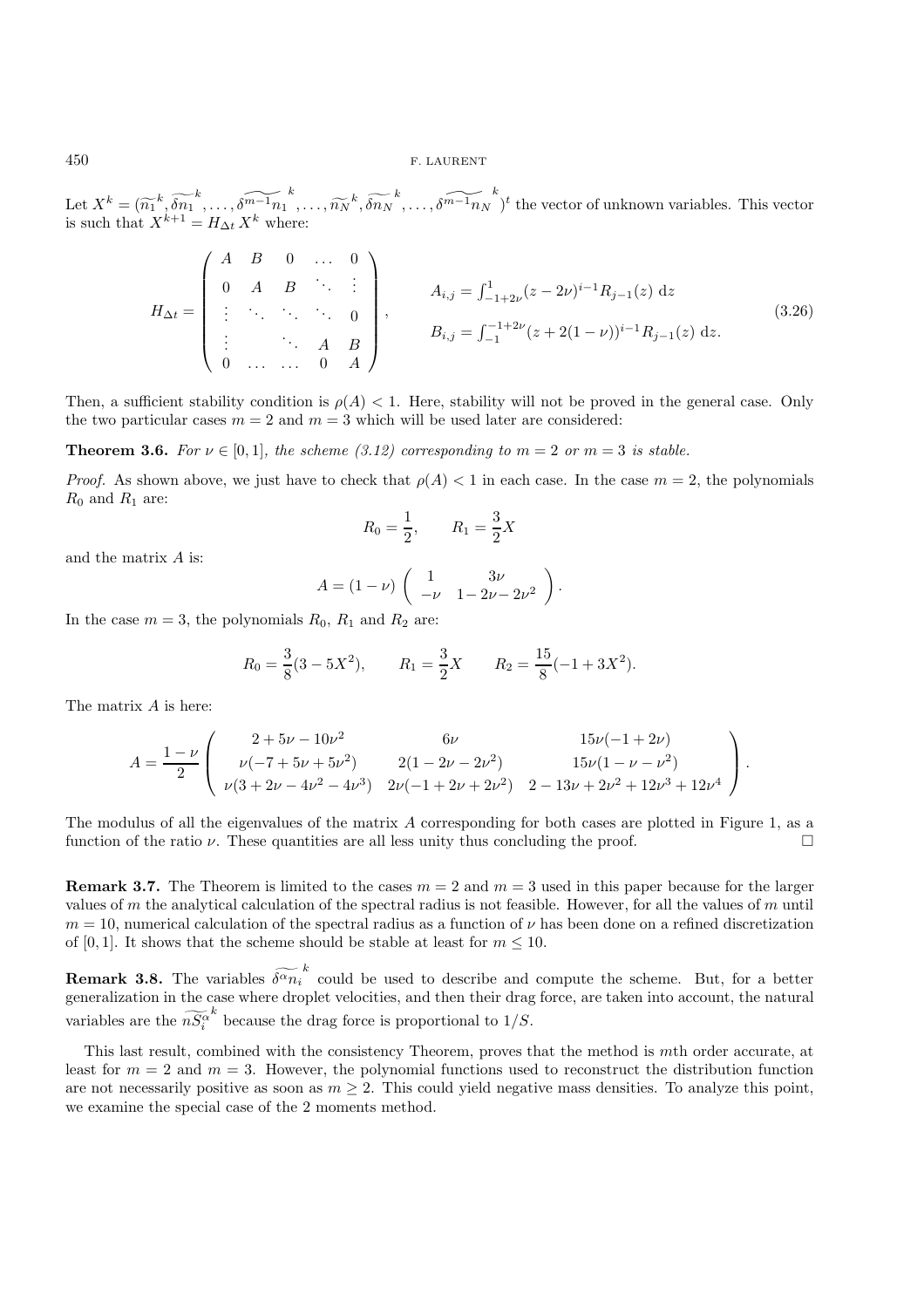Let $X^k = (\widetilde{n_1}^k, \widetilde{\delta n_1}^k, \ldots, \widetilde{\delta^{m-1} n_1}^k, \ldots, \widetilde{n_N}^k, \widetilde{\delta n_N}^k, \ldots, \widetilde{\delta^{m-1} n_N}^k)^t$ the vector of unknown variables. This vector is such that $X^{k+1} = H_{\Delta t}\, X^k$ where:

$$
H_{\Delta t} = \begin{pmatrix} A & B & 0 & \ldots & 0 \\ 0 & A & B & \ddots & \vdots \\ \vdots & \ddots & \ddots & \ddots & 0 \\ \vdots & & \ddots & A & B \\ 0 & \ldots & \ldots & 0 & A \end{pmatrix}, \qquad \begin{aligned} A_{i,j} &= \textstyle\int_{-1+2\nu}^{1} (z-2\nu)^{i-1} R_{j-1}(z)\ \mathrm{d}z \\ B_{i,j} &= \textstyle\int_{-1}^{-1+2\nu} (z+2(1-\nu))^{i-1} R_{j-1}(z)\ \mathrm{d}z. \end{aligned} \tag{3.26}
$$

Then, a sufficient stability condition is $\rho(A) < 1$. Here, stability will not be proved in the general case. Only the two particular cases $m = 2$ and $m = 3$ which will be used later are considered:

**Theorem 3.6.** *For $\nu \in [0, 1]$, the scheme (3.12) corresponding to $m = 2$ or $m = 3$ is stable.*

*Proof.* As shown above, we just have to check that $\rho(A) < 1$ in each case. In the case $m = 2$, the polynomials $R_0$ and $R_1$ are:

$$
R_0 = \frac{1}{2}, \qquad R_1 = \frac{3}{2} X
$$

and the matrix $A$ is:

$$
A = (1-\nu) \begin{pmatrix} 1 & 3\nu \\ -\nu & 1-2\nu-2\nu^2 \end{pmatrix}.
$$

In the case $m = 3$, the polynomials $R_0$, $R_1$ and $R_2$ are:

$$
R_0 = \frac{3}{8}(3-5X^2), \qquad R_1 = \frac{3}{2} X \qquad R_2 = \frac{15}{8}(-1+3X^2).
$$

The matrix $A$ is here:

$$
A = \frac{1-\nu}{2} \begin{pmatrix} 2+5\nu-10\nu^2 & 6\nu & 15\nu(-1+2\nu) \\ \nu(-7+5\nu+5\nu^2) & 2(1-2\nu-2\nu^2) & 15\nu(1-\nu-\nu^2) \\ \nu(3+2\nu-4\nu^2-4\nu^3) & 2\nu(-1+2\nu+2\nu^2) & 2-13\nu+2\nu^2+12\nu^3+12\nu^4 \end{pmatrix}.
$$

The modulus of all the eigenvalues of the matrix $A$ corresponding for both cases are plotted in Figure 1, as a function of the ratio $\nu$. These quantities are all less unity thus concluding the proof. □

**Remark 3.7.** The Theorem is limited to the cases $m = 2$ and $m = 3$ used in this paper because for the larger values of $m$ the analytical calculation of the spectral radius is not feasible. However, for all the values of $m$ until $m = 10$, numerical calculation of the spectral radius as a function of $\nu$ has been done on a refined discretization of $[0, 1]$. It shows that the scheme should be stable at least for $m \leq 10$.

**Remark 3.8.** The variables $\widetilde{\delta^\alpha n_i}^k$ could be used to describe and compute the scheme. But, for a better generalization in the case where droplet velocities, and then their drag force, are taken into account, the natural variables are the $\widetilde{nS_i^\alpha}^k$ because the drag force is proportional to $1/S$.

This last result, combined with the consistency Theorem, proves that the method is $m$th order accurate, at least for $m = 2$ and $m = 3$. However, the polynomial functions used to reconstruct the distribution function are not necessarily positive as soon as $m \geq 2$. This could yield negative mass densities. To analyze this point, we examine the special case of the 2 moments method.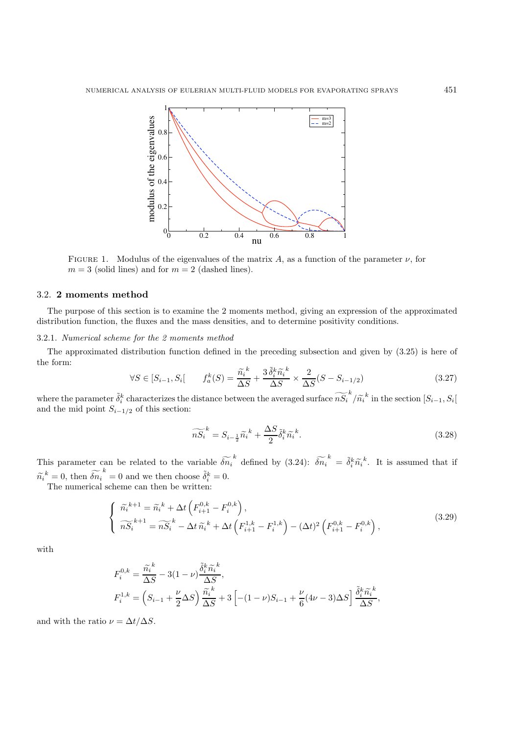FIGURE 1. Modulus of the eigenvalues of the matrix $A$, as a function of the parameter $\nu$, for $m = 3$ (solid lines) and for $m = 2$ (dashed lines).

### 3.2. **2 moments method**

The purpose of this section is to examine the 2 moments method, giving an expression of the approximated distribution function, the fluxes and the mass densities, and to determine positivity conditions.

#### 3.2.1. *Numerical scheme for the 2 moments method*

The approximated distribution function defined in the preceding subsection and given by (3.25) is here of the form:

$$\forall S \in [S_{i-1}, S_i[ \qquad f_a^k(S) = \frac{\widetilde{n}_i^{\,k}}{\Delta S} + \frac{3\,\tilde{\delta}_i^k \widetilde{n}_i^{\,k}}{\Delta S} \times \frac{2}{\Delta S}(S - S_{i-1/2}) \tag{3.27}$$

where the parameter $\tilde{\delta}_i^k$ characterizes the distance between the averaged surface $\widetilde{nS}_i^{\,k}/\widetilde{n}_i^{\,k}$ in the section $[S_{i-1}, S_i[$ and the mid point $S_{i-1/2}$ of this section:

$$\widetilde{nS}_i^{\,k} = S_{i-\frac{1}{2}}\widetilde{n}_i^{\,k} + \frac{\Delta S}{2}\tilde{\delta}_i^k \widetilde{n}_i^{\,k}. \tag{3.28}$$

This parameter can be related to the variable $\widetilde{\delta n}_i^{\,k}$ defined by (3.24): $\widetilde{\delta n}_i^{\,k} = \tilde{\delta}_i^k \widetilde{n}_i^{\,k}$. It is assumed that if $\widetilde{n}_i^{\,k} = 0$, then $\widetilde{\delta n}_i^{\,k} = 0$ and we then choose $\tilde{\delta}_i^k = 0$.

The numerical scheme can then be written:

$$\begin{cases} \widetilde{n}_i^{\,k+1} = \widetilde{n}_i^{\,k} + \Delta t \left( F_{i+1}^{0,k} - F_i^{0,k} \right), \\ \widetilde{nS}_i^{\,k+1} = \widetilde{nS}_i^{\,k} - \Delta t\, \widetilde{n}_i^{\,k} + \Delta t \left( F_{i+1}^{1,k} - F_i^{1,k} \right) - (\Delta t)^2 \left( F_{i+1}^{0,k} - F_i^{0,k} \right), \end{cases} \tag{3.29}$$

with

$$F_i^{0,k} = \frac{\widetilde{n}_i^{\,k}}{\Delta S} - 3(1-\nu)\frac{\tilde{\delta}_i^k \widetilde{n}_i^{\,k}}{\Delta S},$$

$$F_i^{1,k} = \left( S_{i-1} + \frac{\nu}{2}\Delta S \right) \frac{\widetilde{n}_i^{\,k}}{\Delta S} + 3\left[ -(1-\nu)S_{i-1} + \frac{\nu}{6}(4\nu - 3)\Delta S \right] \frac{\tilde{\delta}_i^k \widetilde{n}_i^{\,k}}{\Delta S},$$

and with the ratio $\nu = \Delta t / \Delta S$.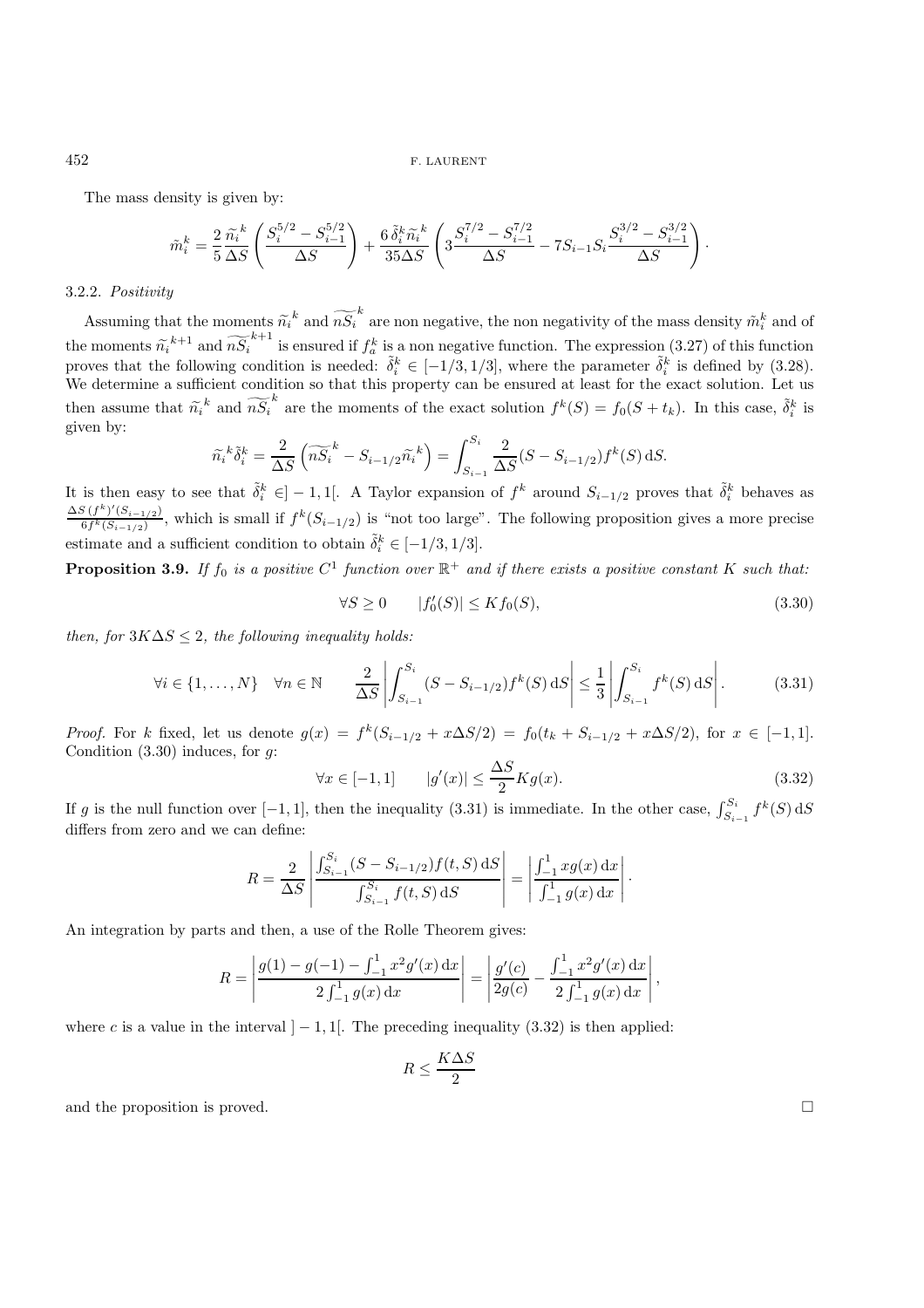The mass density is given by:

$$\tilde{m}_i^k = \frac{2}{5}\frac{\widetilde{n}_i^{\,k}}{\Delta S}\left(\frac{S_i^{5/2} - S_{i-1}^{5/2}}{\Delta S}\right) + \frac{6\,\tilde{\delta}_i^k \widetilde{n}_i^{\,k}}{35\Delta S}\left(3\frac{S_i^{7/2} - S_{i-1}^{7/2}}{\Delta S} - 7S_{i-1}S_i\frac{S_i^{3/2} - S_{i-1}^{3/2}}{\Delta S}\right).$$

#### 3.2.2. *Positivity*

Assuming that the moments $\widetilde{n}_i^{\,k}$ and $\widetilde{nS}_i^{\,k}$ are non negative, the non negativity of the mass density $\tilde{m}_i^k$ and of the moments $\widetilde{n}_i^{\,k+1}$ and $\widetilde{nS}_i^{\,k+1}$ is ensured if $f_a^k$ is a non negative function. The expression (3.27) of this function proves that the following condition is needed: $\tilde{\delta}_i^k \in [-1/3, 1/3]$, where the parameter $\tilde{\delta}_i^k$ is defined by (3.28). We determine a sufficient condition so that this property can be ensured at least for the exact solution. Let us then assume that $\widetilde{n}_i^{\,k}$ and $\widetilde{nS}_i^{\,k}$ are the moments of the exact solution $f^k(S) = f_0(S + t_k)$. In this case, $\tilde{\delta}_i^k$ is given by:

$$\widetilde{n}_i^{\,k}\tilde{\delta}_i^k = \frac{2}{\Delta S}\left(\widetilde{nS}_i^{\,k} - S_{i-1/2}\widetilde{n}_i^{\,k}\right) = \int_{S_{i-1}}^{S_i} \frac{2}{\Delta S}(S - S_{i-1/2})f^k(S)\,\mathrm{d}S.$$

It is then easy to see that $\tilde{\delta}_i^k \in ]-1, 1[$. A Taylor expansion of $f^k$ around $S_{i-1/2}$ proves that $\tilde{\delta}_i^k$ behaves as $\frac{\Delta S\,(f^k)'(S_{i-1/2})}{6f^k(S_{i-1/2})}$, which is small if $f^k(S_{i-1/2})$ is "not too large". The following proposition gives a more precise estimate and a sufficient condition to obtain $\tilde{\delta}_i^k \in [-1/3, 1/3]$.

**Proposition 3.9.** *If $f_0$ is a positive $C^1$ function over $\mathbb{R}^+$ and if there exists a positive constant $K$ such that:*

$$\forall S \geq 0 \qquad |f_0'(S)| \leq K f_0(S), \tag{3.30}$$

*then, for $3K\Delta S \leq 2$, the following inequality holds:*

$$\forall i \in \{1, \ldots, N\} \quad \forall n \in \mathbb{N} \qquad \frac{2}{\Delta S}\left|\int_{S_{i-1}}^{S_i}(S - S_{i-1/2})f^k(S)\,\mathrm{d}S\right| \leq \frac{1}{3}\left|\int_{S_{i-1}}^{S_i} f^k(S)\,\mathrm{d}S\right|. \tag{3.31}$$

*Proof.* For $k$ fixed, let us denote $g(x) = f^k(S_{i-1/2} + x\Delta S/2) = f_0(t_k + S_{i-1/2} + x\Delta S/2)$, for $x \in [-1, 1]$. Condition (3.30) induces, for $g$:

$$\forall x \in [-1, 1] \qquad |g'(x)| \leq \frac{\Delta S}{2}Kg(x). \tag{3.32}$$

If $g$ is the null function over $[-1, 1]$, then the inequality (3.31) is immediate. In the other case, $\int_{S_{i-1}}^{S_i} f^k(S)\,\mathrm{d}S$ differs from zero and we can define:

$$R = \frac{2}{\Delta S}\left|\frac{\int_{S_{i-1}}^{S_i}(S - S_{i-1/2})f(t, S)\,\mathrm{d}S}{\int_{S_{i-1}}^{S_i} f(t, S)\,\mathrm{d}S}\right| = \left|\frac{\int_{-1}^{1} xg(x)\,\mathrm{d}x}{\int_{-1}^{1} g(x)\,\mathrm{d}x}\right|.$$

An integration by parts and then, a use of the Rolle Theorem gives:

$$R = \left|\frac{g(1) - g(-1) - \int_{-1}^{1} x^2 g'(x)\,\mathrm{d}x}{2\int_{-1}^{1} g(x)\,\mathrm{d}x}\right| = \left|\frac{g'(c)}{2g(c)} - \frac{\int_{-1}^{1} x^2 g'(x)\,\mathrm{d}x}{2\int_{-1}^{1} g(x)\,\mathrm{d}x}\right|,$$

where $c$ is a value in the interval $]-1, 1[$. The preceding inequality (3.32) is then applied:

$$R \leq \frac{K\Delta S}{2}$$

and the proposition is proved. □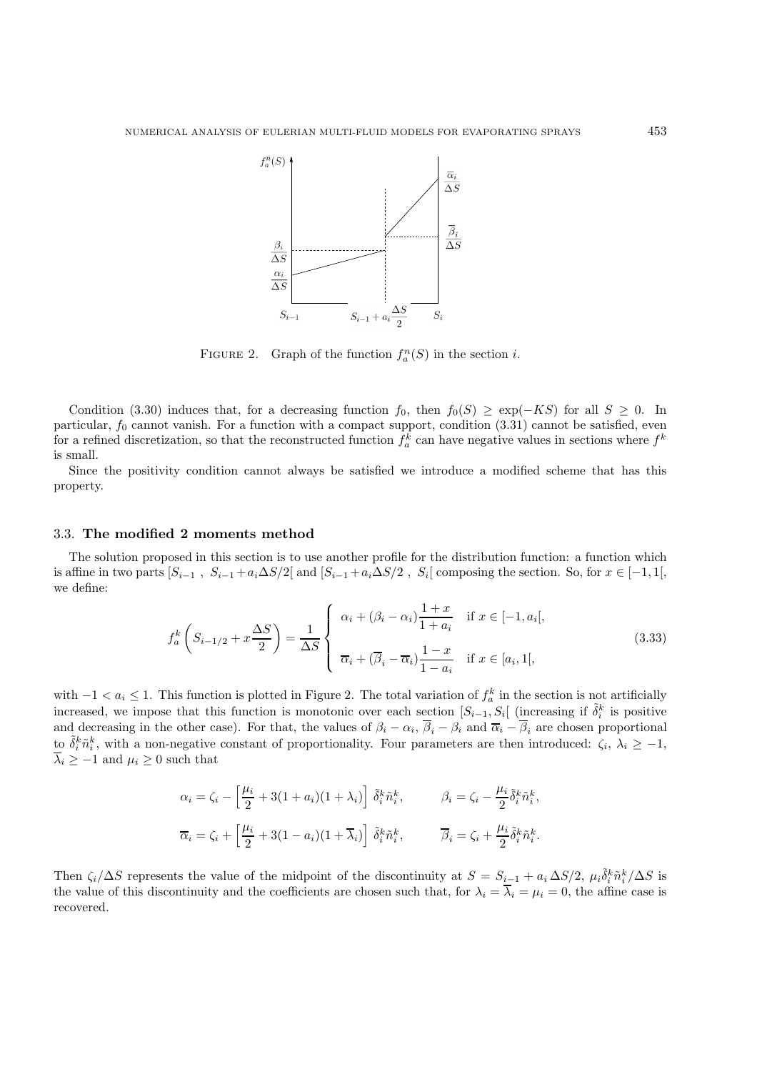Figure 2. Graph of the function $f_a^n(S)$ in the section $i$.

Condition (3.30) induces that, for a decreasing function $f_0$, then $f_0(S) \geq \exp(-KS)$ for all $S \geq 0$. In particular, $f_0$ cannot vanish. For a function with a compact support, condition (3.31) cannot be satisfied, even for a refined discretization, so that the reconstructed function $f_a^k$ can have negative values in sections where $f^k$ is small.

Since the positivity condition cannot always be satisfied we introduce a modified scheme that has this property.

### 3.3. **The modified 2 moments method**

The solution proposed in this section is to use another profile for the distribution function: a function which is affine in two parts $[S_{i-1}\ ,\ S_{i-1}+a_i\Delta S/2[$ and $[S_{i-1}+a_i\Delta S/2\ ,\ S_i[$ composing the section. So, for $x \in [-1, 1[$, we define:

$$f_a^k\left(S_{i-1/2} + x\frac{\Delta S}{2}\right) = \frac{1}{\Delta S}\begin{cases} \alpha_i + (\beta_i - \alpha_i)\dfrac{1+x}{1+a_i} & \text{if } x \in [-1, a_i[, \\ \overline{\alpha}_i + (\overline{\beta}_i - \overline{\alpha}_i)\dfrac{1-x}{1-a_i} & \text{if } x \in [a_i, 1[, \end{cases} \tag{3.33}$$

with $-1 < a_i \leq 1$. This function is plotted in Figure 2. The total variation of $f_a^k$ in the section is not artificially increased, we impose that this function is monotonic over each section $[S_{i-1}, S_i[$ (increasing if $\tilde{\delta}_i^k$ is positive and decreasing in the other case). For that, the values of $\beta_i - \alpha_i$, $\overline{\beta}_i - \beta_i$ and $\overline{\alpha}_i - \overline{\beta}_i$ are chosen proportional to $\tilde{\delta}_i^k \tilde{n}_i^k$, with a non-negative constant of proportionality. Four parameters are then introduced: $\zeta_i$, $\lambda_i \geq -1$, $\overline{\lambda}_i \geq -1$ and $\mu_i \geq 0$ such that

$$\alpha_i = \zeta_i - \left[\frac{\mu_i}{2} + 3(1+a_i)(1+\lambda_i)\right]\tilde{\delta}_i^k \tilde{n}_i^k, \qquad \beta_i = \zeta_i - \frac{\mu_i}{2}\tilde{\delta}_i^k \tilde{n}_i^k,$$

$$\overline{\alpha}_i = \zeta_i + \left[\frac{\mu_i}{2} + 3(1-a_i)(1+\overline{\lambda}_i)\right]\tilde{\delta}_i^k \tilde{n}_i^k, \qquad \overline{\beta}_i = \zeta_i + \frac{\mu_i}{2}\tilde{\delta}_i^k \tilde{n}_i^k.$$

Then $\zeta_i/\Delta S$ represents the value of the midpoint of the discontinuity at $S = S_{i-1} + a_i\,\Delta S/2$, $\mu_i \tilde{\delta}_i^k \tilde{n}_i^k/\Delta S$ is the value of this discontinuity and the coefficients are chosen such that, for $\lambda_i = \overline{\lambda}_i = \mu_i = 0$, the affine case is recovered.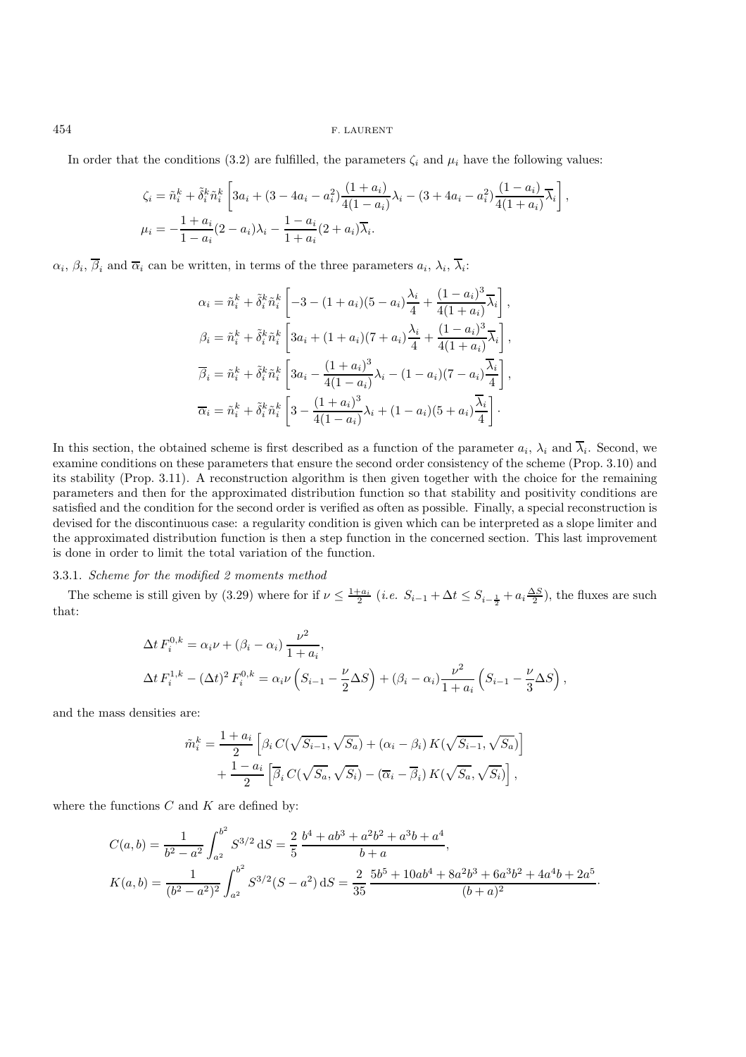In order that the conditions (3.2) are fulfilled, the parameters $\zeta_i$ and $\mu_i$ have the following values:

$$\zeta_i = \tilde{n}_i^k + \tilde{\delta}_i^k \tilde{n}_i^k \left[ 3a_i + (3 - 4a_i - a_i^2)\frac{(1+a_i)}{4(1-a_i)}\lambda_i - (3 + 4a_i - a_i^2)\frac{(1-a_i)}{4(1+a_i)}\overline{\lambda}_i \right],$$

$$\mu_i = -\frac{1+a_i}{1-a_i}(2-a_i)\lambda_i - \frac{1-a_i}{1+a_i}(2+a_i)\overline{\lambda}_i.$$

$\alpha_i$, $\beta_i$, $\overline{\beta}_i$ and $\overline{\alpha}_i$ can be written, in terms of the three parameters $a_i$, $\lambda_i$, $\overline{\lambda}_i$:

$$\alpha_i = \tilde{n}_i^k + \tilde{\delta}_i^k \tilde{n}_i^k \left[ -3 - (1+a_i)(5-a_i)\frac{\lambda_i}{4} + \frac{(1-a_i)^3}{4(1+a_i)}\overline{\lambda}_i \right],$$

$$\beta_i = \tilde{n}_i^k + \tilde{\delta}_i^k \tilde{n}_i^k \left[ 3a_i + (1+a_i)(7+a_i)\frac{\lambda_i}{4} + \frac{(1-a_i)^3}{4(1+a_i)}\overline{\lambda}_i \right],$$

$$\overline{\beta}_i = \tilde{n}_i^k + \tilde{\delta}_i^k \tilde{n}_i^k \left[ 3a_i - \frac{(1+a_i)^3}{4(1-a_i)}\lambda_i - (1-a_i)(7-a_i)\frac{\overline{\lambda}_i}{4} \right],$$

$$\overline{\alpha}_i = \tilde{n}_i^k + \tilde{\delta}_i^k \tilde{n}_i^k \left[ 3 - \frac{(1+a_i)^3}{4(1-a_i)}\lambda_i + (1-a_i)(5+a_i)\frac{\overline{\lambda}_i}{4} \right] \cdot$$

In this section, the obtained scheme is first described as a function of the parameter $a_i$, $\lambda_i$ and $\overline{\lambda}_i$. Second, we examine conditions on these parameters that ensure the second order consistency of the scheme (Prop. 3.10) and its stability (Prop. 3.11). A reconstruction algorithm is then given together with the choice for the remaining parameters and then for the approximated distribution function so that stability and positivity conditions are satisfied and the condition for the second order is verified as often as possible. Finally, a special reconstruction is devised for the discontinuous case: a regularity condition is given which can be interpreted as a slope limiter and the approximated distribution function is then a step function in the concerned section. This last improvement is done in order to limit the total variation of the function.

#### 3.3.1. *Scheme for the modified 2 moments method*

The scheme is still given by (3.29) where for if $\nu \leq \frac{1+a_i}{2}$ (*i.e.* $S_{i-1} + \Delta t \leq S_{i-\frac{1}{2}} + a_i \frac{\Delta S}{2}$), the fluxes are such that:

$$\Delta t \, F_i^{0,k} = \alpha_i \nu + (\beta_i - \alpha_i)\,\frac{\nu^2}{1+a_i},$$

$$\Delta t \, F_i^{1,k} - (\Delta t)^2 \, F_i^{0,k} = \alpha_i \nu \left( S_{i-1} - \frac{\nu}{2}\Delta S \right) + (\beta_i - \alpha_i)\frac{\nu^2}{1+a_i}\left( S_{i-1} - \frac{\nu}{3}\Delta S \right),$$

and the mass densities are:

$$\tilde{m}_i^k = \frac{1+a_i}{2}\left[ \beta_i \, C(\sqrt{S_{i-1}}, \sqrt{S_a}) + (\alpha_i - \beta_i)\, K(\sqrt{S_{i-1}}, \sqrt{S_a}) \right] + \frac{1-a_i}{2}\left[ \overline{\beta}_i \, C(\sqrt{S_a}, \sqrt{S_i}) - (\overline{\alpha}_i - \overline{\beta}_i)\, K(\sqrt{S_a}, \sqrt{S_i}) \right],$$

where the functions $C$ and $K$ are defined by:

$$C(a,b) = \frac{1}{b^2 - a^2}\int_{a^2}^{b^2} S^{3/2}\,\mathrm{d}S = \frac{2}{5}\,\frac{b^4 + ab^3 + a^2b^2 + a^3b + a^4}{b+a},$$

$$K(a,b) = \frac{1}{(b^2 - a^2)^2}\int_{a^2}^{b^2} S^{3/2}(S - a^2)\,\mathrm{d}S = \frac{2}{35}\,\frac{5b^5 + 10ab^4 + 8a^2b^3 + 6a^3b^2 + 4a^4b + 2a^5}{(b+a)^2} \cdot$$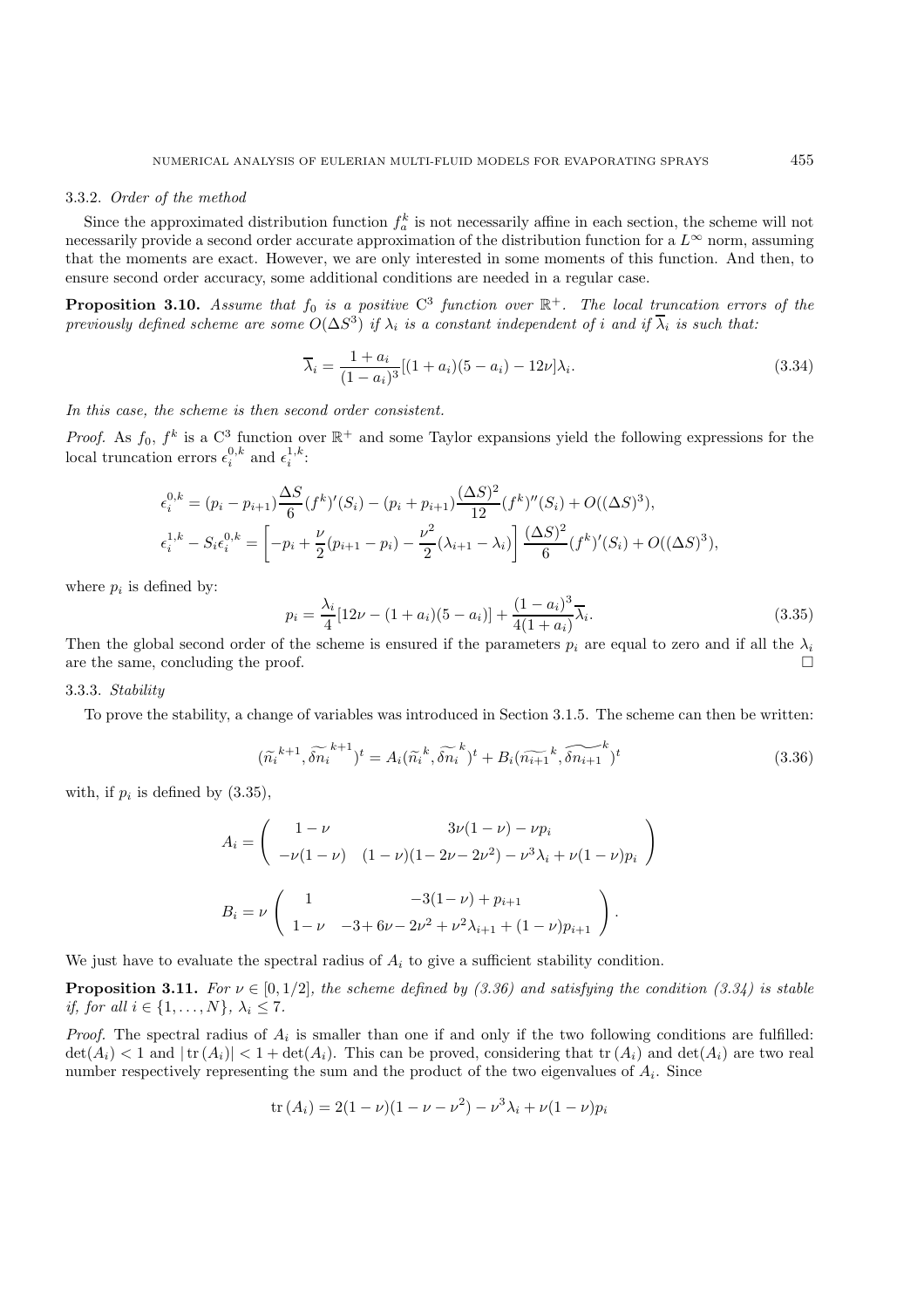### 3.3.2. *Order of the method*

Since the approximated distribution function $f_a^k$ is not necessarily affine in each section, the scheme will not necessarily provide a second order accurate approximation of the distribution function for a $L^\infty$ norm, assuming that the moments are exact. However, we are only interested in some moments of this function. And then, to ensure second order accuracy, some additional conditions are needed in a regular case.

**Proposition 3.10.** *Assume that $f_0$ is a positive $C^3$ function over $\mathbb{R}^+$. The local truncation errors of the previously defined scheme are some $O(\Delta S^3)$ if $\lambda_i$ is a constant independent of $i$ and if $\overline{\lambda}_i$ is such that:*

$$\overline{\lambda}_i = \frac{1+a_i}{(1-a_i)^3}[(1+a_i)(5-a_i) - 12\nu]\lambda_i. \tag{3.34}$$

*In this case, the scheme is then second order consistent.*

*Proof.* As $f_0$, $f^k$ is a $C^3$ function over $\mathbb{R}^+$ and some Taylor expansions yield the following expressions for the local truncation errors $\epsilon_i^{0,k}$ and $\epsilon_i^{1,k}$:

$$\epsilon_i^{0,k} = (p_i - p_{i+1})\frac{\Delta S}{6}(f^k)'(S_i) - (p_i + p_{i+1})\frac{(\Delta S)^2}{12}(f^k)''(S_i) + O((\Delta S)^3),$$

$$\epsilon_i^{1,k} - S_i\epsilon_i^{0,k} = \left[-p_i + \frac{\nu}{2}(p_{i+1} - p_i) - \frac{\nu^2}{2}(\lambda_{i+1} - \lambda_i)\right]\frac{(\Delta S)^2}{6}(f^k)'(S_i) + O((\Delta S)^3),$$

where $p_i$ is defined by:

$$p_i = \frac{\lambda_i}{4}[12\nu - (1+a_i)(5-a_i)] + \frac{(1-a_i)^3}{4(1+a_i)}\overline{\lambda}_i. \tag{3.35}$$

Then the global second order of the scheme is ensured if the parameters $p_i$ are equal to zero and if all the $\lambda_i$ are the same, concluding the proof. ☐

### 3.3.3. *Stability*

To prove the stability, a change of variables was introduced in Section 3.1.5. The scheme can then be written:

$$(\widetilde{n_i}^{k+1}, \widetilde{\delta n_i}^{k+1})^t = A_i(\widetilde{n_i}^k, \widetilde{\delta n_i}^k)^t + B_i(\widetilde{n_{i+1}}^k, \widetilde{\delta n_{i+1}}^k)^t \tag{3.36}$$

with, if $p_i$ is defined by (3.35),

$$A_i = \begin{pmatrix} 1-\nu & 3\nu(1-\nu) - \nu p_i \\ -\nu(1-\nu) & (1-\nu)(1-2\nu-2\nu^2) - \nu^3\lambda_i + \nu(1-\nu)p_i \end{pmatrix}$$

$$B_i = \nu\begin{pmatrix} 1 & -3(1-\nu) + p_{i+1} \\ 1-\nu & -3+6\nu-2\nu^2+\nu^2\lambda_{i+1} + (1-\nu)p_{i+1} \end{pmatrix}.$$

We just have to evaluate the spectral radius of $A_i$ to give a sufficient stability condition.

**Proposition 3.11.** *For $\nu \in [0, 1/2]$, the scheme defined by (3.36) and satisfying the condition (3.34) is stable if, for all $i \in \{1, \ldots, N\}$, $\lambda_i \leq 7$.*

*Proof.* The spectral radius of $A_i$ is smaller than one if and only if the two following conditions are fulfilled: $\det(A_i) < 1$ and $|\operatorname{tr}(A_i)| < 1 + \det(A_i)$. This can be proved, considering that $\operatorname{tr}(A_i)$ and $\det(A_i)$ are two real number respectively representing the sum and the product of the two eigenvalues of $A_i$. Since

$$\operatorname{tr}(A_i) = 2(1-\nu)(1-\nu-\nu^2) - \nu^3\lambda_i + \nu(1-\nu)p_i$$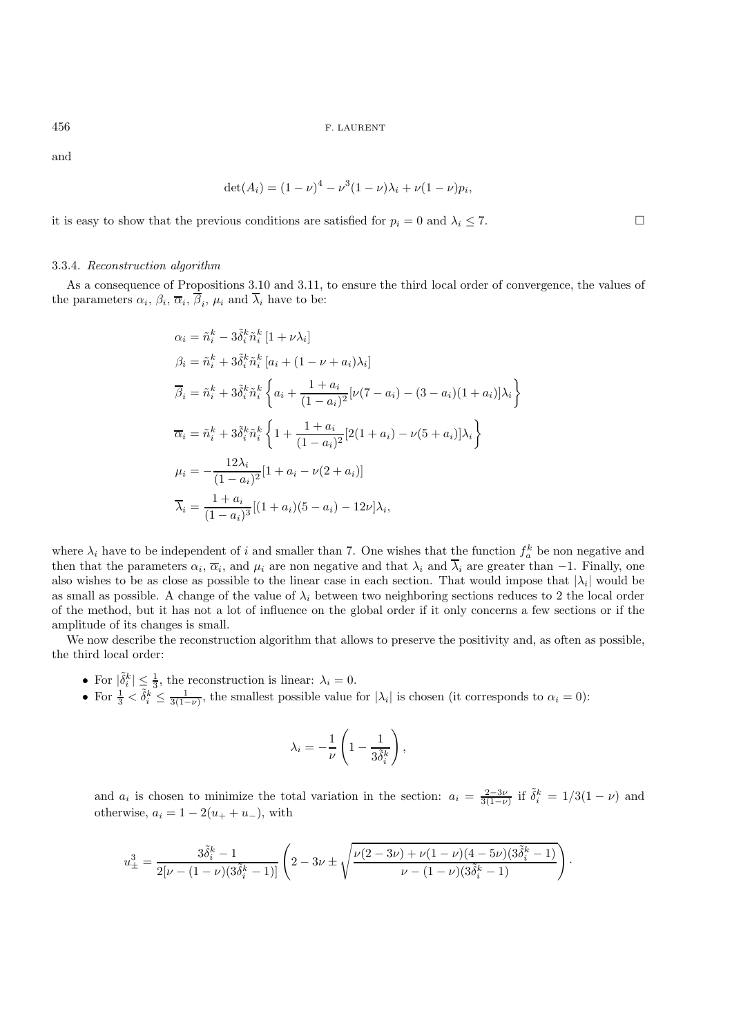and

$$\det(A_i) = (1-\nu)^4 - \nu^3(1-\nu)\lambda_i + \nu(1-\nu)p_i,$$

it is easy to show that the previous conditions are satisfied for $p_i = 0$ and $\lambda_i \leq 7$. $\square$

#### 3.3.4. *Reconstruction algorithm*

As a consequence of Propositions 3.10 and 3.11, to ensure the third local order of convergence, the values of the parameters $\alpha_i$, $\beta_i$, $\overline{\alpha}_i$, $\overline{\beta}_i$, $\mu_i$ and $\overline{\lambda}_i$ have to be:

$$
\begin{aligned}
\alpha_i &= \tilde{n}_i^k - 3\tilde{\delta}_i^k \tilde{n}_i^k \left[1 + \nu\lambda_i\right] \\
\beta_i &= \tilde{n}_i^k + 3\tilde{\delta}_i^k \tilde{n}_i^k \left[a_i + (1 - \nu + a_i)\lambda_i\right] \\
\overline{\beta}_i &= \tilde{n}_i^k + 3\tilde{\delta}_i^k \tilde{n}_i^k \left\{a_i + \frac{1+a_i}{(1-a_i)^2}[\nu(7-a_i) - (3-a_i)(1+a_i)]\lambda_i\right\} \\
\overline{\alpha}_i &= \tilde{n}_i^k + 3\tilde{\delta}_i^k \tilde{n}_i^k \left\{1 + \frac{1+a_i}{(1-a_i)^2}[2(1+a_i) - \nu(5+a_i)]\lambda_i\right\} \\
\mu_i &= -\frac{12\lambda_i}{(1-a_i)^2}[1 + a_i - \nu(2+a_i)] \\
\overline{\lambda}_i &= \frac{1+a_i}{(1-a_i)^3}[(1+a_i)(5-a_i) - 12\nu]\lambda_i,
\end{aligned}
$$

where $\lambda_i$ have to be independent of $i$ and smaller than 7. One wishes that the function $f_a^k$ be non negative and then that the parameters $\alpha_i$, $\overline{\alpha}_i$, and $\mu_i$ are non negative and that $\lambda_i$ and $\overline{\lambda}_i$ are greater than $-1$. Finally, one also wishes to be as close as possible to the linear case in each section. That would impose that $|\lambda_i|$ would be as small as possible. A change of the value of $\lambda_i$ between two neighboring sections reduces to 2 the local order of the method, but it has not a lot of influence on the global order if it only concerns a few sections or if the amplitude of its changes is small.

We now describe the reconstruction algorithm that allows to preserve the positivity and, as often as possible, the third local order:

- For $|\tilde{\delta}_i^k| \leq \frac{1}{3}$, the reconstruction is linear: $\lambda_i = 0$.
- For $\frac{1}{3} < \tilde{\delta}_i^k \leq \frac{1}{3(1-\nu)}$, the smallest possible value for $|\lambda_i|$ is chosen (it corresponds to $\alpha_i = 0$):

$$\lambda_i = -\frac{1}{\nu}\left(1 - \frac{1}{3\tilde{\delta}_i^k}\right),$$

and $a_i$ is chosen to minimize the total variation in the section: $a_i = \frac{2-3\nu}{3(1-\nu)}$ if $\tilde{\delta}_i^k = 1/3(1-\nu)$ and otherwise, $a_i = 1 - 2(u_+ + u_-)$, with

$$u_\pm^3 = \frac{3\tilde{\delta}_i^k - 1}{2[\nu - (1-\nu)(3\tilde{\delta}_i^k - 1)]}\left(2 - 3\nu \pm \sqrt{\frac{\nu(2-3\nu) + \nu(1-\nu)(4-5\nu)(3\tilde{\delta}_i^k - 1)}{\nu - (1-\nu)(3\tilde{\delta}_i^k - 1)}}\right).$$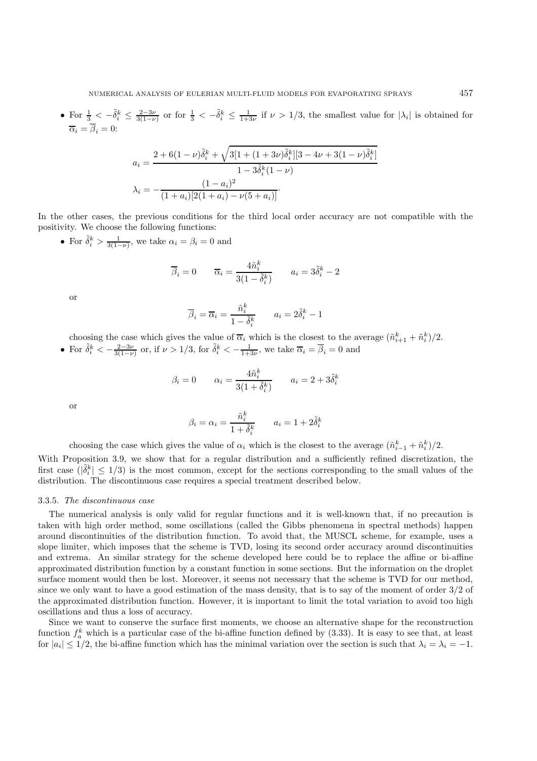- For $\frac{1}{3} < -\tilde{\delta}_i^k \leq \frac{2-3\nu}{3(1-\nu)}$ or for $\frac{1}{3} < -\tilde{\delta}_i^k \leq \frac{1}{1+3\nu}$ if $\nu > 1/3$, the smallest value for $|\lambda_i|$ is obtained for $\overline{\alpha}_i = \overline{\beta}_i = 0$:

$$a_i = \frac{2 + 6(1-\nu)\tilde{\delta}_i^k + \sqrt{3[1+(1+3\nu)\tilde{\delta}_i^k][3 - 4\nu + 3(1-\nu)\tilde{\delta}_i^k]}}{1 - 3\tilde{\delta}_i^k(1-\nu)}$$

$$\lambda_i = -\frac{(1-a_i)^2}{(1+a_i)[2(1+a_i) - \nu(5+a_i)]}\cdot$$

In the other cases, the previous conditions for the third local order accuracy are not compatible with the positivity. We choose the following functions:

- For $\tilde{\delta}_i^k > \frac{1}{3(1-\nu)}$, we take $\alpha_i = \beta_i = 0$ and

$$\overline{\beta}_i = 0 \qquad \overline{\alpha}_i = \frac{4\tilde{n}_i^k}{3(1-\tilde{\delta}_i^k)} \qquad a_i = 3\tilde{\delta}_i^k - 2$$

  or

$$\overline{\beta}_i = \overline{\alpha}_i = \frac{\tilde{n}_i^k}{1-\tilde{\delta}_i^k} \qquad a_i = 2\tilde{\delta}_i^k - 1$$

  choosing the case which gives the value of $\overline{\alpha}_i$ which is the closest to the average $(\tilde{n}_{i+1}^k + \tilde{n}_i^k)/2$.

- For $\tilde{\delta}_i^k < -\frac{2-3\nu}{3(1-\nu)}$ or, if $\nu > 1/3$, for $\tilde{\delta}_i^k < -\frac{1}{1+3\nu}$, we take $\overline{\alpha}_i = \overline{\beta}_i = 0$ and

$$\beta_i = 0 \qquad \alpha_i = \frac{4\tilde{n}_i^k}{3(1+\tilde{\delta}_i^k)} \qquad a_i = 2 + 3\tilde{\delta}_i^k$$

  or

$$\beta_i = \alpha_i = \frac{\tilde{n}_i^k}{1+\tilde{\delta}_i^k} \qquad a_i = 1 + 2\tilde{\delta}_i^k$$

  choosing the case which gives the value of $\alpha_i$ which is the closest to the average $(\tilde{n}_{i-1}^k + \tilde{n}_i^k)/2$.

With Proposition 3.9, we show that for a regular distribution and a sufficiently refined discretization, the first case ($|\tilde{\delta}_i^k| \leq 1/3$) is the most common, except for the sections corresponding to the small values of the distribution. The discontinuous case requires a special treatment described below.

### 3.3.5. *The discontinuous case*

The numerical analysis is only valid for regular functions and it is well-known that, if no precaution is taken with high order method, some oscillations (called the Gibbs phenomena in spectral methods) happen around discontinuities of the distribution function. To avoid that, the MUSCL scheme, for example, uses a slope limiter, which imposes that the scheme is TVD, losing its second order accuracy around discontinuities and extrema. An similar strategy for the scheme developed here could be to replace the affine or bi-affine approximated distribution function by a constant function in some sections. But the information on the droplet surface moment would then be lost. Moreover, it seems not necessary that the scheme is TVD for our method, since we only want to have a good estimation of the mass density, that is to say of the moment of order 3/2 of the approximated distribution function. However, it is important to limit the total variation to avoid too high oscillations and thus a loss of accuracy.

Since we want to conserve the surface first moments, we choose an alternative shape for the reconstruction function $f_a^k$ which is a particular case of the bi-affine function defined by (3.33). It is easy to see that, at least for $|a_i| \leq 1/2$, the bi-affine function which has the minimal variation over the section is such that $\lambda_i = \lambda_i = -1$.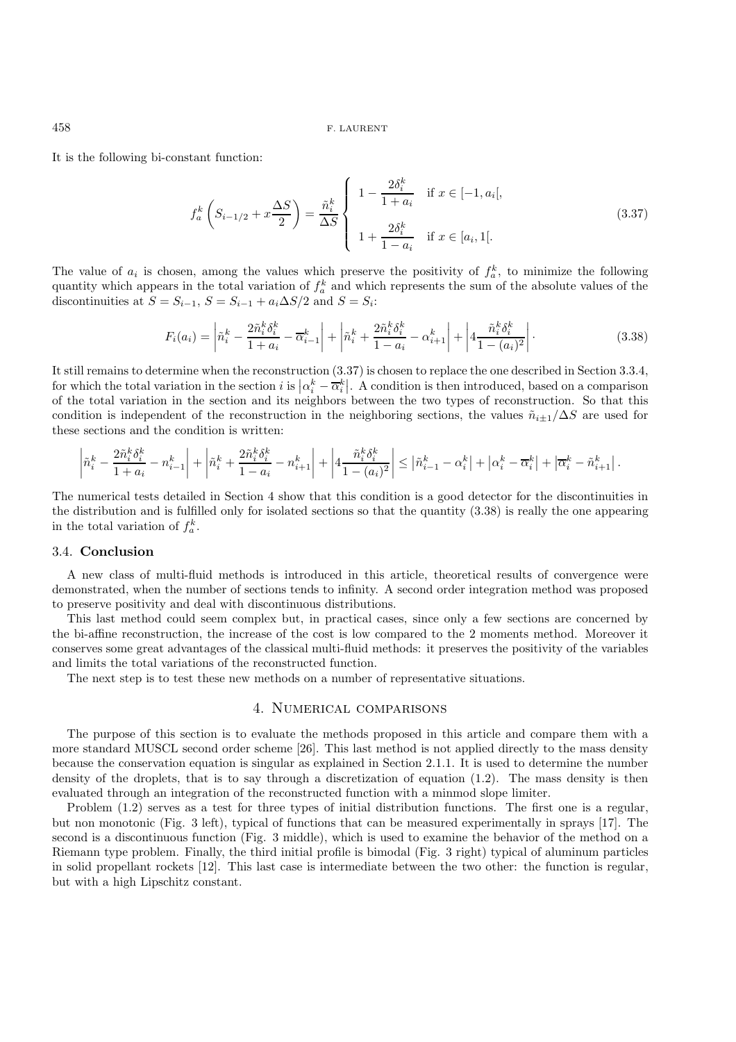It is the following bi-constant function:

$$
f_a^k\left(S_{i-1/2} + x\frac{\Delta S}{2}\right) = \frac{\tilde{n}_i^k}{\Delta S}\begin{cases} 1 - \dfrac{2\delta_i^k}{1+a_i} & \text{if } x \in [-1, a_i[, \\ \\ 1 + \dfrac{2\delta_i^k}{1-a_i} & \text{if } x \in [a_i, 1[. \end{cases} \tag{3.37}
$$

The value of $a_i$ is chosen, among the values which preserve the positivity of $f_a^k$, to minimize the following quantity which appears in the total variation of $f_a^k$ and which represents the sum of the absolute values of the discontinuities at $S = S_{i-1}$, $S = S_{i-1} + a_i\Delta S/2$ and $S = S_i$:

$$
F_i(a_i) = \left|\tilde{n}_i^k - \frac{2\tilde{n}_i^k\delta_i^k}{1+a_i} - \overline{\alpha}_{i-1}^k\right| + \left|\tilde{n}_i^k + \frac{2\tilde{n}_i^k\delta_i^k}{1-a_i} - \alpha_{i+1}^k\right| + \left|4\frac{\tilde{n}_i^k\delta_i^k}{1-(a_i)^2}\right| \cdot \tag{3.38}
$$

It still remains to determine when the reconstruction (3.37) is chosen to replace the one described in Section 3.3.4, for which the total variation in the section $i$ is $\left|\alpha_i^k - \overline{\alpha}_i^k\right|$. A condition is then introduced, based on a comparison of the total variation in the section and its neighbors between the two types of reconstruction. So that this condition is independent of the reconstruction in the neighboring sections, the values $\tilde{n}_{i\pm1}/\Delta S$ are used for these sections and the condition is written:

$$
\left|\tilde{n}_i^k - \frac{2\tilde{n}_i^k\delta_i^k}{1+a_i} - n_{i-1}^k\right| + \left|\tilde{n}_i^k + \frac{2\tilde{n}_i^k\delta_i^k}{1-a_i} - n_{i+1}^k\right| + \left|4\frac{\tilde{n}_i^k\delta_i^k}{1-(a_i)^2}\right| \leq \left|\tilde{n}_{i-1}^k - \alpha_i^k\right| + \left|\alpha_i^k - \overline{\alpha}_i^k\right| + \left|\overline{\alpha}_i^k - \tilde{n}_{i+1}^k\right|.
$$

The numerical tests detailed in Section 4 show that this condition is a good detector for the discontinuities in the distribution and is fulfilled only for isolated sections so that the quantity (3.38) is really the one appearing in the total variation of $f_a^k$.

### 3.4. **Conclusion**

A new class of multi-fluid methods is introduced in this article, theoretical results of convergence were demonstrated, when the number of sections tends to infinity. A second order integration method was proposed to preserve positivity and deal with discontinuous distributions.

This last method could seem complex but, in practical cases, since only a few sections are concerned by the bi-affine reconstruction, the increase of the cost is low compared to the 2 moments method. Moreover it conserves some great advantages of the classical multi-fluid methods: it preserves the positivity of the variables and limits the total variations of the reconstructed function.

The next step is to test these new methods on a number of representative situations.

## 4. Numerical comparisons

The purpose of this section is to evaluate the methods proposed in this article and compare them with a more standard MUSCL second order scheme [26]. This last method is not applied directly to the mass density because the conservation equation is singular as explained in Section 2.1.1. It is used to determine the number density of the droplets, that is to say through a discretization of equation (1.2). The mass density is then evaluated through an integration of the reconstructed function with a minmod slope limiter.

Problem (1.2) serves as a test for three types of initial distribution functions. The first one is a regular, but non monotonic (Fig. 3 left), typical of functions that can be measured experimentally in sprays [17]. The second is a discontinuous function (Fig. 3 middle), which is used to examine the behavior of the method on a Riemann type problem. Finally, the third initial profile is bimodal (Fig. 3 right) typical of aluminum particles in solid propellant rockets [12]. This last case is intermediate between the two other: the function is regular, but with a high Lipschitz constant.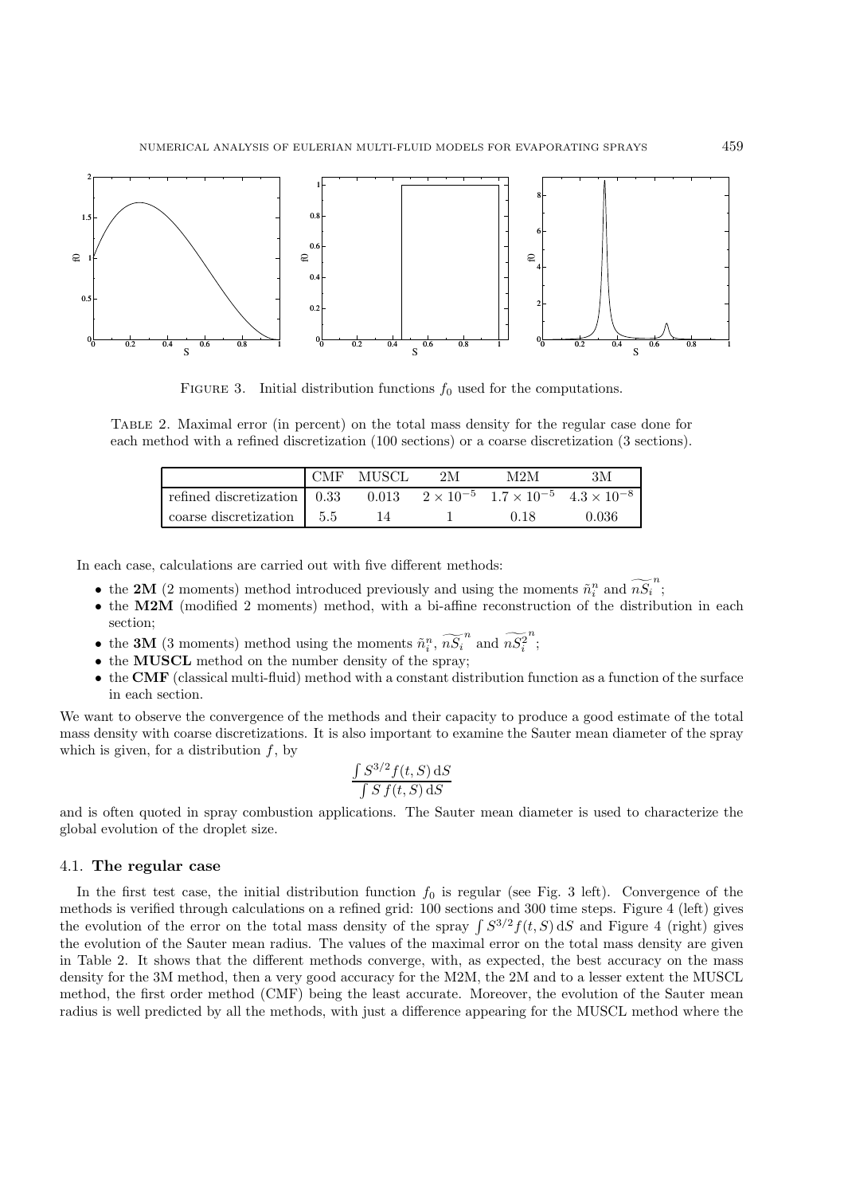Figure 3. Initial distribution functions $f_0$ used for the computations.

Table 2. Maximal error (in percent) on the total mass density for the regular case done for each method with a refined discretization (100 sections) or a coarse discretization (3 sections).

| | CMF | MUSCL | 2M | M2M | 3M |
|---|---|---|---|---|---|
| refined discretization | 0.33 | 0.013 | $2 \times 10^{-5}$ | $1.7 \times 10^{-5}$ | $4.3 \times 10^{-8}$ |
| coarse discretization | 5.5 | 14 | 1 | 0.18 | 0.036 |

In each case, calculations are carried out with five different methods:

- the **2M** (2 moments) method introduced previously and using the moments $\tilde{n}_i^n$ and $\widetilde{nS}_i^{\,n}$;
- the **M2M** (modified 2 moments) method, with a bi-affine reconstruction of the distribution in each section;
- the **3M** (3 moments) method using the moments $\tilde{n}_i^n$, $\widetilde{nS}_i^{\,n}$ and $\widetilde{nS^2_i}^{\,n}$;
- the **MUSCL** method on the number density of the spray;
- the **CMF** (classical multi-fluid) method with a constant distribution function as a function of the surface in each section.

We want to observe the convergence of the methods and their capacity to produce a good estimate of the total mass density with coarse discretizations. It is also important to examine the Sauter mean diameter of the spray which is given, for a distribution $f$, by

$$\frac{\int S^{3/2} f(t,S)\,\mathrm{d}S}{\int S\, f(t,S)\,\mathrm{d}S}$$

and is often quoted in spray combustion applications. The Sauter mean diameter is used to characterize the global evolution of the droplet size.

### 4.1. The regular case

In the first test case, the initial distribution function $f_0$ is regular (see Fig. 3 left). Convergence of the methods is verified through calculations on a refined grid: 100 sections and 300 time steps. Figure 4 (left) gives the evolution of the error on the total mass density of the spray $\int S^{3/2} f(t,S)\,\mathrm{d}S$ and Figure 4 (right) gives the evolution of the Sauter mean radius. The values of the maximal error on the total mass density are given in Table 2. It shows that the different methods converge, with, as expected, the best accuracy on the mass density for the 3M method, then a very good accuracy for the M2M, the 2M and to a lesser extent the MUSCL method, the first order method (CMF) being the least accurate. Moreover, the evolution of the Sauter mean radius is well predicted by all the methods, with just a difference appearing for the MUSCL method where the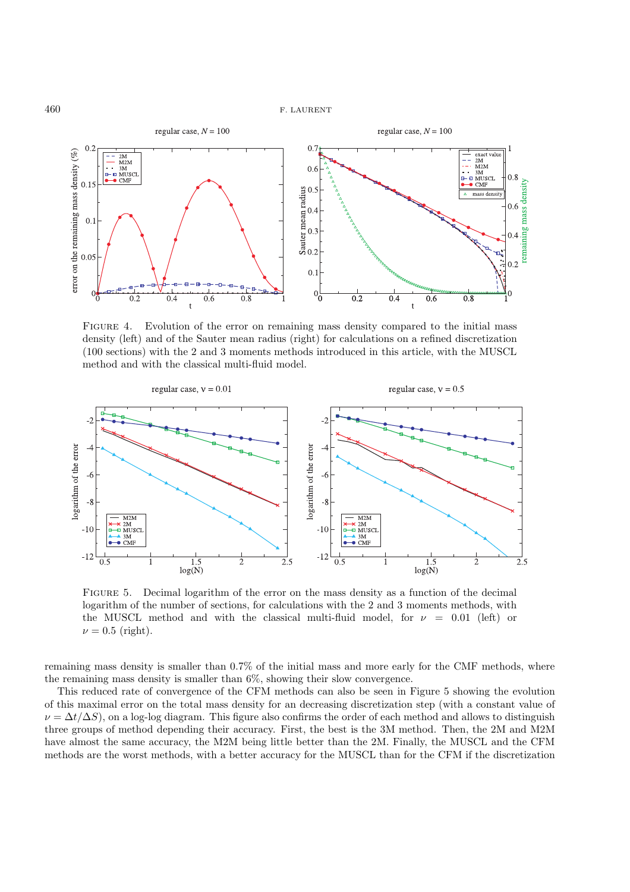FIGURE 4. Evolution of the error on remaining mass density compared to the initial mass density (left) and of the Sauter mean radius (right) for calculations on a refined discretization (100 sections) with the 2 and 3 moments methods introduced in this article, with the MUSCL method and with the classical multi-fluid model.

FIGURE 5. Decimal logarithm of the error on the mass density as a function of the decimal logarithm of the number of sections, for calculations with the 2 and 3 moments methods, with the MUSCL method and with the classical multi-fluid model, for $\nu = 0.01$ (left) or $\nu = 0.5$ (right).

remaining mass density is smaller than 0.7% of the initial mass and more early for the CMF methods, where the remaining mass density is smaller than 6%, showing their slow convergence.

This reduced rate of convergence of the CFM methods can also be seen in Figure 5 showing the evolution of this maximal error on the total mass density for an decreasing discretization step (with a constant value of $\nu = \Delta t/\Delta S$), on a log-log diagram. This figure also confirms the order of each method and allows to distinguish three groups of method depending their accuracy. First, the best is the 3M method. Then, the 2M and M2M have almost the same accuracy, the M2M being little better than the 2M. Finally, the MUSCL and the CFM methods are the worst methods, with a better accuracy for the MUSCL than for the CFM if the discretization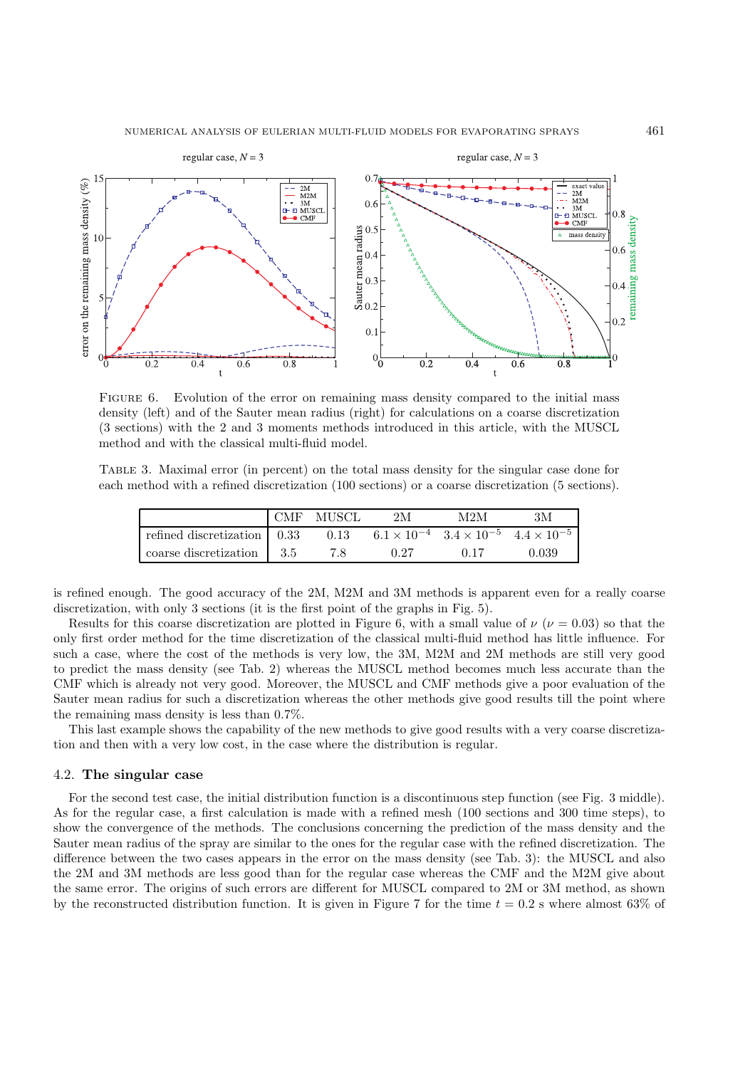FIGURE 6. Evolution of the error on remaining mass density compared to the initial mass density (left) and of the Sauter mean radius (right) for calculations on a coarse discretization (3 sections) with the 2 and 3 moments methods introduced in this article, with the MUSCL method and with the classical multi-fluid model.

TABLE 3. Maximal error (in percent) on the total mass density for the singular case done for each method with a refined discretization (100 sections) or a coarse discretization (5 sections).

| | CMF | MUSCL | 2M | M2M | 3M |
|---|---|---|---|---|---|
| refined discretization | 0.33 | 0.13 | $6.1\times10^{-4}$ | $3.4\times10^{-5}$ | $4.4\times10^{-5}$ |
| coarse discretization | 3.5 | 7.8 | 0.27 | 0.17 | 0.039 |

is refined enough. The good accuracy of the 2M, M2M and 3M methods is apparent even for a really coarse discretization, with only 3 sections (it is the first point of the graphs in Fig. 5).

Results for this coarse discretization are plotted in Figure 6, with a small value of $\nu$ ($\nu = 0.03$) so that the only first order method for the time discretization of the classical multi-fluid method has little influence. For such a case, where the cost of the methods is very low, the 3M, M2M and 2M methods are still very good to predict the mass density (see Tab. 2) whereas the MUSCL method becomes much less accurate than the CMF which is already not very good. Moreover, the MUSCL and CMF methods give a poor evaluation of the Sauter mean radius for such a discretization whereas the other methods give good results till the point where the remaining mass density is less than 0.7%.

This last example shows the capability of the new methods to give good results with a very coarse discretization and then with a very low cost, in the case where the distribution is regular.

## 4.2. The singular case

For the second test case, the initial distribution function is a discontinuous step function (see Fig. 3 middle). As for the regular case, a first calculation is made with a refined mesh (100 sections and 300 time steps), to show the convergence of the methods. The conclusions concerning the prediction of the mass density and the Sauter mean radius of the spray are similar to the ones for the regular case with the refined discretization. The difference between the two cases appears in the error on the mass density (see Tab. 3): the MUSCL and also the 2M and 3M methods are less good than for the regular case whereas the CMF and the M2M give about the same error. The origins of such errors are different for MUSCL compared to 2M or 3M method, as shown by the reconstructed distribution function. It is given in Figure 7 for the time $t = 0.2$ s where almost 63% of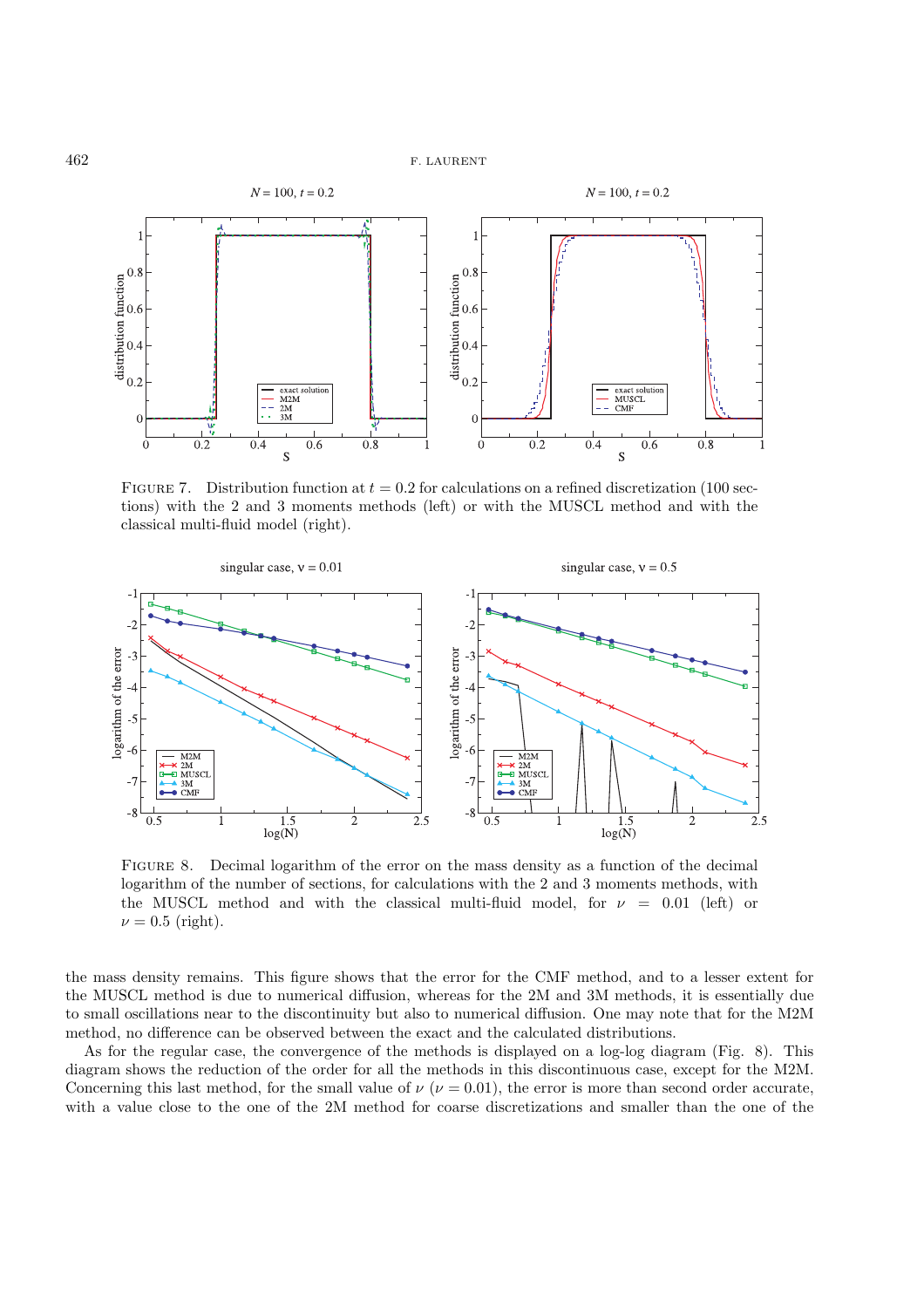FIGURE 7. Distribution function at $t = 0.2$ for calculations on a refined discretization (100 sections) with the 2 and 3 moments methods (left) or with the MUSCL method and with the classical multi-fluid model (right).

FIGURE 8. Decimal logarithm of the error on the mass density as a function of the decimal logarithm of the number of sections, for calculations with the 2 and 3 moments methods, with the MUSCL method and with the classical multi-fluid model, for $\nu = 0.01$ (left) or $\nu = 0.5$ (right).

the mass density remains. This figure shows that the error for the CMF method, and to a lesser extent for the MUSCL method is due to numerical diffusion, whereas for the 2M and 3M methods, it is essentially due to small oscillations near to the discontinuity but also to numerical diffusion. One may note that for the M2M method, no difference can be observed between the exact and the calculated distributions.

As for the regular case, the convergence of the methods is displayed on a log-log diagram (Fig. 8). This diagram shows the reduction of the order for all the methods in this discontinuous case, except for the M2M. Concerning this last method, for the small value of $\nu$ ($\nu = 0.01$), the error is more than second order accurate, with a value close to the one of the 2M method for coarse discretizations and smaller than the one of the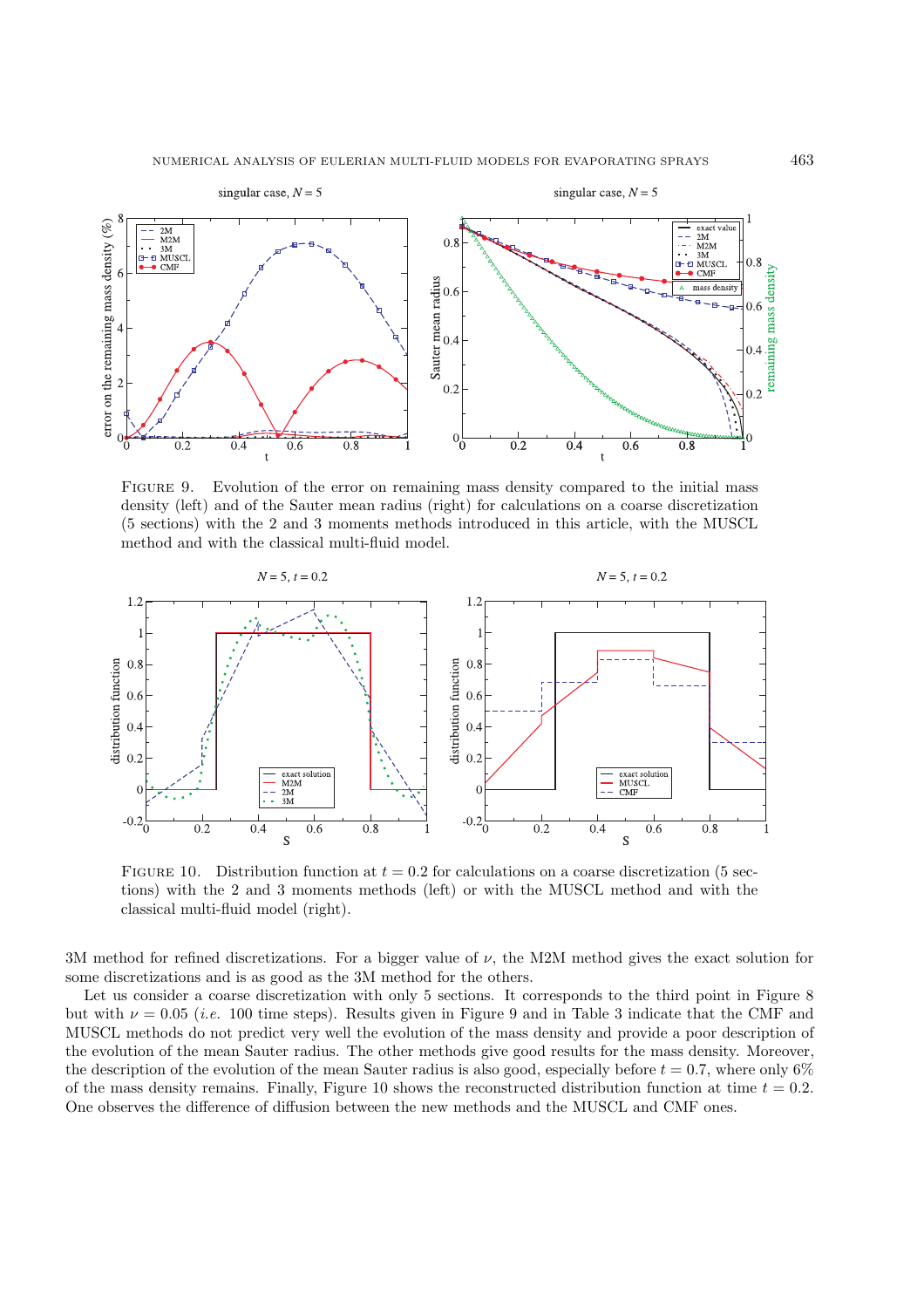FIGURE 9. Evolution of the error on remaining mass density compared to the initial mass density (left) and of the Sauter mean radius (right) for calculations on a coarse discretization (5 sections) with the 2 and 3 moments methods introduced in this article, with the MUSCL method and with the classical multi-fluid model.

FIGURE 10. Distribution function at $t = 0.2$ for calculations on a coarse discretization (5 sections) with the 2 and 3 moments methods (left) or with the MUSCL method and with the classical multi-fluid model (right).

3M method for refined discretizations. For a bigger value of $\nu$, the M2M method gives the exact solution for some discretizations and is as good as the 3M method for the others.

Let us consider a coarse discretization with only 5 sections. It corresponds to the third point in Figure 8 but with $\nu = 0.05$ (*i.e.* 100 time steps). Results given in Figure 9 and in Table 3 indicate that the CMF and MUSCL methods do not predict very well the evolution of the mass density and provide a poor description of the evolution of the mean Sauter radius. The other methods give good results for the mass density. Moreover, the description of the evolution of the mean Sauter radius is also good, especially before $t = 0.7$, where only 6% of the mass density remains. Finally, Figure 10 shows the reconstructed distribution function at time $t = 0.2$. One observes the difference of diffusion between the new methods and the MUSCL and CMF ones.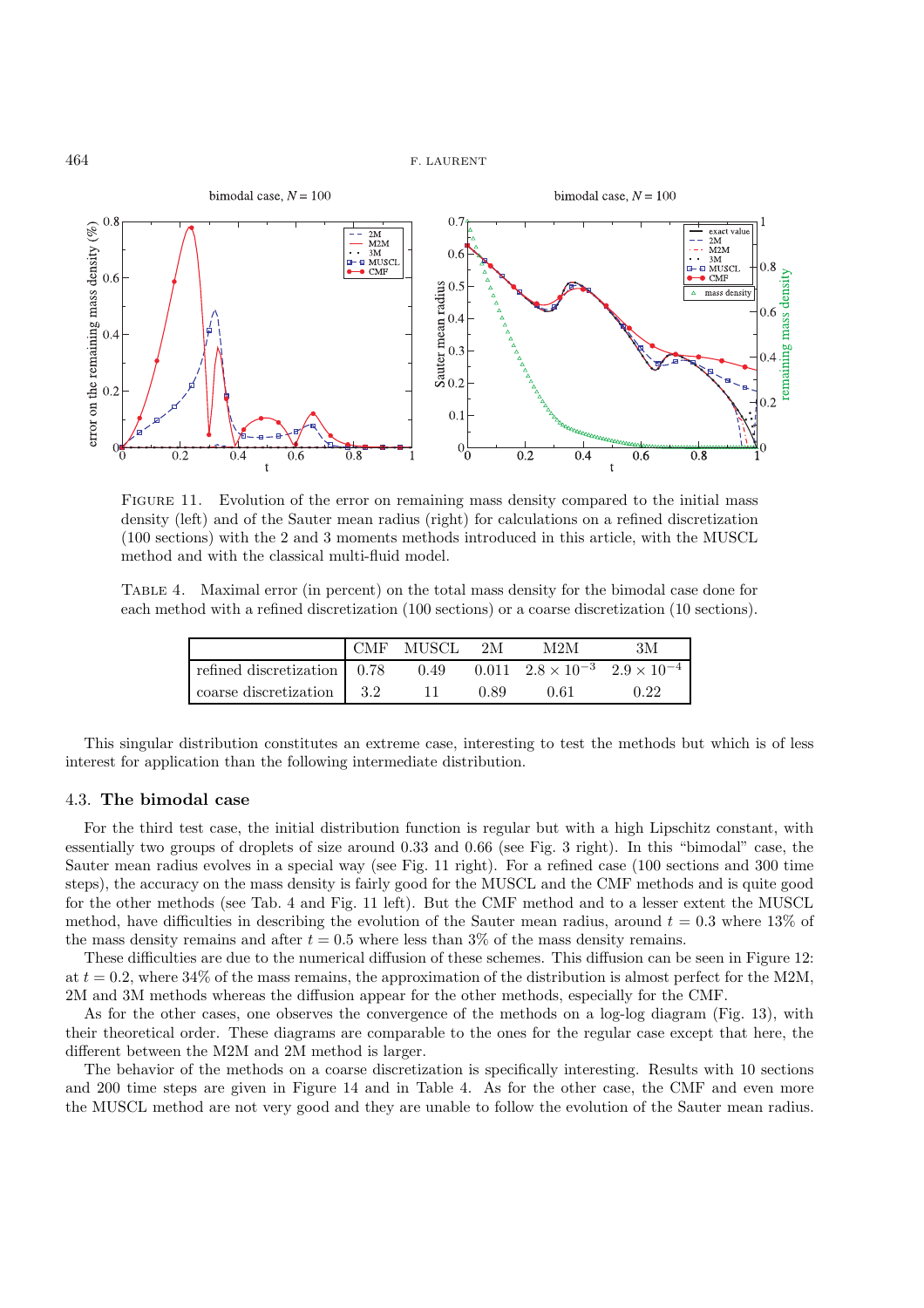FIGURE 11. Evolution of the error on remaining mass density compared to the initial mass density (left) and of the Sauter mean radius (right) for calculations on a refined discretization (100 sections) with the 2 and 3 moments methods introduced in this article, with the MUSCL method and with the classical multi-fluid model.

TABLE 4. Maximal error (in percent) on the total mass density for the bimodal case done for each method with a refined discretization (100 sections) or a coarse discretization (10 sections).

| | CMF | MUSCL | 2M | M2M | 3M |
|---|---|---|---|---|---|
| refined discretization | 0.78 | 0.49 | 0.011 | $2.8 \times 10^{-3}$ | $2.9 \times 10^{-4}$ |
| coarse discretization | 3.2 | 11 | 0.89 | 0.61 | 0.22 |

This singular distribution constitutes an extreme case, interesting to test the methods but which is of less interest for application than the following intermediate distribution.

### 4.3. **The bimodal case**

For the third test case, the initial distribution function is regular but with a high Lipschitz constant, with essentially two groups of droplets of size around 0.33 and 0.66 (see Fig. 3 right). In this "bimodal" case, the Sauter mean radius evolves in a special way (see Fig. 11 right). For a refined case (100 sections and 300 time steps), the accuracy on the mass density is fairly good for the MUSCL and the CMF methods and is quite good for the other methods (see Tab. 4 and Fig. 11 left). But the CMF method and to a lesser extent the MUSCL method, have difficulties in describing the evolution of the Sauter mean radius, around $t = 0.3$ where 13% of the mass density remains and after $t = 0.5$ where less than 3% of the mass density remains.

These difficulties are due to the numerical diffusion of these schemes. This diffusion can be seen in Figure 12: at $t = 0.2$, where 34% of the mass remains, the approximation of the distribution is almost perfect for the M2M, 2M and 3M methods whereas the diffusion appear for the other methods, especially for the CMF.

As for the other cases, one observes the convergence of the methods on a log-log diagram (Fig. 13), with their theoretical order. These diagrams are comparable to the ones for the regular case except that here, the different between the M2M and 2M method is larger.

The behavior of the methods on a coarse discretization is specifically interesting. Results with 10 sections and 200 time steps are given in Figure 14 and in Table 4. As for the other case, the CMF and even more the MUSCL method are not very good and they are unable to follow the evolution of the Sauter mean radius.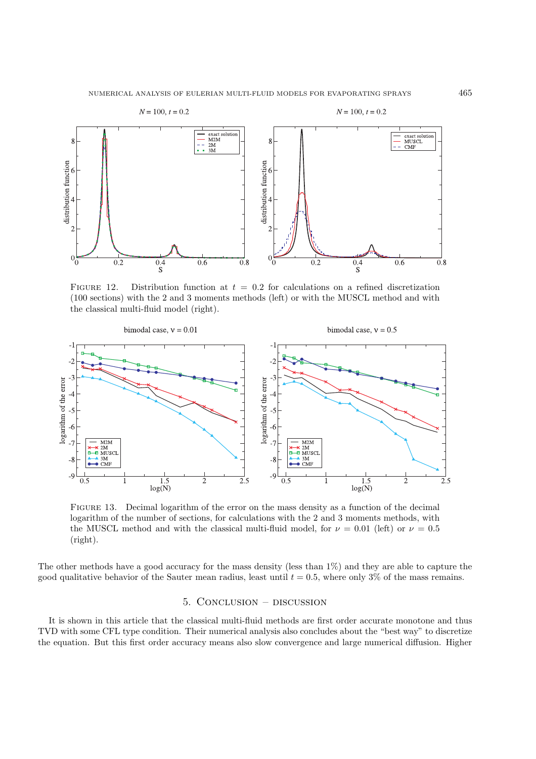FIGURE 12. Distribution function at $t = 0.2$ for calculations on a refined discretization (100 sections) with the 2 and 3 moments methods (left) or with the MUSCL method and with the classical multi-fluid model (right).

FIGURE 13. Decimal logarithm of the error on the mass density as a function of the decimal logarithm of the number of sections, for calculations with the 2 and 3 moments methods, with the MUSCL method and with the classical multi-fluid model, for $\nu = 0.01$ (left) or $\nu = 0.5$ (right).

The other methods have a good accuracy for the mass density (less than 1%) and they are able to capture the good qualitative behavior of the Sauter mean radius, least until $t = 0.5$, where only 3% of the mass remains.

## 5. Conclusion – discussion

It is shown in this article that the classical multi-fluid methods are first order accurate monotone and thus TVD with some CFL type condition. Their numerical analysis also concludes about the "best way" to discretize the equation. But this first order accuracy means also slow convergence and large numerical diffusion. Higher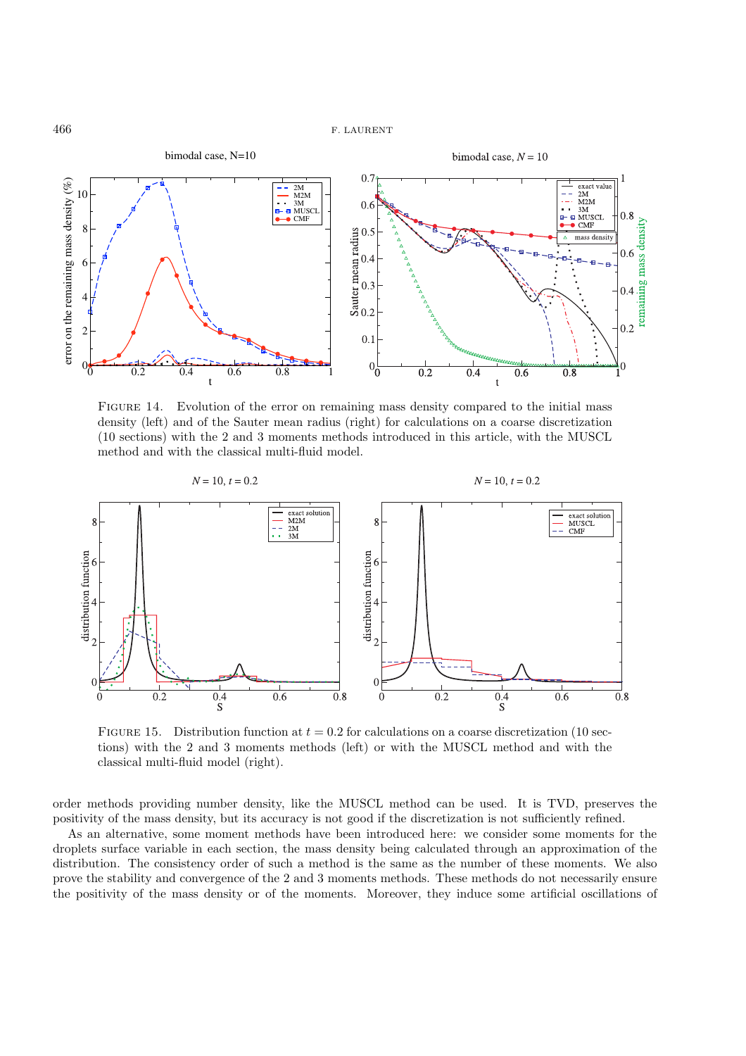FIGURE 14. Evolution of the error on remaining mass density compared to the initial mass density (left) and of the Sauter mean radius (right) for calculations on a coarse discretization (10 sections) with the 2 and 3 moments methods introduced in this article, with the MUSCL method and with the classical multi-fluid model.

FIGURE 15. Distribution function at $t = 0.2$ for calculations on a coarse discretization (10 sections) with the 2 and 3 moments methods (left) or with the MUSCL method and with the classical multi-fluid model (right).

order methods providing number density, like the MUSCL method can be used. It is TVD, preserves the positivity of the mass density, but its accuracy is not good if the discretization is not sufficiently refined.

As an alternative, some moment methods have been introduced here: we consider some moments for the droplets surface variable in each section, the mass density being calculated through an approximation of the distribution. The consistency order of such a method is the same as the number of these moments. We also prove the stability and convergence of the 2 and 3 moments methods. These methods do not necessarily ensure the positivity of the mass density or of the moments. Moreover, they induce some artificial oscillations of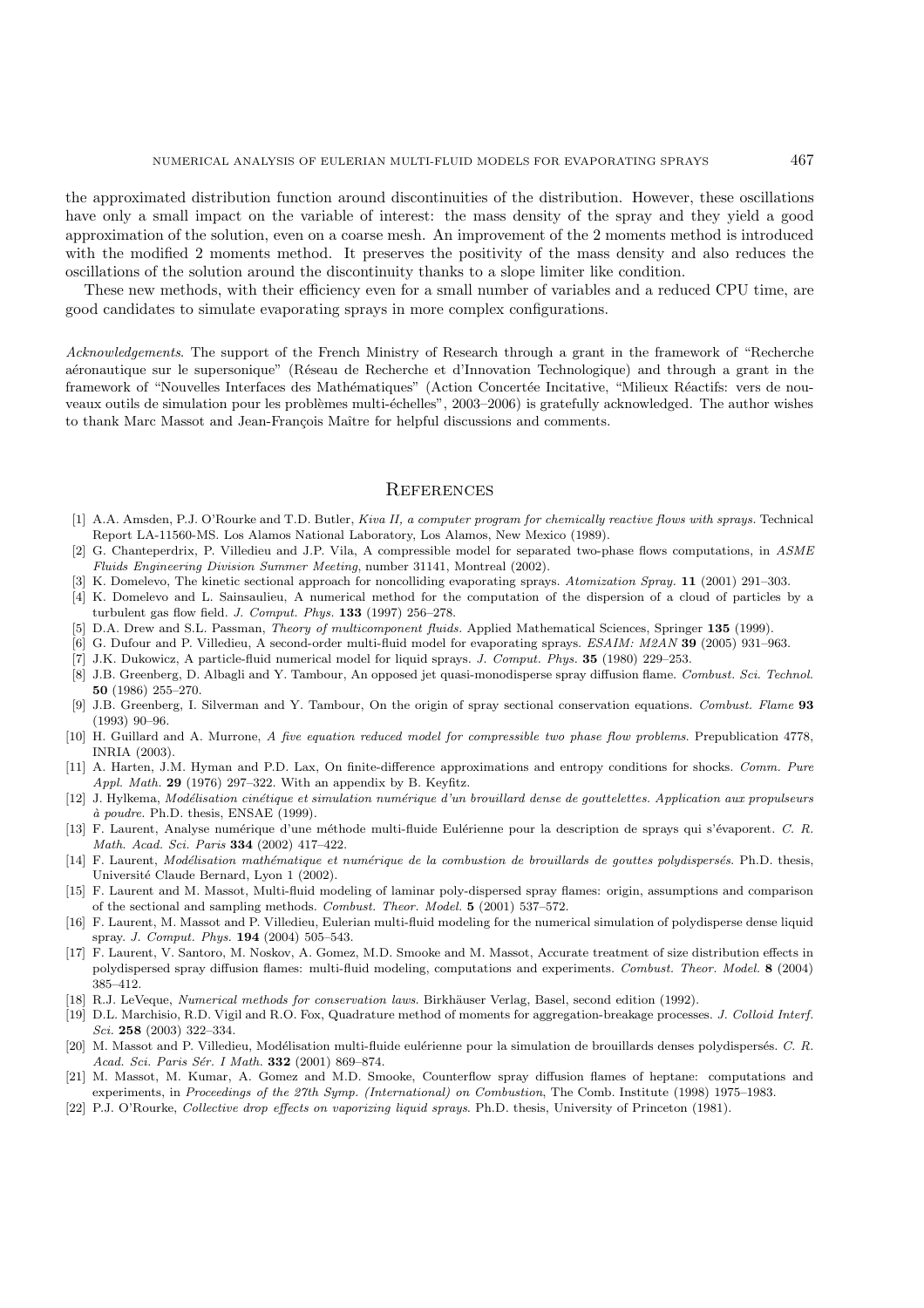the approximated distribution function around discontinuities of the distribution. However, these oscillations have only a small impact on the variable of interest: the mass density of the spray and they yield a good approximation of the solution, even on a coarse mesh. An improvement of the 2 moments method is introduced with the modified 2 moments method. It preserves the positivity of the mass density and also reduces the oscillations of the solution around the discontinuity thanks to a slope limiter like condition.

These new methods, with their efficiency even for a small number of variables and a reduced CPU time, are good candidates to simulate evaporating sprays in more complex configurations.

*Acknowledgements*. The support of the French Ministry of Research through a grant in the framework of "Recherche aéronautique sur le supersonique" (Réseau de Recherche et d'Innovation Technologique) and through a grant in the framework of "Nouvelles Interfaces des Mathématiques" (Action Concertée Incitative, "Milieux Réactifs: vers de nouveaux outils de simulation pour les problèmes multi-échelles", 2003–2006) is gratefully acknowledged. The author wishes to thank Marc Massot and Jean-François Maître for helpful discussions and comments.

## References

[1] A.A. Amsden, P.J. O'Rourke and T.D. Butler, *Kiva II, a computer program for chemically reactive flows with sprays*. Technical Report LA-11560-MS. Los Alamos National Laboratory, Los Alamos, New Mexico (1989).

[2] G. Chanteperdrix, P. Villedieu and J.P. Vila, A compressible model for separated two-phase flows computations, in *ASME Fluids Engineering Division Summer Meeting*, number 31141, Montreal (2002).

[3] K. Domelevo, The kinetic sectional approach for noncolliding evaporating sprays. *Atomization Spray.* **11** (2001) 291–303.

[4] K. Domelevo and L. Sainsaulieu, A numerical method for the computation of the dispersion of a cloud of particles by a turbulent gas flow field. *J. Comput. Phys.* **133** (1997) 256–278.

[5] D.A. Drew and S.L. Passman, *Theory of multicomponent fluids.* Applied Mathematical Sciences, Springer **135** (1999).

[6] G. Dufour and P. Villedieu, A second-order multi-fluid model for evaporating sprays. *ESAIM: M2AN* **39** (2005) 931–963.

[7] J.K. Dukowicz, A particle-fluid numerical model for liquid sprays. *J. Comput. Phys.* **35** (1980) 229–253.

[8] J.B. Greenberg, D. Albagli and Y. Tambour, An opposed jet quasi-monodisperse spray diffusion flame. *Combust. Sci. Technol.* **50** (1986) 255–270.

[9] J.B. Greenberg, I. Silverman and Y. Tambour, On the origin of spray sectional conservation equations. *Combust. Flame* **93** (1993) 90–96.

[10] H. Guillard and A. Murrone, *A five equation reduced model for compressible two phase flow problems*. Prepublication 4778, INRIA (2003).

[11] A. Harten, J.M. Hyman and P.D. Lax, On finite-difference approximations and entropy conditions for shocks. *Comm. Pure Appl. Math.* **29** (1976) 297–322. With an appendix by B. Keyfitz.

[12] J. Hylkema, *Modélisation cinétique et simulation numérique d'un brouillard dense de gouttelettes. Application aux propulseurs à poudre.* Ph.D. thesis, ENSAE (1999).

[13] F. Laurent, Analyse numérique d'une méthode multi-fluide Eulérienne pour la description de sprays qui s'évaporent. *C. R. Math. Acad. Sci. Paris* **334** (2002) 417–422.

[14] F. Laurent, *Modélisation mathématique et numérique de la combustion de brouillards de gouttes polydispersés*. Ph.D. thesis, Université Claude Bernard, Lyon 1 (2002).

[15] F. Laurent and M. Massot, Multi-fluid modeling of laminar poly-dispersed spray flames: origin, assumptions and comparison of the sectional and sampling methods. *Combust. Theor. Model.* **5** (2001) 537–572.

[16] F. Laurent, M. Massot and P. Villedieu, Eulerian multi-fluid modeling for the numerical simulation of polydisperse dense liquid spray. *J. Comput. Phys.* **194** (2004) 505–543.

[17] F. Laurent, V. Santoro, M. Noskov, A. Gomez, M.D. Smooke and M. Massot, Accurate treatment of size distribution effects in polydispersed spray diffusion flames: multi-fluid modeling, computations and experiments. *Combust. Theor. Model.* **8** (2004) 385–412.

[18] R.J. LeVeque, *Numerical methods for conservation laws*. Birkhäuser Verlag, Basel, second edition (1992).

[19] D.L. Marchisio, R.D. Vigil and R.O. Fox, Quadrature method of moments for aggregation-breakage processes. *J. Colloid Interf. Sci.* **258** (2003) 322–334.

[20] M. Massot and P. Villedieu, Modélisation multi-fluide eulérienne pour la simulation de brouillards denses polydispersés. *C. R. Acad. Sci. Paris Sér. I Math.* **332** (2001) 869–874.

[21] M. Massot, M. Kumar, A. Gomez and M.D. Smooke, Counterflow spray diffusion flames of heptane: computations and experiments, in *Proceedings of the 27th Symp. (International) on Combustion*, The Comb. Institute (1998) 1975–1983.

[22] P.J. O'Rourke, *Collective drop effects on vaporizing liquid sprays*. Ph.D. thesis, University of Princeton (1981).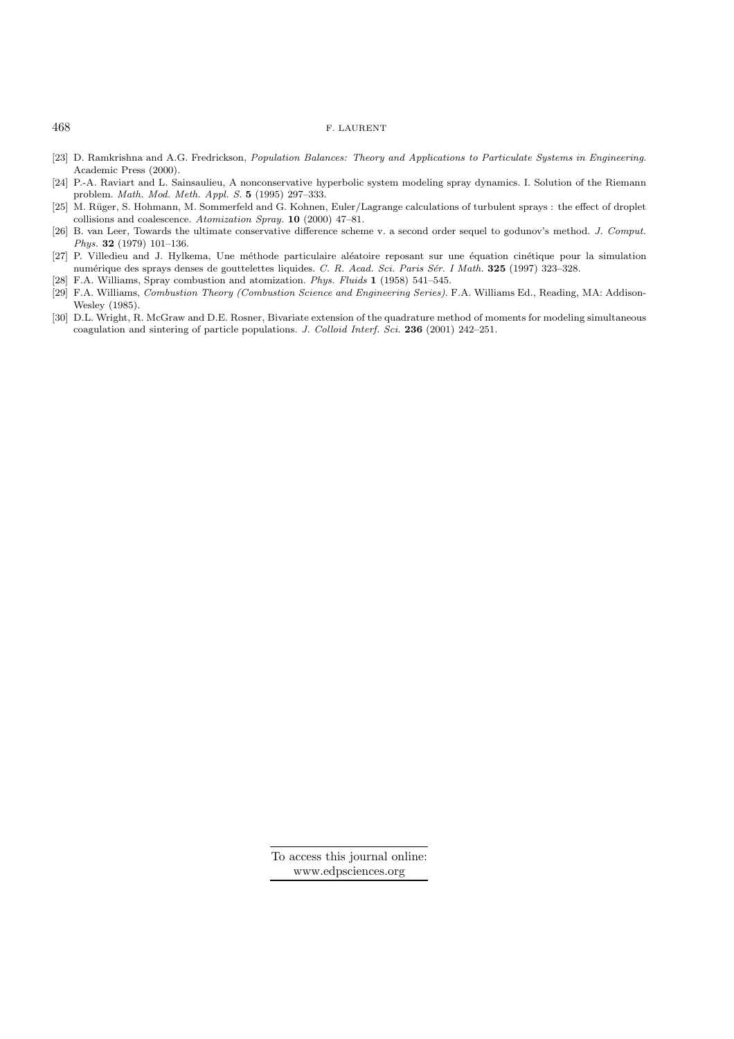[23] D. Ramkrishna and A.G. Fredrickson, *Population Balances: Theory and Applications to Particulate Systems in Engineering*. Academic Press (2000).

[24] P.-A. Raviart and L. Sainsaulieu, A nonconservative hyperbolic system modeling spray dynamics. I. Solution of the Riemann problem. *Math. Mod. Meth. Appl. S.* **5** (1995) 297–333.

[25] M. Rüger, S. Hohmann, M. Sommerfeld and G. Kohnen, Euler/Lagrange calculations of turbulent sprays : the effect of droplet collisions and coalescence. *Atomization Spray.* **10** (2000) 47–81.

[26] B. van Leer, Towards the ultimate conservative difference scheme v. a second order sequel to godunov's method. *J. Comput. Phys.* **32** (1979) 101–136.

[27] P. Villedieu and J. Hylkema, Une méthode particulaire aléatoire reposant sur une équation cinétique pour la simulation numérique des sprays denses de gouttelettes liquides. *C. R. Acad. Sci. Paris Sér. I Math.* **325** (1997) 323–328.

[28] F.A. Williams, Spray combustion and atomization. *Phys. Fluids* **1** (1958) 541–545.

[29] F.A. Williams, *Combustion Theory (Combustion Science and Engineering Series)*. F.A. Williams Ed., Reading, MA: Addison-Wesley (1985).

[30] D.L. Wright, R. McGraw and D.E. Rosner, Bivariate extension of the quadrature method of moments for modeling simultaneous coagulation and sintering of particle populations. *J. Colloid Interf. Sci.* **236** (2001) 242–251.

To access this journal online:
www.edpsciences.org